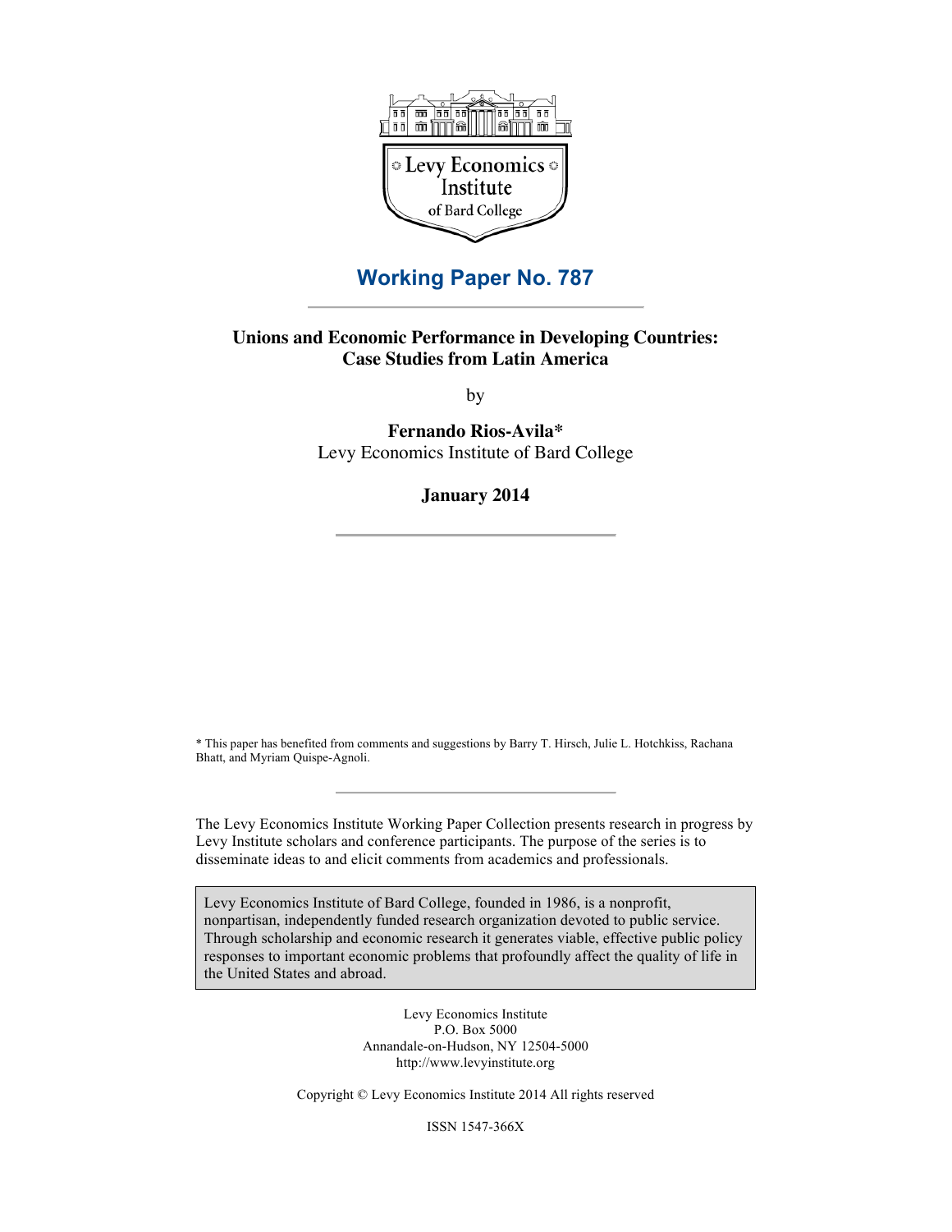Levy Economics Institute of Bard College

# Working Paper No. 787

## Unions and Economic Performance in Developing Countries: Case Studies from Latin America

by

**Fernando Rios-Avila***
Levy Economics Institute of Bard College

**January 2014**

* This paper has benefited from comments and suggestions by Barry T. Hirsch, Julie L. Hotchkiss, Rachana Bhatt, and Myriam Quispe-Agnoli.

The Levy Economics Institute Working Paper Collection presents research in progress by Levy Institute scholars and conference participants. The purpose of the series is to disseminate ideas to and elicit comments from academics and professionals.

Levy Economics Institute of Bard College, founded in 1986, is a nonprofit, nonpartisan, independently funded research organization devoted to public service. Through scholarship and economic research it generates viable, effective public policy responses to important economic problems that profoundly affect the quality of life in the United States and abroad.

Levy Economics Institute
P.O. Box 5000
Annandale-on-Hudson, NY 12504-5000
http://www.levyinstitute.org

Copyright © Levy Economics Institute 2014 All rights reserved

ISSN 1547-366X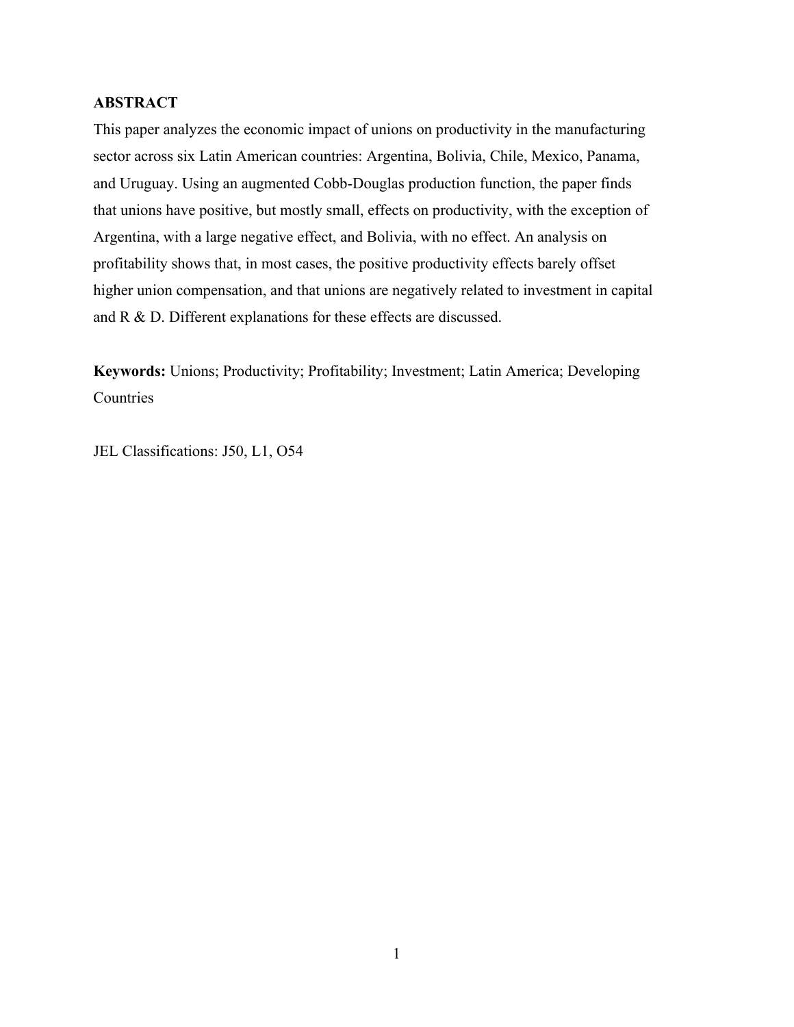**ABSTRACT**

This paper analyzes the economic impact of unions on productivity in the manufacturing sector across six Latin American countries: Argentina, Bolivia, Chile, Mexico, Panama, and Uruguay. Using an augmented Cobb-Douglas production function, the paper finds that unions have positive, but mostly small, effects on productivity, with the exception of Argentina, with a large negative effect, and Bolivia, with no effect. An analysis on profitability shows that, in most cases, the positive productivity effects barely offset higher union compensation, and that unions are negatively related to investment in capital and R & D. Different explanations for these effects are discussed.

**Keywords:** Unions; Productivity; Profitability; Investment; Latin America; Developing Countries

JEL Classifications: J50, L1, O54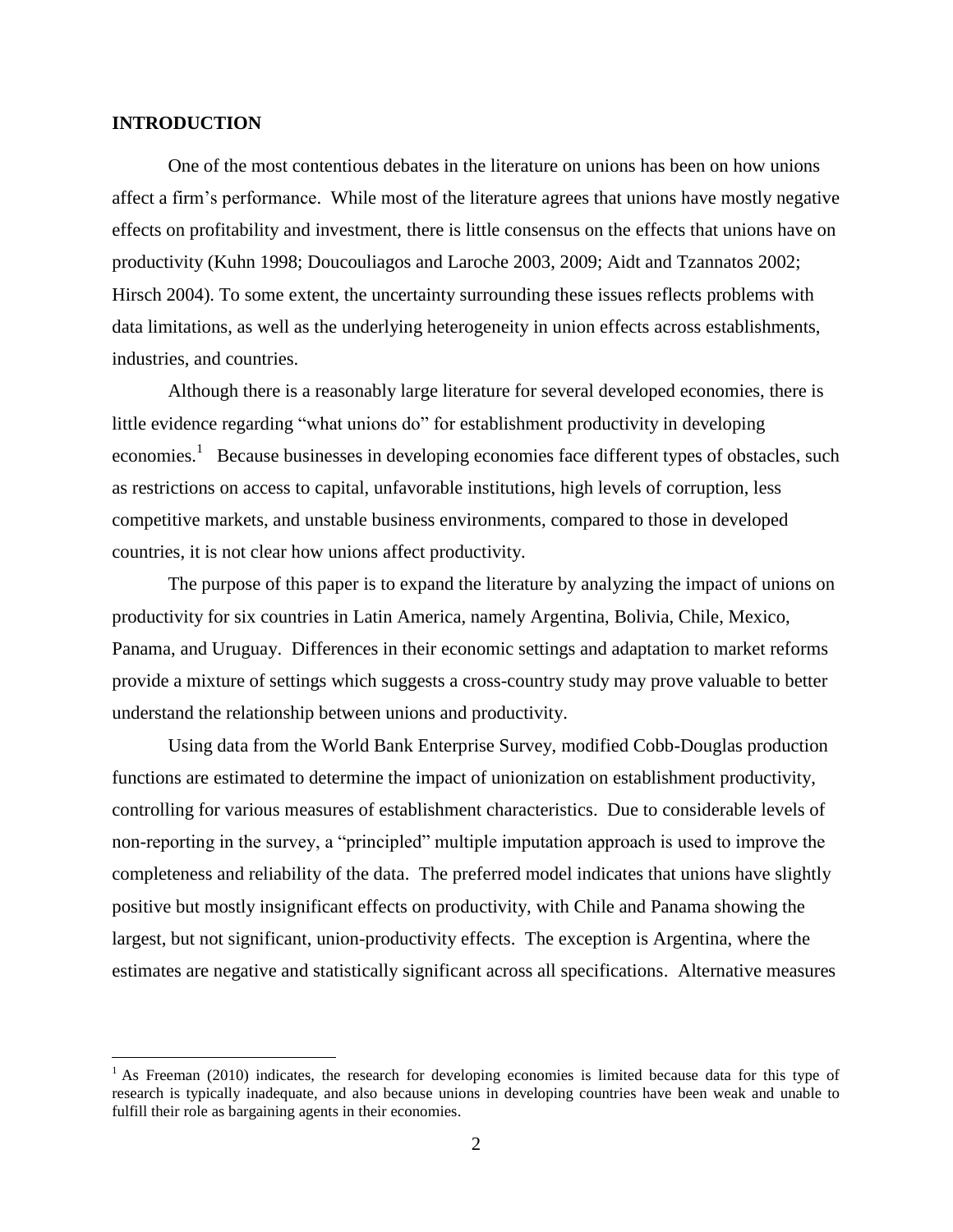## INTRODUCTION

One of the most contentious debates in the literature on unions has been on how unions affect a firm's performance. While most of the literature agrees that unions have mostly negative effects on profitability and investment, there is little consensus on the effects that unions have on productivity (Kuhn 1998; Doucouliagos and Laroche 2003, 2009; Aidt and Tzannatos 2002; Hirsch 2004). To some extent, the uncertainty surrounding these issues reflects problems with data limitations, as well as the underlying heterogeneity in union effects across establishments, industries, and countries.

Although there is a reasonably large literature for several developed economies, there is little evidence regarding "what unions do" for establishment productivity in developing economies.[1] Because businesses in developing economies face different types of obstacles, such as restrictions on access to capital, unfavorable institutions, high levels of corruption, less competitive markets, and unstable business environments, compared to those in developed countries, it is not clear how unions affect productivity.

The purpose of this paper is to expand the literature by analyzing the impact of unions on productivity for six countries in Latin America, namely Argentina, Bolivia, Chile, Mexico, Panama, and Uruguay. Differences in their economic settings and adaptation to market reforms provide a mixture of settings which suggests a cross-country study may prove valuable to better understand the relationship between unions and productivity.

Using data from the World Bank Enterprise Survey, modified Cobb-Douglas production functions are estimated to determine the impact of unionization on establishment productivity, controlling for various measures of establishment characteristics. Due to considerable levels of non-reporting in the survey, a "principled" multiple imputation approach is used to improve the completeness and reliability of the data. The preferred model indicates that unions have slightly positive but mostly insignificant effects on productivity, with Chile and Panama showing the largest, but not significant, union-productivity effects. The exception is Argentina, where the estimates are negative and statistically significant across all specifications. Alternative measures

[1] As Freeman (2010) indicates, the research for developing economies is limited because data for this type of research is typically inadequate, and also because unions in developing countries have been weak and unable to fulfill their role as bargaining agents in their economies.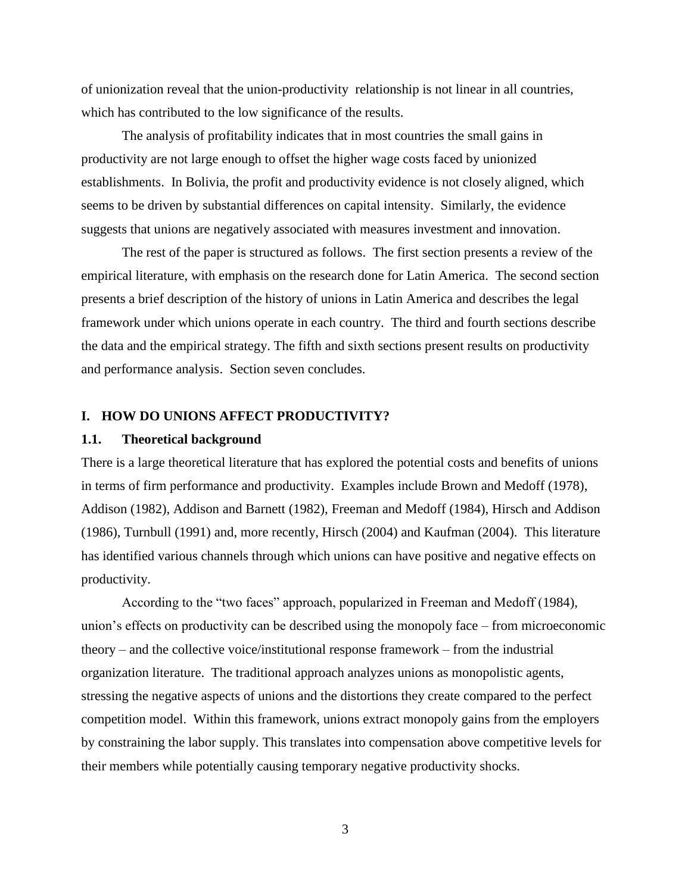of unionization reveal that the union-productivity relationship is not linear in all countries, which has contributed to the low significance of the results.

The analysis of profitability indicates that in most countries the small gains in productivity are not large enough to offset the higher wage costs faced by unionized establishments. In Bolivia, the profit and productivity evidence is not closely aligned, which seems to be driven by substantial differences on capital intensity. Similarly, the evidence suggests that unions are negatively associated with measures investment and innovation.

The rest of the paper is structured as follows. The first section presents a review of the empirical literature, with emphasis on the research done for Latin America. The second section presents a brief description of the history of unions in Latin America and describes the legal framework under which unions operate in each country. The third and fourth sections describe the data and the empirical strategy. The fifth and sixth sections present results on productivity and performance analysis. Section seven concludes.

# I. HOW DO UNIONS AFFECT PRODUCTIVITY?

## 1.1. Theoretical background

There is a large theoretical literature that has explored the potential costs and benefits of unions in terms of firm performance and productivity. Examples include Brown and Medoff (1978), Addison (1982), Addison and Barnett (1982), Freeman and Medoff (1984), Hirsch and Addison (1986), Turnbull (1991) and, more recently, Hirsch (2004) and Kaufman (2004). This literature has identified various channels through which unions can have positive and negative effects on productivity.

According to the "two faces" approach, popularized in Freeman and Medoff (1984), union's effects on productivity can be described using the monopoly face – from microeconomic theory – and the collective voice/institutional response framework – from the industrial organization literature. The traditional approach analyzes unions as monopolistic agents, stressing the negative aspects of unions and the distortions they create compared to the perfect competition model. Within this framework, unions extract monopoly gains from the employers by constraining the labor supply. This translates into compensation above competitive levels for their members while potentially causing temporary negative productivity shocks.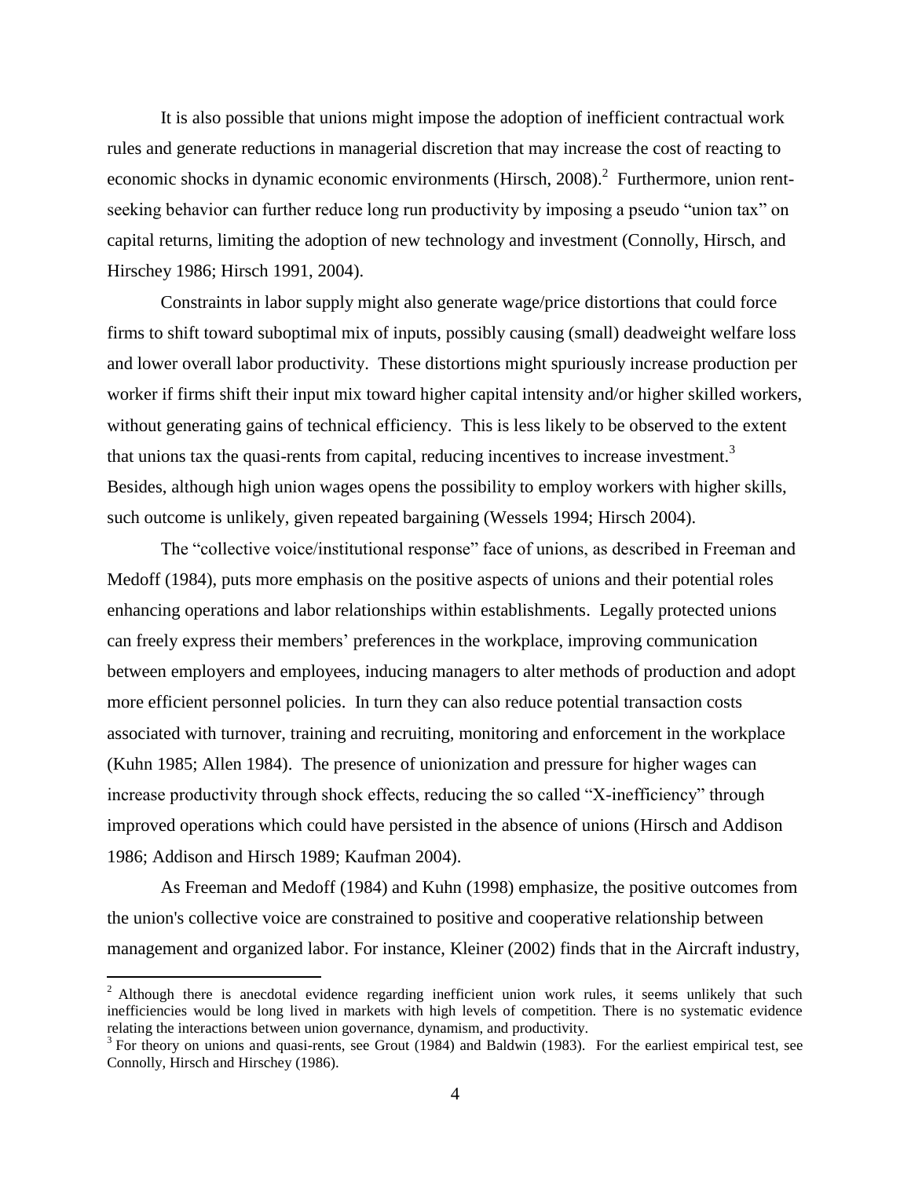It is also possible that unions might impose the adoption of inefficient contractual work rules and generate reductions in managerial discretion that may increase the cost of reacting to economic shocks in dynamic economic environments (Hirsch, 2008).[2] Furthermore, union rent-seeking behavior can further reduce long run productivity by imposing a pseudo "union tax" on capital returns, limiting the adoption of new technology and investment (Connolly, Hirsch, and Hirschey 1986; Hirsch 1991, 2004).

Constraints in labor supply might also generate wage/price distortions that could force firms to shift toward suboptimal mix of inputs, possibly causing (small) deadweight welfare loss and lower overall labor productivity. These distortions might spuriously increase production per worker if firms shift their input mix toward higher capital intensity and/or higher skilled workers, without generating gains of technical efficiency. This is less likely to be observed to the extent that unions tax the quasi-rents from capital, reducing incentives to increase investment.[3] Besides, although high union wages opens the possibility to employ workers with higher skills, such outcome is unlikely, given repeated bargaining (Wessels 1994; Hirsch 2004).

The "collective voice/institutional response" face of unions, as described in Freeman and Medoff (1984), puts more emphasis on the positive aspects of unions and their potential roles enhancing operations and labor relationships within establishments. Legally protected unions can freely express their members' preferences in the workplace, improving communication between employers and employees, inducing managers to alter methods of production and adopt more efficient personnel policies. In turn they can also reduce potential transaction costs associated with turnover, training and recruiting, monitoring and enforcement in the workplace (Kuhn 1985; Allen 1984). The presence of unionization and pressure for higher wages can increase productivity through shock effects, reducing the so called "X-inefficiency" through improved operations which could have persisted in the absence of unions (Hirsch and Addison 1986; Addison and Hirsch 1989; Kaufman 2004).

As Freeman and Medoff (1984) and Kuhn (1998) emphasize, the positive outcomes from the union's collective voice are constrained to positive and cooperative relationship between management and organized labor. For instance, Kleiner (2002) finds that in the Aircraft industry,

---

[2] Although there is anecdotal evidence regarding inefficient union work rules, it seems unlikely that such inefficiencies would be long lived in markets with high levels of competition. There is no systematic evidence relating the interactions between union governance, dynamism, and productivity.

[3] For theory on unions and quasi-rents, see Grout (1984) and Baldwin (1983). For the earliest empirical test, see Connolly, Hirsch and Hirschey (1986).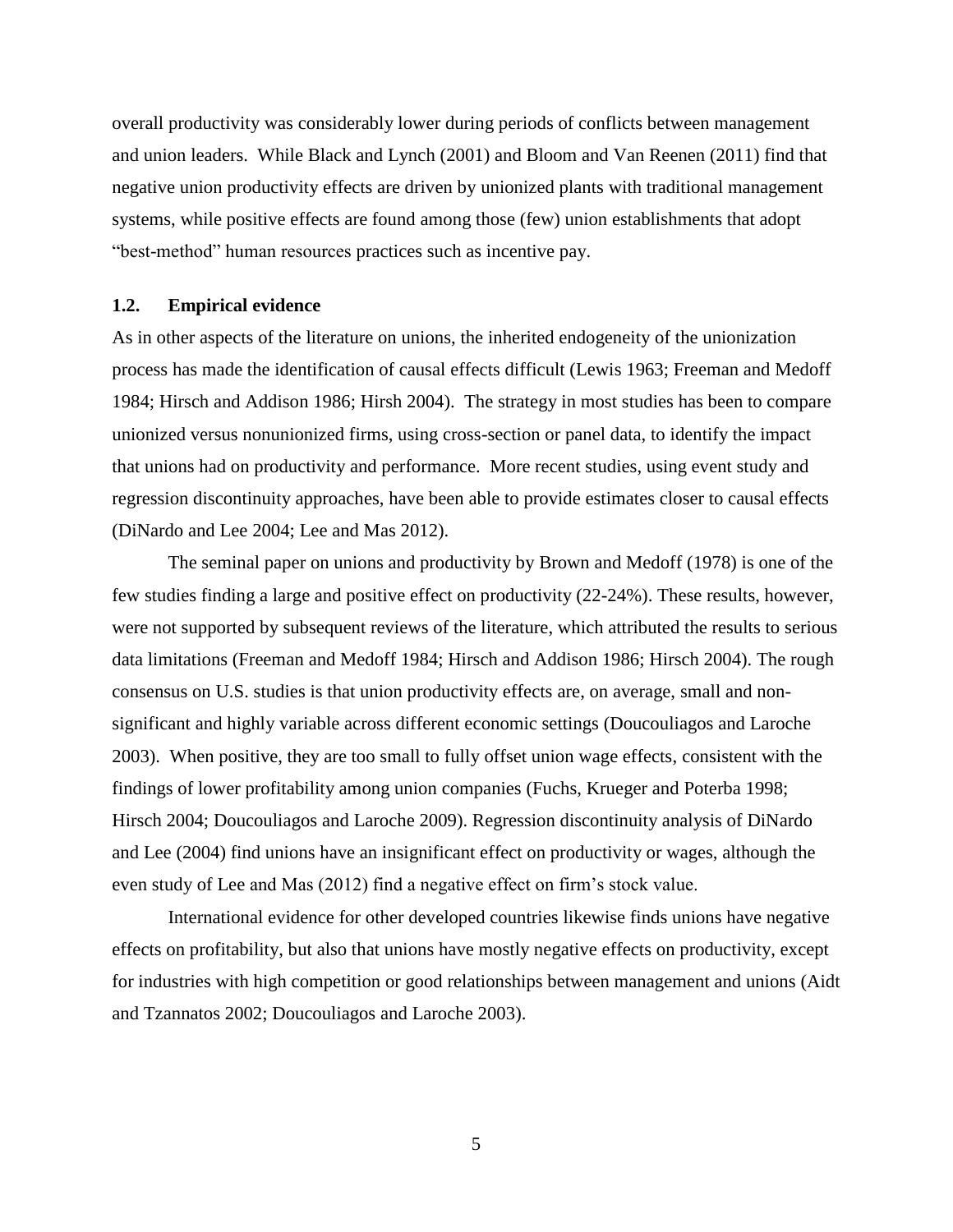overall productivity was considerably lower during periods of conflicts between management and union leaders. While Black and Lynch (2001) and Bloom and Van Reenen (2011) find that negative union productivity effects are driven by unionized plants with traditional management systems, while positive effects are found among those (few) union establishments that adopt "best-method" human resources practices such as incentive pay.

### 1.2. Empirical evidence

As in other aspects of the literature on unions, the inherited endogeneity of the unionization process has made the identification of causal effects difficult (Lewis 1963; Freeman and Medoff 1984; Hirsch and Addison 1986; Hirsh 2004). The strategy in most studies has been to compare unionized versus nonunionized firms, using cross-section or panel data, to identify the impact that unions had on productivity and performance. More recent studies, using event study and regression discontinuity approaches, have been able to provide estimates closer to causal effects (DiNardo and Lee 2004; Lee and Mas 2012).

The seminal paper on unions and productivity by Brown and Medoff (1978) is one of the few studies finding a large and positive effect on productivity (22-24%). These results, however, were not supported by subsequent reviews of the literature, which attributed the results to serious data limitations (Freeman and Medoff 1984; Hirsch and Addison 1986; Hirsch 2004). The rough consensus on U.S. studies is that union productivity effects are, on average, small and non-significant and highly variable across different economic settings (Doucouliagos and Laroche 2003). When positive, they are too small to fully offset union wage effects, consistent with the findings of lower profitability among union companies (Fuchs, Krueger and Poterba 1998; Hirsch 2004; Doucouliagos and Laroche 2009). Regression discontinuity analysis of DiNardo and Lee (2004) find unions have an insignificant effect on productivity or wages, although the even study of Lee and Mas (2012) find a negative effect on firm's stock value.

International evidence for other developed countries likewise finds unions have negative effects on profitability, but also that unions have mostly negative effects on productivity, except for industries with high competition or good relationships between management and unions (Aidt and Tzannatos 2002; Doucouliagos and Laroche 2003).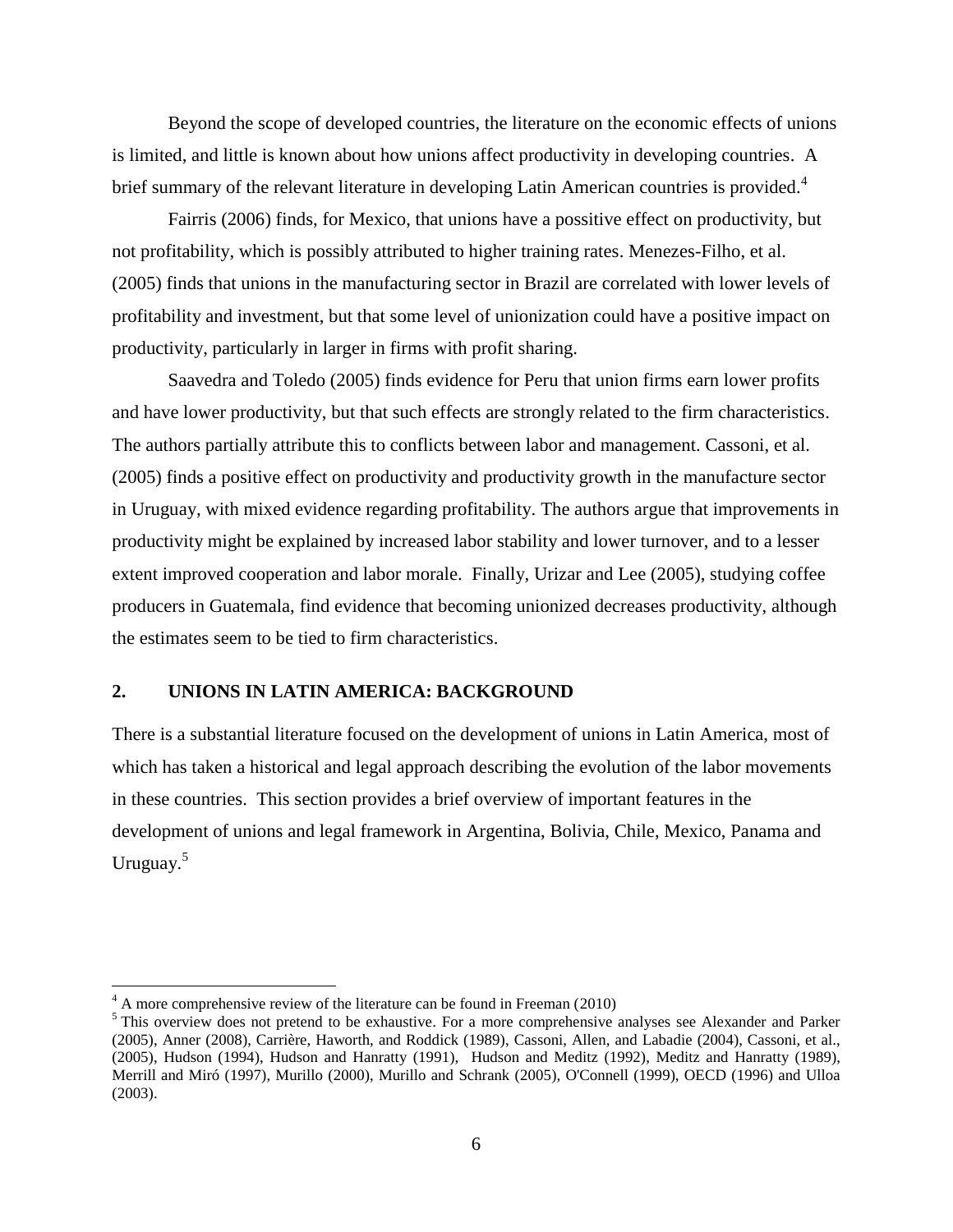Beyond the scope of developed countries, the literature on the economic effects of unions is limited, and little is known about how unions affect productivity in developing countries. A brief summary of the relevant literature in developing Latin American countries is provided.[4]

Fairris (2006) finds, for Mexico, that unions have a possitive effect on productivity, but not profitability, which is possibly attributed to higher training rates. Menezes-Filho, et al. (2005) finds that unions in the manufacturing sector in Brazil are correlated with lower levels of profitability and investment, but that some level of unionization could have a positive impact on productivity, particularly in larger in firms with profit sharing.

Saavedra and Toledo (2005) finds evidence for Peru that union firms earn lower profits and have lower productivity, but that such effects are strongly related to the firm characteristics. The authors partially attribute this to conflicts between labor and management. Cassoni, et al. (2005) finds a positive effect on productivity and productivity growth in the manufacture sector in Uruguay, with mixed evidence regarding profitability. The authors argue that improvements in productivity might be explained by increased labor stability and lower turnover, and to a lesser extent improved cooperation and labor morale. Finally, Urizar and Lee (2005), studying coffee producers in Guatemala, find evidence that becoming unionized decreases productivity, although the estimates seem to be tied to firm characteristics.

## 2. UNIONS IN LATIN AMERICA: BACKGROUND

There is a substantial literature focused on the development of unions in Latin America, most of which has taken a historical and legal approach describing the evolution of the labor movements in these countries. This section provides a brief overview of important features in the development of unions and legal framework in Argentina, Bolivia, Chile, Mexico, Panama and Uruguay.[5]

---

[4] A more comprehensive review of the literature can be found in Freeman (2010)

[5] This overview does not pretend to be exhaustive. For a more comprehensive analyses see Alexander and Parker (2005), Anner (2008), Carrière, Haworth, and Roddick (1989), Cassoni, Allen, and Labadie (2004), Cassoni, et al., (2005), Hudson (1994), Hudson and Hanratty (1991), Hudson and Meditz (1992), Meditz and Hanratty (1989), Merrill and Miró (1997), Murillo (2000), Murillo and Schrank (2005), O'Connell (1999), OECD (1996) and Ulloa (2003).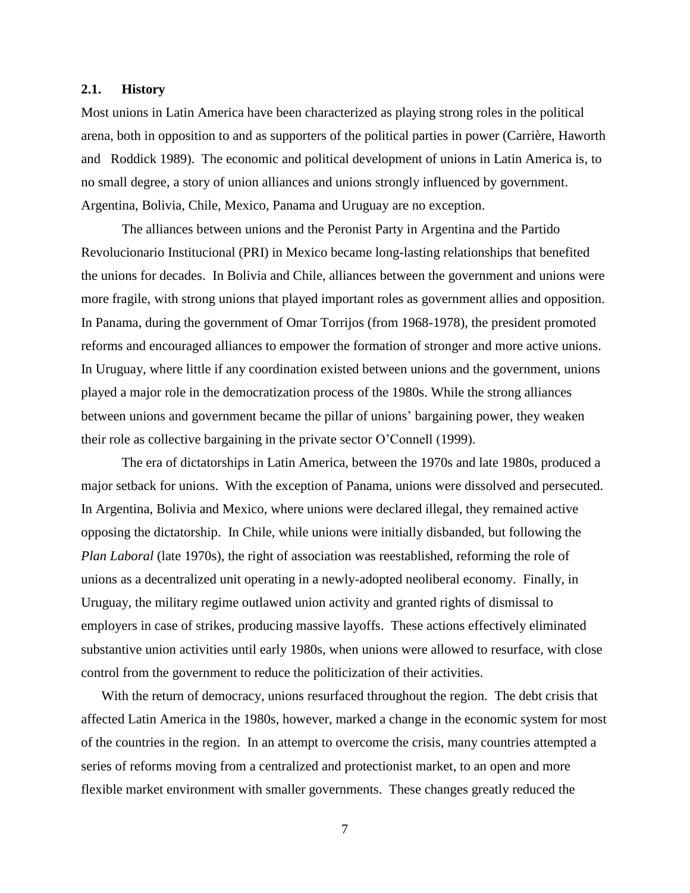## 2.1. History

Most unions in Latin America have been characterized as playing strong roles in the political arena, both in opposition to and as supporters of the political parties in power (Carrière, Haworth and Roddick 1989). The economic and political development of unions in Latin America is, to no small degree, a story of union alliances and unions strongly influenced by government. Argentina, Bolivia, Chile, Mexico, Panama and Uruguay are no exception.

The alliances between unions and the Peronist Party in Argentina and the Partido Revolucionario Institucional (PRI) in Mexico became long-lasting relationships that benefited the unions for decades. In Bolivia and Chile, alliances between the government and unions were more fragile, with strong unions that played important roles as government allies and opposition. In Panama, during the government of Omar Torrijos (from 1968-1978), the president promoted reforms and encouraged alliances to empower the formation of stronger and more active unions. In Uruguay, where little if any coordination existed between unions and the government, unions played a major role in the democratization process of the 1980s. While the strong alliances between unions and government became the pillar of unions' bargaining power, they weaken their role as collective bargaining in the private sector O'Connell (1999).

The era of dictatorships in Latin America, between the 1970s and late 1980s, produced a major setback for unions. With the exception of Panama, unions were dissolved and persecuted. In Argentina, Bolivia and Mexico, where unions were declared illegal, they remained active opposing the dictatorship. In Chile, while unions were initially disbanded, but following the *Plan Laboral* (late 1970s), the right of association was reestablished, reforming the role of unions as a decentralized unit operating in a newly-adopted neoliberal economy. Finally, in Uruguay, the military regime outlawed union activity and granted rights of dismissal to employers in case of strikes, producing massive layoffs. These actions effectively eliminated substantive union activities until early 1980s, when unions were allowed to resurface, with close control from the government to reduce the politicization of their activities.

With the return of democracy, unions resurfaced throughout the region. The debt crisis that affected Latin America in the 1980s, however, marked a change in the economic system for most of the countries in the region. In an attempt to overcome the crisis, many countries attempted a series of reforms moving from a centralized and protectionist market, to an open and more flexible market environment with smaller governments. These changes greatly reduced the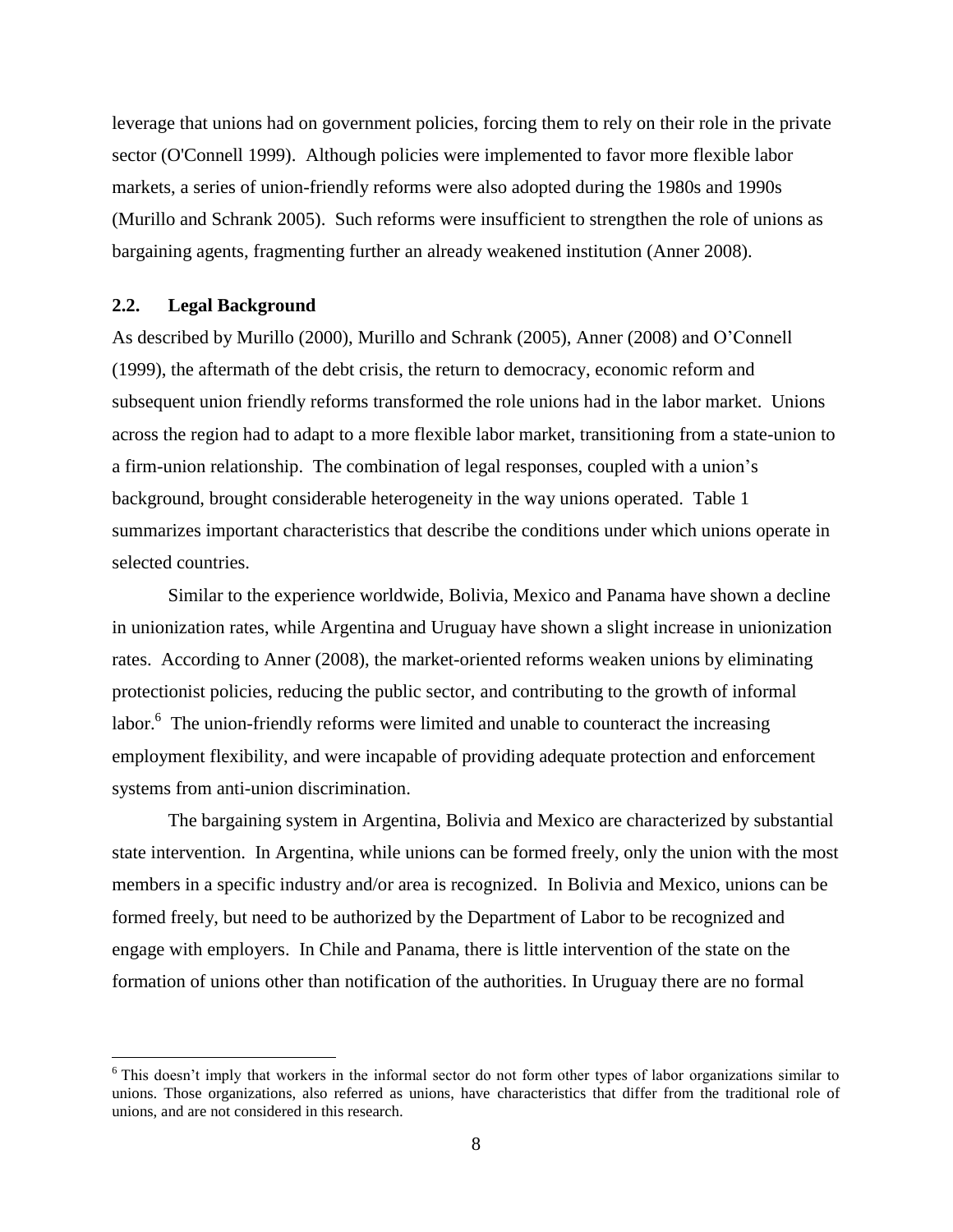leverage that unions had on government policies, forcing them to rely on their role in the private sector (O'Connell 1999). Although policies were implemented to favor more flexible labor markets, a series of union-friendly reforms were also adopted during the 1980s and 1990s (Murillo and Schrank 2005). Such reforms were insufficient to strengthen the role of unions as bargaining agents, fragmenting further an already weakened institution (Anner 2008).

### 2.2. Legal Background

As described by Murillo (2000), Murillo and Schrank (2005), Anner (2008) and O'Connell (1999), the aftermath of the debt crisis, the return to democracy, economic reform and subsequent union friendly reforms transformed the role unions had in the labor market. Unions across the region had to adapt to a more flexible labor market, transitioning from a state-union to a firm-union relationship. The combination of legal responses, coupled with a union's background, brought considerable heterogeneity in the way unions operated. Table 1 summarizes important characteristics that describe the conditions under which unions operate in selected countries.

Similar to the experience worldwide, Bolivia, Mexico and Panama have shown a decline in unionization rates, while Argentina and Uruguay have shown a slight increase in unionization rates. According to Anner (2008), the market-oriented reforms weaken unions by eliminating protectionist policies, reducing the public sector, and contributing to the growth of informal labor.[6] The union-friendly reforms were limited and unable to counteract the increasing employment flexibility, and were incapable of providing adequate protection and enforcement systems from anti-union discrimination.

The bargaining system in Argentina, Bolivia and Mexico are characterized by substantial state intervention. In Argentina, while unions can be formed freely, only the union with the most members in a specific industry and/or area is recognized. In Bolivia and Mexico, unions can be formed freely, but need to be authorized by the Department of Labor to be recognized and engage with employers. In Chile and Panama, there is little intervention of the state on the formation of unions other than notification of the authorities. In Uruguay there are no formal

[6] This doesn't imply that workers in the informal sector do not form other types of labor organizations similar to unions. Those organizations, also referred as unions, have characteristics that differ from the traditional role of unions, and are not considered in this research.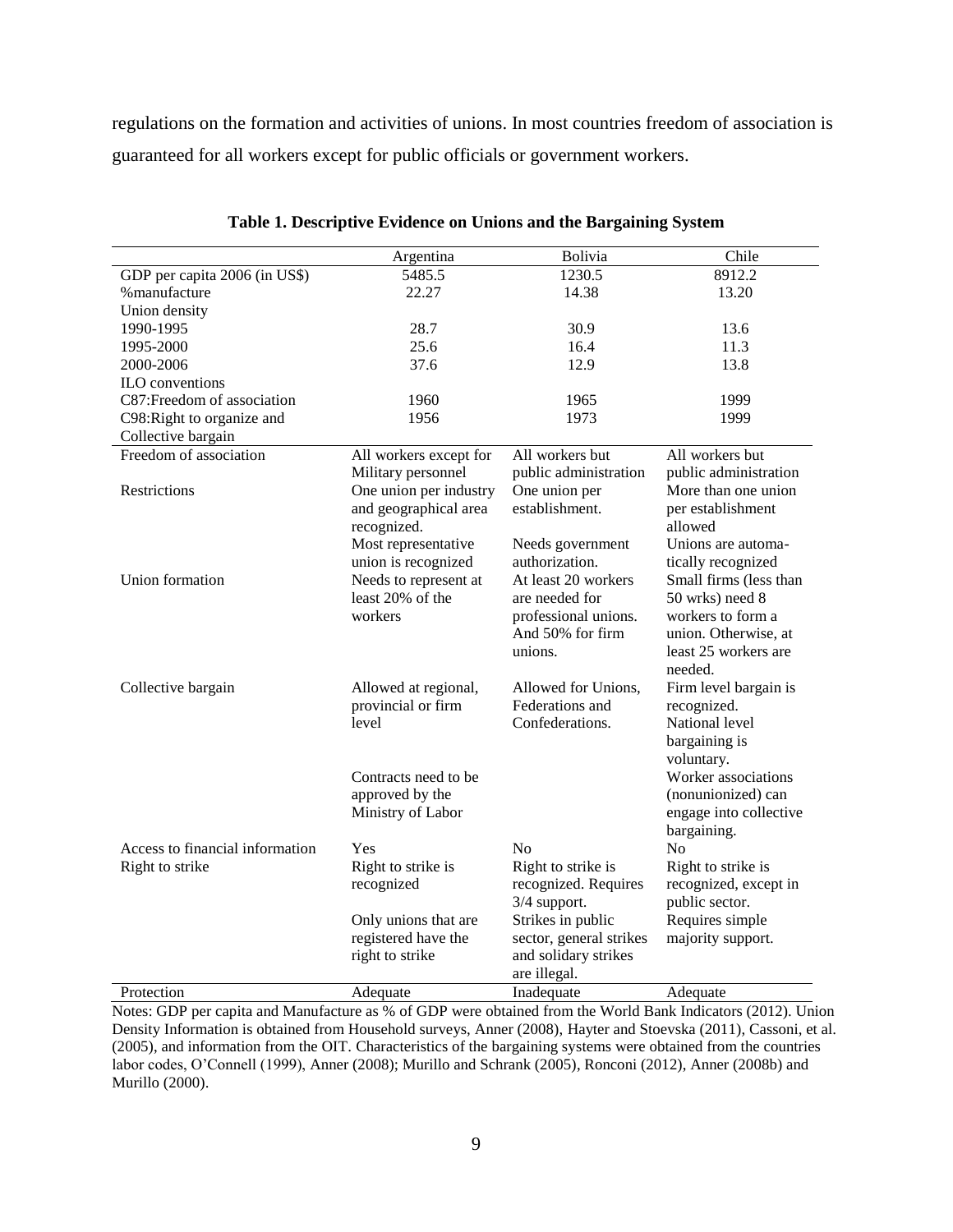regulations on the formation and activities of unions. In most countries freedom of association is guaranteed for all workers except for public officials or government workers.

**Table 1. Descriptive Evidence on Unions and the Bargaining System**

| | Argentina | Bolivia | Chile |
|---|---|---|---|
| GDP per capita 2006 (in US$) | 5485.5 | 1230.5 | 8912.2 |
| %manufacture | 22.27 | 14.38 | 13.20 |
| Union density | | | |
| 1990-1995 | 28.7 | 30.9 | 13.6 |
| 1995-2000 | 25.6 | 16.4 | 11.3 |
| 2000-2006 | 37.6 | 12.9 | 13.8 |
| ILO conventions | | | |
| C87:Freedom of association | 1960 | 1965 | 1999 |
| C98:Right to organize and Collective bargain | 1956 | 1973 | 1999 |
| Freedom of association | All workers except for Military personnel | All workers but public administration | All workers but public administration |
| Restrictions | One union per industry and geographical area recognized. Most representative union is recognized | One union per establishment. Needs government authorization. | More than one union per establishment allowed Unions are automatically recognized |
| Union formation | Needs to represent at least 20% of the workers | At least 20 workers are needed for professional unions. And 50% for firm unions. | Small firms (less than 50 wrks) need 8 workers to form a union. Otherwise, at least 25 workers are needed. |
| Collective bargain | Allowed at regional, provincial or firm level. Contracts need to be approved by the Ministry of Labor | Allowed for Unions, Federations and Confederations. | Firm level bargain is recognized. National level bargaining is voluntary. Worker associations (nonunionized) can engage into collective bargaining. |
| Access to financial information | Yes | No | No |
| Right to strike | Right to strike is recognized. Only unions that are registered have the right to strike | Right to strike is recognized. Requires 3/4 support. Strikes in public sector, general strikes and solidary strikes are illegal. | Right to strike is recognized, except in public sector. Requires simple majority support. |
| Protection | Adequate | Inadequate | Adequate |

Notes: GDP per capita and Manufacture as % of GDP were obtained from the World Bank Indicators (2012). Union Density Information is obtained from Household surveys, Anner (2008), Hayter and Stoevska (2011), Cassoni, et al. (2005), and information from the OIT. Characteristics of the bargaining systems were obtained from the countries labor codes, O'Connell (1999), Anner (2008); Murillo and Schrank (2005), Ronconi (2012), Anner (2008b) and Murillo (2000).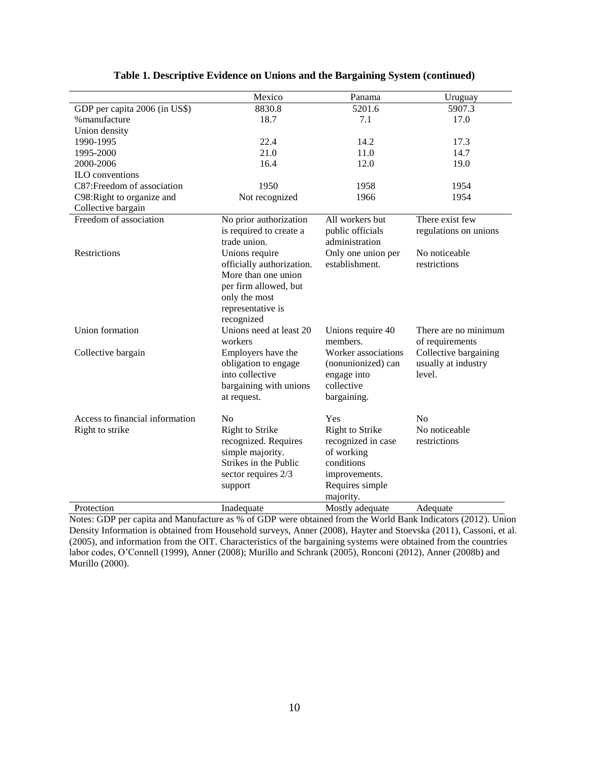**Table 1. Descriptive Evidence on Unions and the Bargaining System (continued)**

| | Mexico | Panama | Uruguay |
|---|---|---|---|
| GDP per capita 2006 (in US$) | 8830.8 | 5201.6 | 5907.3 |
| %manufacture | 18.7 | 7.1 | 17.0 |
| Union density | | | |
| 1990-1995 | 22.4 | 14.2 | 17.3 |
| 1995-2000 | 21.0 | 11.0 | 14.7 |
| 2000-2006 | 16.4 | 12.0 | 19.0 |
| ILO conventions | | | |
| C87:Freedom of association | 1950 | 1958 | 1954 |
| C98:Right to organize and Collective bargain | Not recognized | 1966 | 1954 |
| Freedom of association | No prior authorization is required to create a trade union. | All workers but public officials administration | There exist few regulations on unions |
| Restrictions | Unions require officially authorization. More than one union per firm allowed, but only the most representative is recognized | Only one union per establishment. | No noticeable restrictions |
| Union formation | Unions need at least 20 workers | Unions require 40 members. | There are no minimum of requirements |
| Collective bargain | Employers have the obligation to engage into collective bargaining with unions at request. | Worker associations (nonunionized) can engage into collective bargaining. | Collective bargaining usually at industry level. |
| Access to financial information | No | Yes | No |
| Right to strike | Right to Strike recognized. Requires simple majority. Strikes in the Public sector requires 2/3 support | Right to Strike recognized in case of working conditions improvements. Requires simple majority. | No noticeable restrictions |
| Protection | Inadequate | Mostly adequate | Adequate |

Notes: GDP per capita and Manufacture as % of GDP were obtained from the World Bank Indicators (2012). Union Density Information is obtained from Household surveys, Anner (2008), Hayter and Stoevska (2011), Cassoni, et al. (2005), and information from the OIT. Characteristics of the bargaining systems were obtained from the countries labor codes, O'Connell (1999), Anner (2008); Murillo and Schrank (2005), Ronconi (2012), Anner (2008b) and Murillo (2000).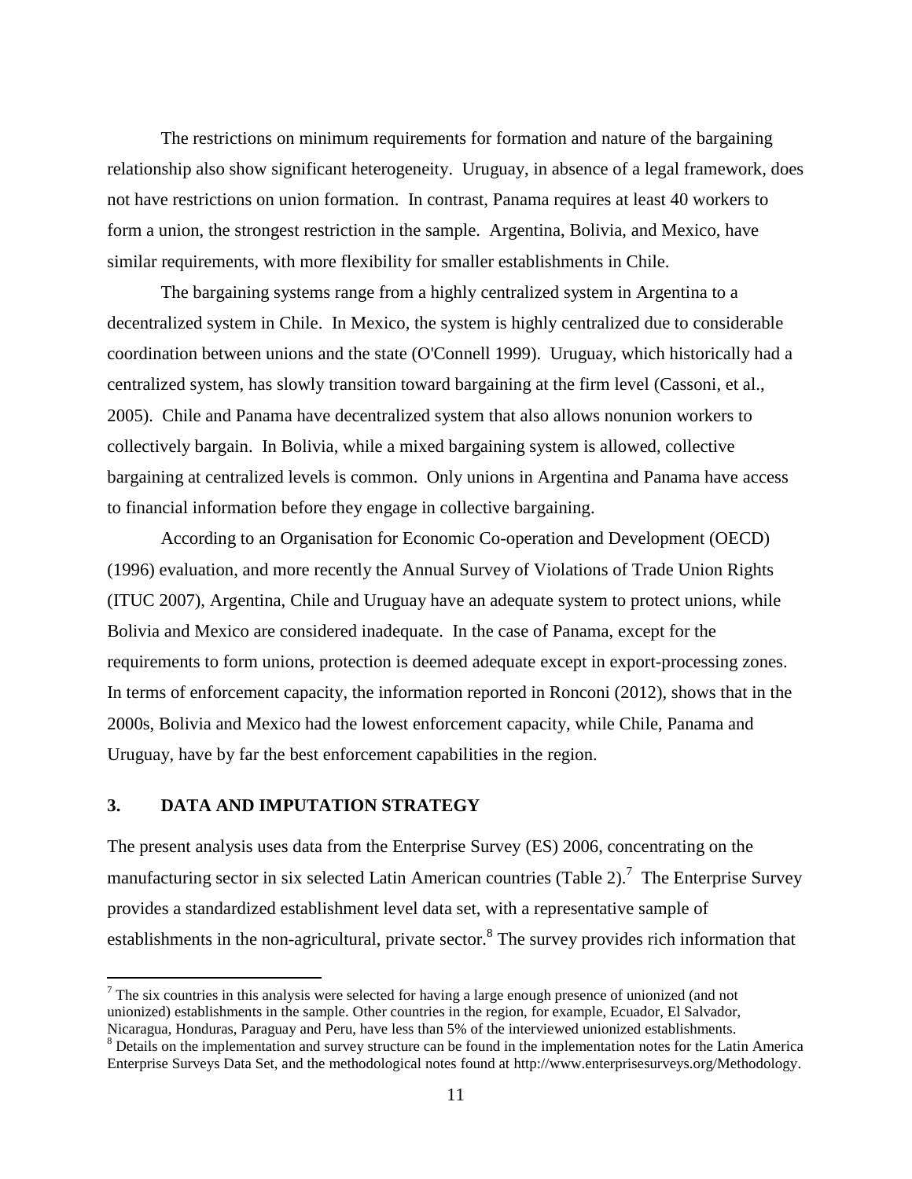The restrictions on minimum requirements for formation and nature of the bargaining relationship also show significant heterogeneity. Uruguay, in absence of a legal framework, does not have restrictions on union formation. In contrast, Panama requires at least 40 workers to form a union, the strongest restriction in the sample. Argentina, Bolivia, and Mexico, have similar requirements, with more flexibility for smaller establishments in Chile.

The bargaining systems range from a highly centralized system in Argentina to a decentralized system in Chile. In Mexico, the system is highly centralized due to considerable coordination between unions and the state (O'Connell 1999). Uruguay, which historically had a centralized system, has slowly transition toward bargaining at the firm level (Cassoni, et al., 2005). Chile and Panama have decentralized system that also allows nonunion workers to collectively bargain. In Bolivia, while a mixed bargaining system is allowed, collective bargaining at centralized levels is common. Only unions in Argentina and Panama have access to financial information before they engage in collective bargaining.

According to an Organisation for Economic Co-operation and Development (OECD) (1996) evaluation, and more recently the Annual Survey of Violations of Trade Union Rights (ITUC 2007), Argentina, Chile and Uruguay have an adequate system to protect unions, while Bolivia and Mexico are considered inadequate. In the case of Panama, except for the requirements to form unions, protection is deemed adequate except in export-processing zones. In terms of enforcement capacity, the information reported in Ronconi (2012), shows that in the 2000s, Bolivia and Mexico had the lowest enforcement capacity, while Chile, Panama and Uruguay, have by far the best enforcement capabilities in the region.

## 3. DATA AND IMPUTATION STRATEGY

The present analysis uses data from the Enterprise Survey (ES) 2006, concentrating on the manufacturing sector in six selected Latin American countries (Table 2).[7] The Enterprise Survey provides a standardized establishment level data set, with a representative sample of establishments in the non-agricultural, private sector.[8] The survey provides rich information that

[7] The six countries in this analysis were selected for having a large enough presence of unionized (and not unionized) establishments in the sample. Other countries in the region, for example, Ecuador, El Salvador, Nicaragua, Honduras, Paraguay and Peru, have less than 5% of the interviewed unionized establishments.

[8] Details on the implementation and survey structure can be found in the implementation notes for the Latin America Enterprise Surveys Data Set, and the methodological notes found at http://www.enterprisesurveys.org/Methodology.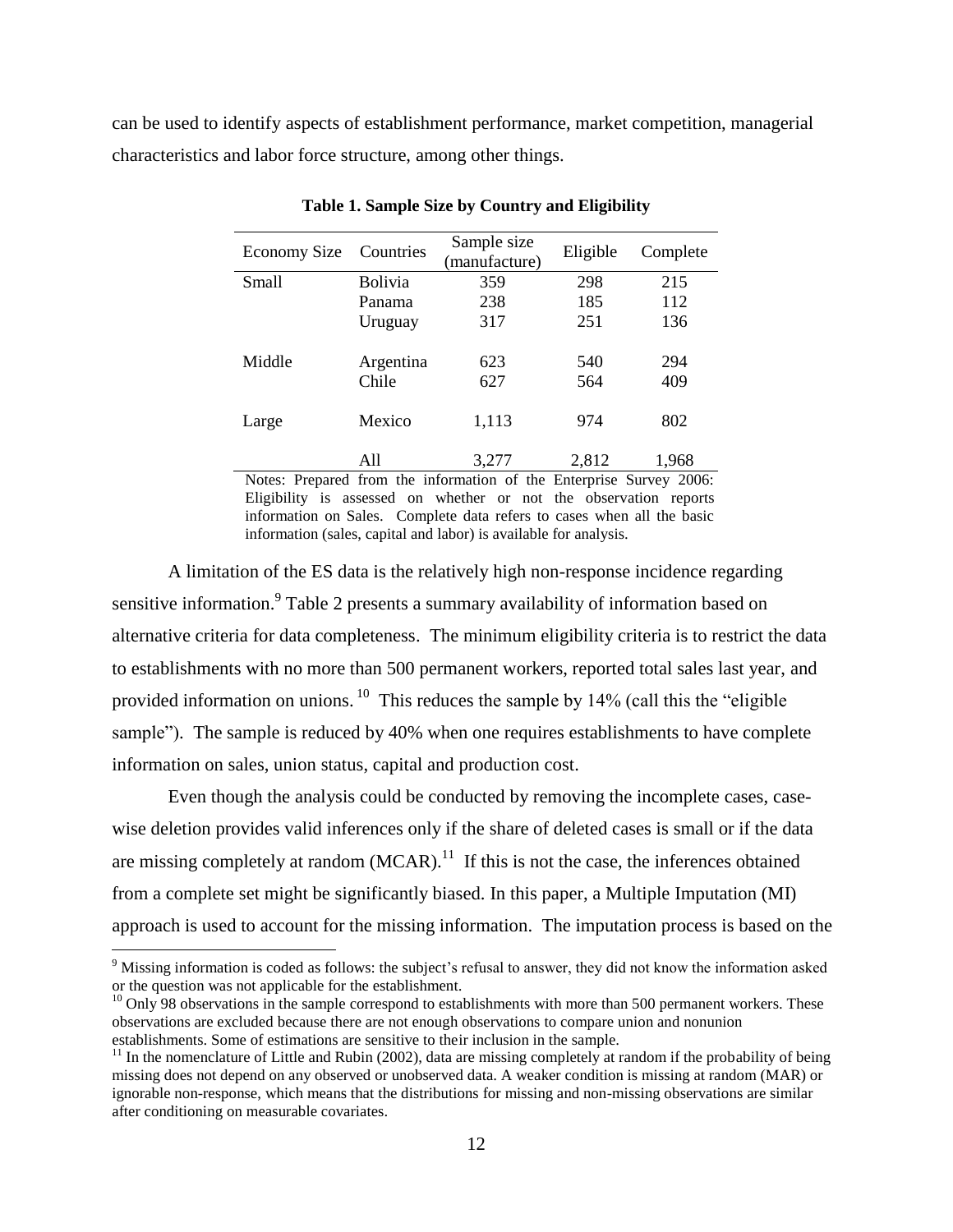can be used to identify aspects of establishment performance, market competition, managerial characteristics and labor force structure, among other things.

**Table 1. Sample Size by Country and Eligibility**

| Economy Size | Countries | Sample size (manufacture) | Eligible | Complete |
|---|---|---|---|---|
| Small | Bolivia | 359 | 298 | 215 |
| | Panama | 238 | 185 | 112 |
| | Uruguay | 317 | 251 | 136 |
| Middle | Argentina | 623 | 540 | 294 |
| | Chile | 627 | 564 | 409 |
| Large | Mexico | 1,113 | 974 | 802 |
| | All | 3,277 | 2,812 | 1,968 |

Notes: Prepared from the information of the Enterprise Survey 2006: Eligibility is assessed on whether or not the observation reports information on Sales. Complete data refers to cases when all the basic information (sales, capital and labor) is available for analysis.

A limitation of the ES data is the relatively high non-response incidence regarding sensitive information.[9] Table 2 presents a summary availability of information based on alternative criteria for data completeness. The minimum eligibility criteria is to restrict the data to establishments with no more than 500 permanent workers, reported total sales last year, and provided information on unions.[10] This reduces the sample by 14% (call this the "eligible sample"). The sample is reduced by 40% when one requires establishments to have complete information on sales, union status, capital and production cost.

Even though the analysis could be conducted by removing the incomplete cases, case-wise deletion provides valid inferences only if the share of deleted cases is small or if the data are missing completely at random (MCAR).[11] If this is not the case, the inferences obtained from a complete set might be significantly biased. In this paper, a Multiple Imputation (MI) approach is used to account for the missing information. The imputation process is based on the

[9] Missing information is coded as follows: the subject's refusal to answer, they did not know the information asked or the question was not applicable for the establishment.

[10] Only 98 observations in the sample correspond to establishments with more than 500 permanent workers. These observations are excluded because there are not enough observations to compare union and nonunion establishments. Some of estimations are sensitive to their inclusion in the sample.

[11] In the nomenclature of Little and Rubin (2002), data are missing completely at random if the probability of being missing does not depend on any observed or unobserved data. A weaker condition is missing at random (MAR) or ignorable non-response, which means that the distributions for missing and non-missing observations are similar after conditioning on measurable covariates.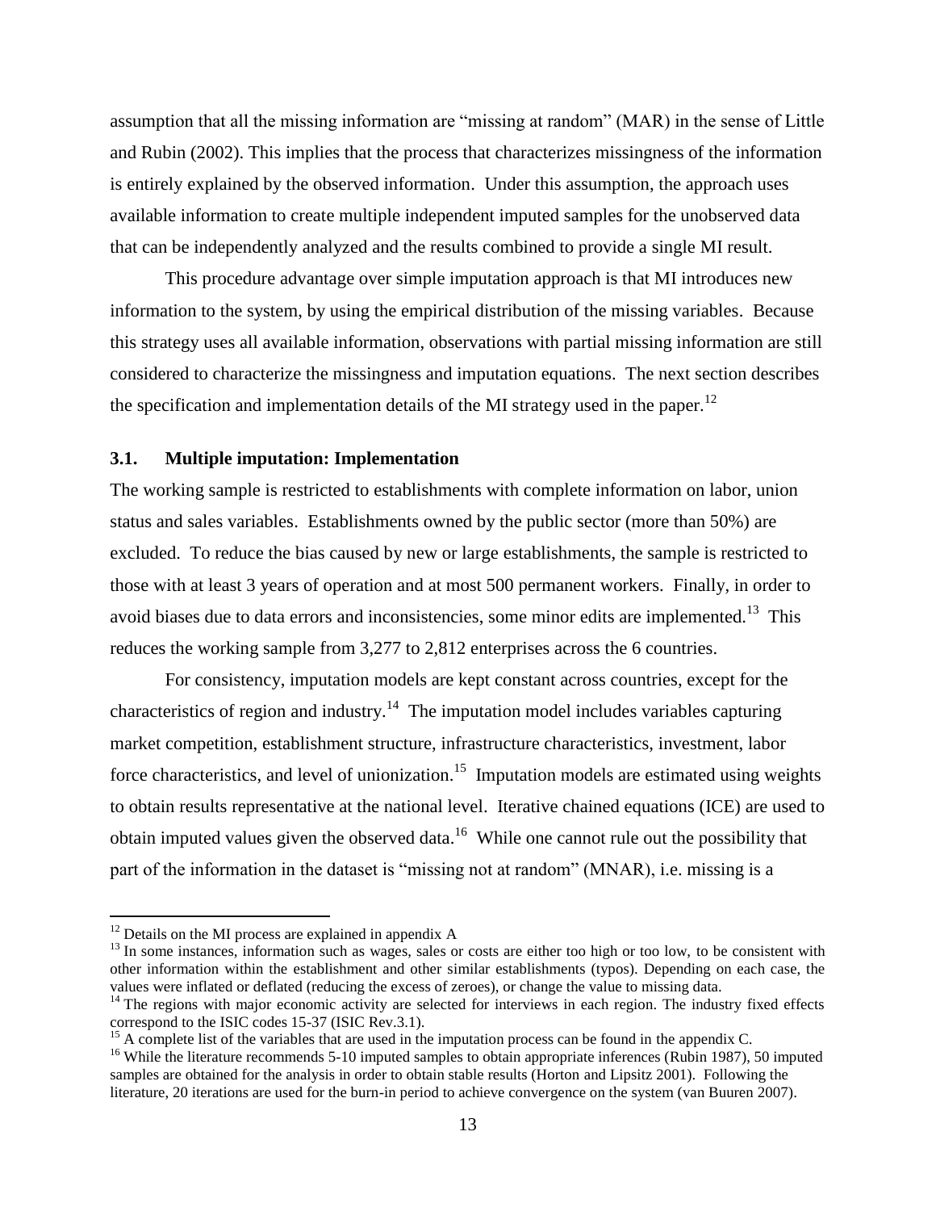assumption that all the missing information are "missing at random" (MAR) in the sense of Little and Rubin (2002). This implies that the process that characterizes missingness of the information is entirely explained by the observed information. Under this assumption, the approach uses available information to create multiple independent imputed samples for the unobserved data that can be independently analyzed and the results combined to provide a single MI result.

This procedure advantage over simple imputation approach is that MI introduces new information to the system, by using the empirical distribution of the missing variables. Because this strategy uses all available information, observations with partial missing information are still considered to characterize the missingness and imputation equations. The next section describes the specification and implementation details of the MI strategy used in the paper.[12]

### 3.1. Multiple imputation: Implementation

The working sample is restricted to establishments with complete information on labor, union status and sales variables. Establishments owned by the public sector (more than 50%) are excluded. To reduce the bias caused by new or large establishments, the sample is restricted to those with at least 3 years of operation and at most 500 permanent workers. Finally, in order to avoid biases due to data errors and inconsistencies, some minor edits are implemented.[13] This reduces the working sample from 3,277 to 2,812 enterprises across the 6 countries.

For consistency, imputation models are kept constant across countries, except for the characteristics of region and industry.[14] The imputation model includes variables capturing market competition, establishment structure, infrastructure characteristics, investment, labor force characteristics, and level of unionization.[15] Imputation models are estimated using weights to obtain results representative at the national level. Iterative chained equations (ICE) are used to obtain imputed values given the observed data.[16] While one cannot rule out the possibility that part of the information in the dataset is "missing not at random" (MNAR), i.e. missing is a

---

[12] Details on the MI process are explained in appendix A

[13] In some instances, information such as wages, sales or costs are either too high or too low, to be consistent with other information within the establishment and other similar establishments (typos). Depending on each case, the values were inflated or deflated (reducing the excess of zeroes), or change the value to missing data.

[14] The regions with major economic activity are selected for interviews in each region. The industry fixed effects correspond to the ISIC codes 15-37 (ISIC Rev.3.1).

[15] A complete list of the variables that are used in the imputation process can be found in the appendix C.

[16] While the literature recommends 5-10 imputed samples to obtain appropriate inferences (Rubin 1987), 50 imputed samples are obtained for the analysis in order to obtain stable results (Horton and Lipsitz 2001). Following the literature, 20 iterations are used for the burn-in period to achieve convergence on the system (van Buuren 2007).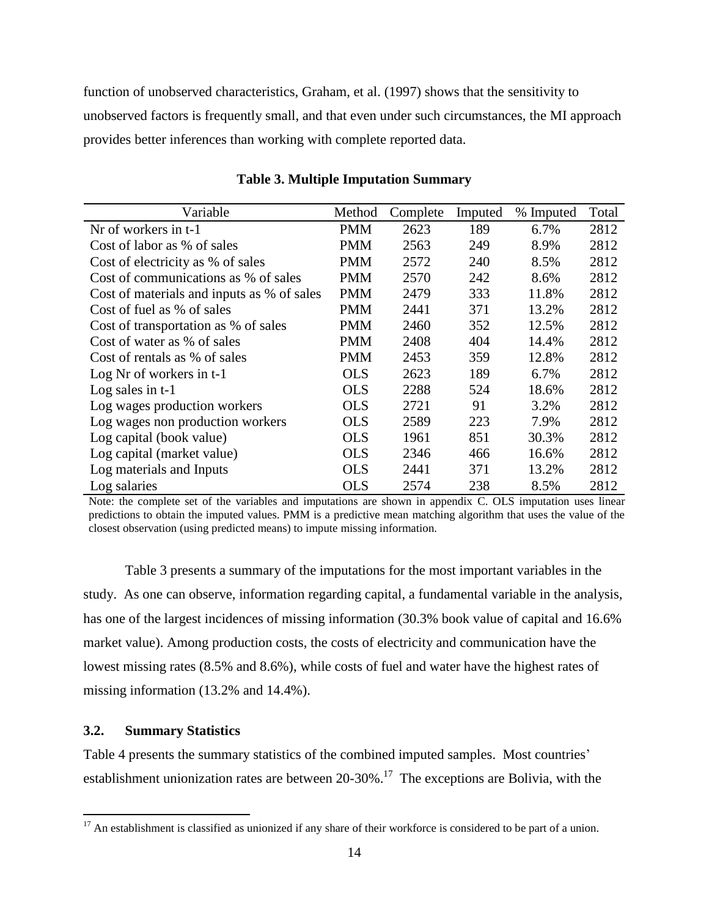function of unobserved characteristics, Graham, et al. (1997) shows that the sensitivity to unobserved factors is frequently small, and that even under such circumstances, the MI approach provides better inferences than working with complete reported data.

**Table 3. Multiple Imputation Summary**

| Variable | Method | Complete | Imputed | % Imputed | Total |
|---|---|---|---|---|---|
| Nr of workers in t-1 | PMM | 2623 | 189 | 6.7% | 2812 |
| Cost of labor as % of sales | PMM | 2563 | 249 | 8.9% | 2812 |
| Cost of electricity as % of sales | PMM | 2572 | 240 | 8.5% | 2812 |
| Cost of communications as % of sales | PMM | 2570 | 242 | 8.6% | 2812 |
| Cost of materials and inputs as % of sales | PMM | 2479 | 333 | 11.8% | 2812 |
| Cost of fuel as % of sales | PMM | 2441 | 371 | 13.2% | 2812 |
| Cost of transportation as % of sales | PMM | 2460 | 352 | 12.5% | 2812 |
| Cost of water as % of sales | PMM | 2408 | 404 | 14.4% | 2812 |
| Cost of rentals as % of sales | PMM | 2453 | 359 | 12.8% | 2812 |
| Log Nr of workers in t-1 | OLS | 2623 | 189 | 6.7% | 2812 |
| Log sales in t-1 | OLS | 2288 | 524 | 18.6% | 2812 |
| Log wages production workers | OLS | 2721 | 91 | 3.2% | 2812 |
| Log wages non production workers | OLS | 2589 | 223 | 7.9% | 2812 |
| Log capital (book value) | OLS | 1961 | 851 | 30.3% | 2812 |
| Log capital (market value) | OLS | 2346 | 466 | 16.6% | 2812 |
| Log materials and Inputs | OLS | 2441 | 371 | 13.2% | 2812 |
| Log salaries | OLS | 2574 | 238 | 8.5% | 2812 |

Note: the complete set of the variables and imputations are shown in appendix C. OLS imputation uses linear predictions to obtain the imputed values. PMM is a predictive mean matching algorithm that uses the value of the closest observation (using predicted means) to impute missing information.

Table 3 presents a summary of the imputations for the most important variables in the study. As one can observe, information regarding capital, a fundamental variable in the analysis, has one of the largest incidences of missing information (30.3% book value of capital and 16.6% market value). Among production costs, the costs of electricity and communication have the lowest missing rates (8.5% and 8.6%), while costs of fuel and water have the highest rates of missing information (13.2% and 14.4%).

### 3.2. Summary Statistics

Table 4 presents the summary statistics of the combined imputed samples. Most countries' establishment unionization rates are between 20-30%.[17] The exceptions are Bolivia, with the

[17] An establishment is classified as unionized if any share of their workforce is considered to be part of a union.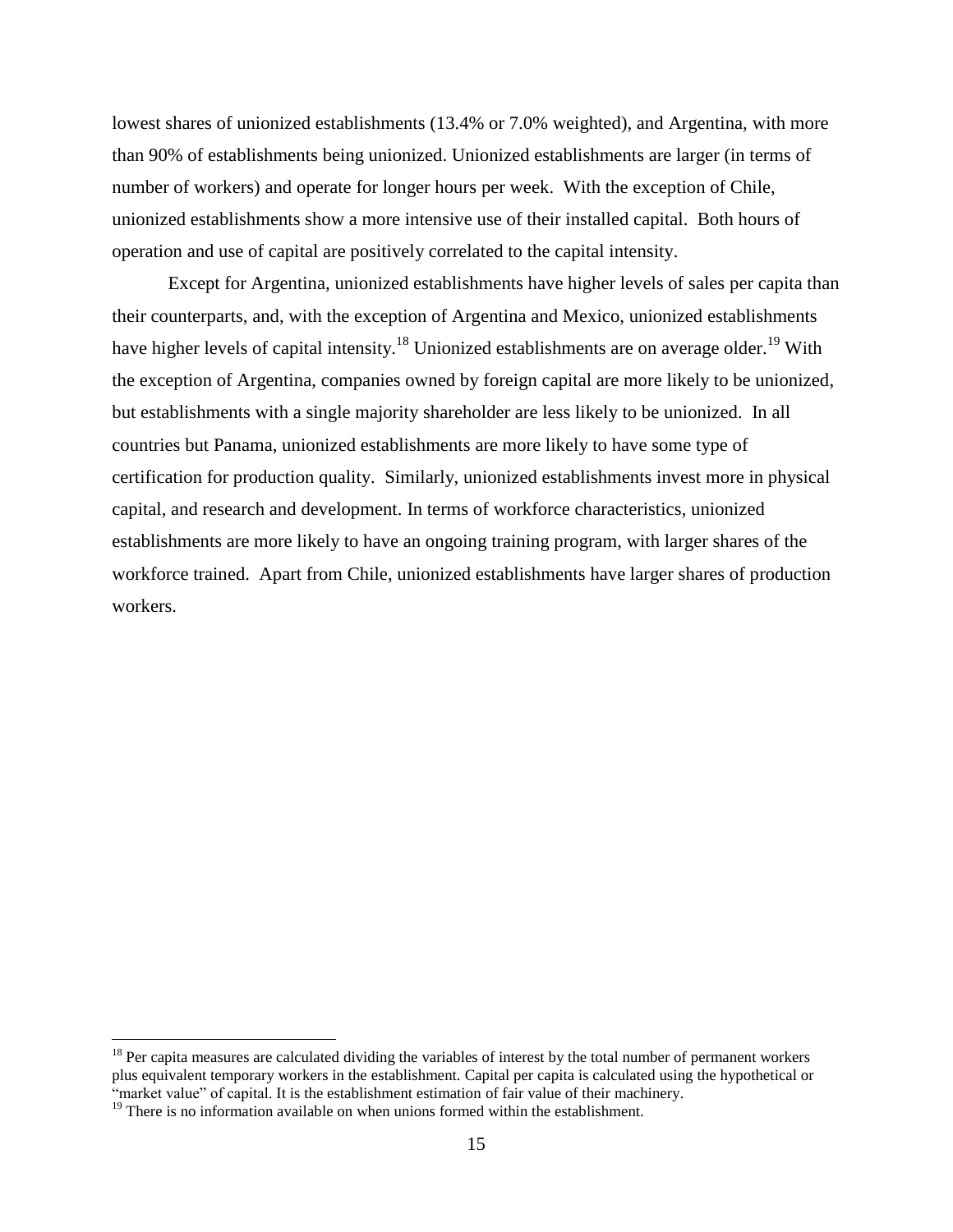lowest shares of unionized establishments (13.4% or 7.0% weighted), and Argentina, with more than 90% of establishments being unionized. Unionized establishments are larger (in terms of number of workers) and operate for longer hours per week. With the exception of Chile, unionized establishments show a more intensive use of their installed capital. Both hours of operation and use of capital are positively correlated to the capital intensity.

Except for Argentina, unionized establishments have higher levels of sales per capita than their counterparts, and, with the exception of Argentina and Mexico, unionized establishments have higher levels of capital intensity.[18] Unionized establishments are on average older.[19] With the exception of Argentina, companies owned by foreign capital are more likely to be unionized, but establishments with a single majority shareholder are less likely to be unionized. In all countries but Panama, unionized establishments are more likely to have some type of certification for production quality. Similarly, unionized establishments invest more in physical capital, and research and development. In terms of workforce characteristics, unionized establishments are more likely to have an ongoing training program, with larger shares of the workforce trained. Apart from Chile, unionized establishments have larger shares of production workers.

---

[18] Per capita measures are calculated dividing the variables of interest by the total number of permanent workers plus equivalent temporary workers in the establishment. Capital per capita is calculated using the hypothetical or "market value" of capital. It is the establishment estimation of fair value of their machinery.

[19] There is no information available on when unions formed within the establishment.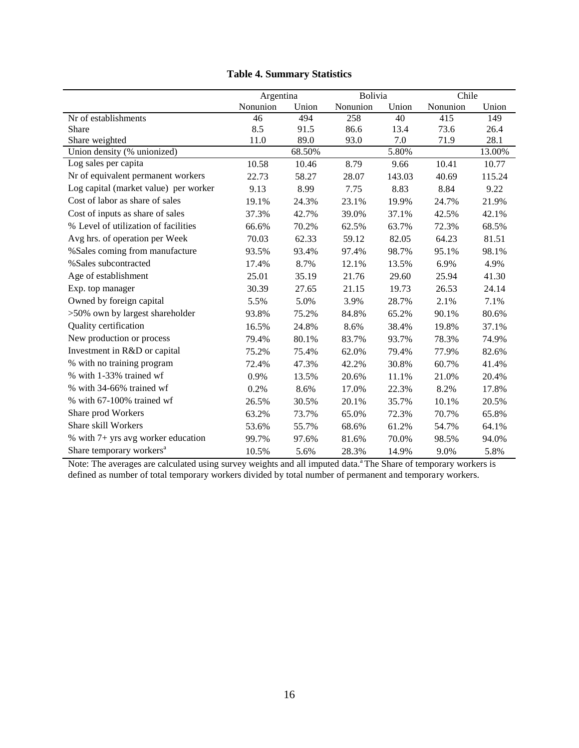**Table 4. Summary Statistics**

| | Argentina | | Bolivia | | Chile | |
|---|---|---|---|---|---|---|
| | Nonunion | Union | Nonunion | Union | Nonunion | Union |
| Nr of establishments | 46 | 494 | 258 | 40 | 415 | 149 |
| Share | 8.5 | 91.5 | 86.6 | 13.4 | 73.6 | 26.4 |
| Share weighted | 11.0 | 89.0 | 93.0 | 7.0 | 71.9 | 28.1 |
| Union density (% unionized) | | 68.50% | | 5.80% | | 13.00% |
| Log sales per capita | 10.58 | 10.46 | 8.79 | 9.66 | 10.41 | 10.77 |
| Nr of equivalent permanent workers | 22.73 | 58.27 | 28.07 | 143.03 | 40.69 | 115.24 |
| Log capital (market value) per worker | 9.13 | 8.99 | 7.75 | 8.83 | 8.84 | 9.22 |
| Cost of labor as share of sales | 19.1% | 24.3% | 23.1% | 19.9% | 24.7% | 21.9% |
| Cost of inputs as share of sales | 37.3% | 42.7% | 39.0% | 37.1% | 42.5% | 42.1% |
| % Level of utilization of facilities | 66.6% | 70.2% | 62.5% | 63.7% | 72.3% | 68.5% |
| Avg hrs. of operation per Week | 70.03 | 62.33 | 59.12 | 82.05 | 64.23 | 81.51 |
| %Sales coming from manufacture | 93.5% | 93.4% | 97.4% | 98.7% | 95.1% | 98.1% |
| %Sales subcontracted | 17.4% | 8.7% | 12.1% | 13.5% | 6.9% | 4.9% |
| Age of establishment | 25.01 | 35.19 | 21.76 | 29.60 | 25.94 | 41.30 |
| Exp. top manager | 30.39 | 27.65 | 21.15 | 19.73 | 26.53 | 24.14 |
| Owned by foreign capital | 5.5% | 5.0% | 3.9% | 28.7% | 2.1% | 7.1% |
| >50% own by largest shareholder | 93.8% | 75.2% | 84.8% | 65.2% | 90.1% | 80.6% |
| Quality certification | 16.5% | 24.8% | 8.6% | 38.4% | 19.8% | 37.1% |
| New production or process | 79.4% | 80.1% | 83.7% | 93.7% | 78.3% | 74.9% |
| Investment in R&D or capital | 75.2% | 75.4% | 62.0% | 79.4% | 77.9% | 82.6% |
| % with no training program | 72.4% | 47.3% | 42.2% | 30.8% | 60.7% | 41.4% |
| % with 1-33% trained wf | 0.9% | 13.5% | 20.6% | 11.1% | 21.0% | 20.4% |
| % with 34-66% trained wf | 0.2% | 8.6% | 17.0% | 22.3% | 8.2% | 17.8% |
| % with 67-100% trained wf | 26.5% | 30.5% | 20.1% | 35.7% | 10.1% | 20.5% |
| Share prod Workers | 63.2% | 73.7% | 65.0% | 72.3% | 70.7% | 65.8% |
| Share skill Workers | 53.6% | 55.7% | 68.6% | 61.2% | 54.7% | 64.1% |
| % with 7+ yrs avg worker education | 99.7% | 97.6% | 81.6% | 70.0% | 98.5% | 94.0% |
| Share temporary workers[a] | 10.5% | 5.6% | 28.3% | 14.9% | 9.0% | 5.8% |

Note: The averages are calculated using survey weights and all imputed data.[a] The Share of temporary workers is defined as number of total temporary workers divided by total number of permanent and temporary workers.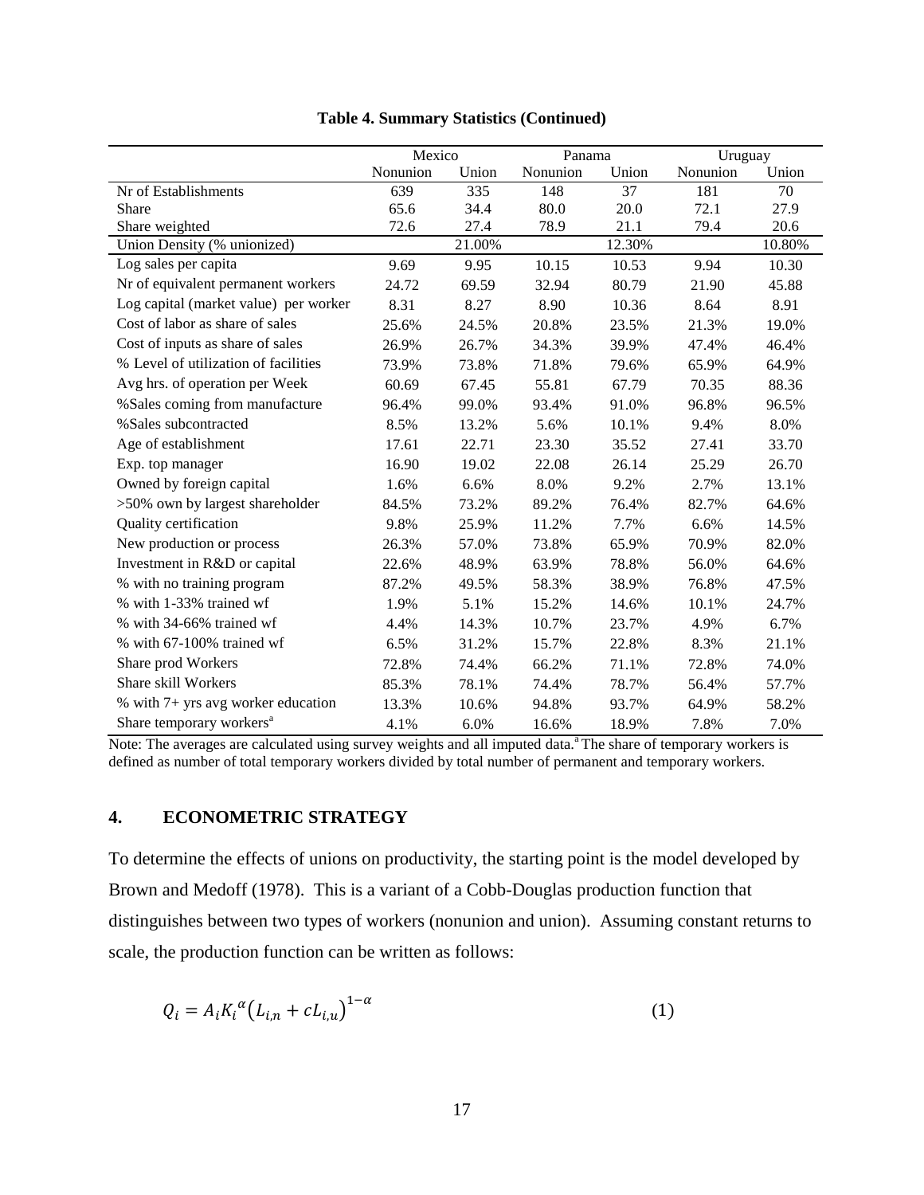**Table 4. Summary Statistics (Continued)**

| | Mexico | | Panama | | Uruguay | |
|---|---|---|---|---|---|---|
| | Nonunion | Union | Nonunion | Union | Nonunion | Union |
| Nr of Establishments | 639 | 335 | 148 | 37 | 181 | 70 |
| Share | 65.6 | 34.4 | 80.0 | 20.0 | 72.1 | 27.9 |
| Share weighted | 72.6 | 27.4 | 78.9 | 21.1 | 79.4 | 20.6 |
| Union Density (% unionized) | | 21.00% | | 12.30% | | 10.80% |
| Log sales per capita | 9.69 | 9.95 | 10.15 | 10.53 | 9.94 | 10.30 |
| Nr of equivalent permanent workers | 24.72 | 69.59 | 32.94 | 80.79 | 21.90 | 45.88 |
| Log capital (market value) per worker | 8.31 | 8.27 | 8.90 | 10.36 | 8.64 | 8.91 |
| Cost of labor as share of sales | 25.6% | 24.5% | 20.8% | 23.5% | 21.3% | 19.0% |
| Cost of inputs as share of sales | 26.9% | 26.7% | 34.3% | 39.9% | 47.4% | 46.4% |
| % Level of utilization of facilities | 73.9% | 73.8% | 71.8% | 79.6% | 65.9% | 64.9% |
| Avg hrs. of operation per Week | 60.69 | 67.45 | 55.81 | 67.79 | 70.35 | 88.36 |
| %Sales coming from manufacture | 96.4% | 99.0% | 93.4% | 91.0% | 96.8% | 96.5% |
| %Sales subcontracted | 8.5% | 13.2% | 5.6% | 10.1% | 9.4% | 8.0% |
| Age of establishment | 17.61 | 22.71 | 23.30 | 35.52 | 27.41 | 33.70 |
| Exp. top manager | 16.90 | 19.02 | 22.08 | 26.14 | 25.29 | 26.70 |
| Owned by foreign capital | 1.6% | 6.6% | 8.0% | 9.2% | 2.7% | 13.1% |
| >50% own by largest shareholder | 84.5% | 73.2% | 89.2% | 76.4% | 82.7% | 64.6% |
| Quality certification | 9.8% | 25.9% | 11.2% | 7.7% | 6.6% | 14.5% |
| New production or process | 26.3% | 57.0% | 73.8% | 65.9% | 70.9% | 82.0% |
| Investment in R&D or capital | 22.6% | 48.9% | 63.9% | 78.8% | 56.0% | 64.6% |
| % with no training program | 87.2% | 49.5% | 58.3% | 38.9% | 76.8% | 47.5% |
| % with 1-33% trained wf | 1.9% | 5.1% | 15.2% | 14.6% | 10.1% | 24.7% |
| % with 34-66% trained wf | 4.4% | 14.3% | 10.7% | 23.7% | 4.9% | 6.7% |
| % with 67-100% trained wf | 6.5% | 31.2% | 15.7% | 22.8% | 8.3% | 21.1% |
| Share prod Workers | 72.8% | 74.4% | 66.2% | 71.1% | 72.8% | 74.0% |
| Share skill Workers | 85.3% | 78.1% | 74.4% | 78.7% | 56.4% | 57.7% |
| % with 7+ yrs avg worker education | 13.3% | 10.6% | 94.8% | 93.7% | 64.9% | 58.2% |
| Share temporary workers[a] | 4.1% | 6.0% | 16.6% | 18.9% | 7.8% | 7.0% |

Note: The averages are calculated using survey weights and all imputed data.[a] The share of temporary workers is defined as number of total temporary workers divided by total number of permanent and temporary workers.

## 4. ECONOMETRIC STRATEGY

To determine the effects of unions on productivity, the starting point is the model developed by Brown and Medoff (1978). This is a variant of a Cobb-Douglas production function that distinguishes between two types of workers (nonunion and union). Assuming constant returns to scale, the production function can be written as follows:

$$Q_i = A_i K_i^{\alpha} \left(L_{i,n} + cL_{i,u}\right)^{1-\alpha} \qquad (1)$$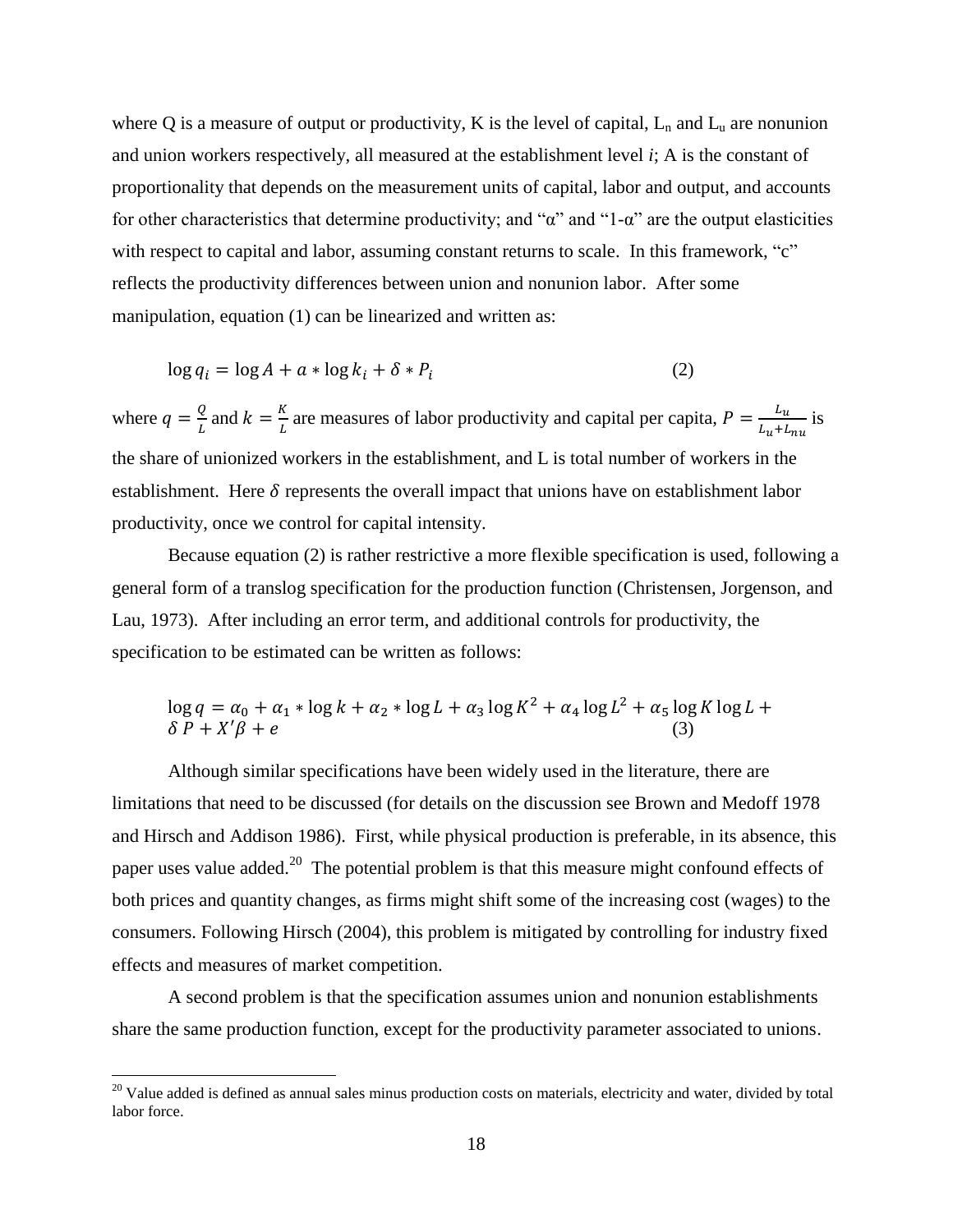where Q is a measure of output or productivity, K is the level of capital, $L_n$ and $L_u$ are nonunion and union workers respectively, all measured at the establishment level *i*; A is the constant of proportionality that depends on the measurement units of capital, labor and output, and accounts for other characteristics that determine productivity; and "α" and "1-α" are the output elasticities with respect to capital and labor, assuming constant returns to scale. In this framework, "c" reflects the productivity differences between union and nonunion labor. After some manipulation, equation (1) can be linearized and written as:

$$\log q_i = \log A + a * \log k_i + \delta * P_i \tag{2}$$

where $q = \frac{Q}{L}$ and $k = \frac{K}{L}$ are measures of labor productivity and capital per capita, $P = \frac{L_u}{L_u + L_{nu}}$ is the share of unionized workers in the establishment, and L is total number of workers in the establishment. Here $\delta$ represents the overall impact that unions have on establishment labor productivity, once we control for capital intensity.

Because equation (2) is rather restrictive a more flexible specification is used, following a general form of a translog specification for the production function (Christensen, Jorgenson, and Lau, 1973). After including an error term, and additional controls for productivity, the specification to be estimated can be written as follows:

$$\log q = \alpha_0 + \alpha_1 * \log k + \alpha_2 * \log L + \alpha_3 \log K^2 + \alpha_4 \log L^2 + \alpha_5 \log K \log L + \delta P + X'\beta + e \tag{3}$$

Although similar specifications have been widely used in the literature, there are limitations that need to be discussed (for details on the discussion see Brown and Medoff 1978 and Hirsch and Addison 1986). First, while physical production is preferable, in its absence, this paper uses value added.[20] The potential problem is that this measure might confound effects of both prices and quantity changes, as firms might shift some of the increasing cost (wages) to the consumers. Following Hirsch (2004), this problem is mitigated by controlling for industry fixed effects and measures of market competition.

A second problem is that the specification assumes union and nonunion establishments share the same production function, except for the productivity parameter associated to unions.

[20] Value added is defined as annual sales minus production costs on materials, electricity and water, divided by total labor force.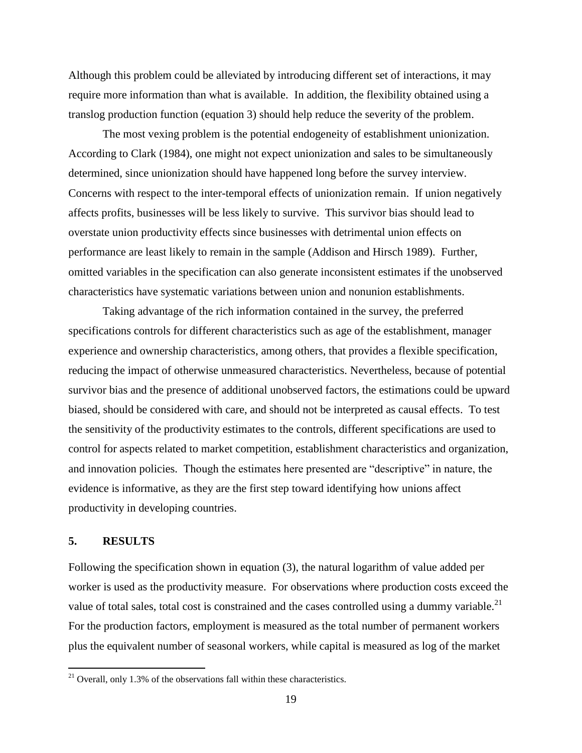Although this problem could be alleviated by introducing different set of interactions, it may require more information than what is available. In addition, the flexibility obtained using a translog production function (equation 3) should help reduce the severity of the problem.

The most vexing problem is the potential endogeneity of establishment unionization. According to Clark (1984), one might not expect unionization and sales to be simultaneously determined, since unionization should have happened long before the survey interview. Concerns with respect to the inter-temporal effects of unionization remain. If union negatively affects profits, businesses will be less likely to survive. This survivor bias should lead to overstate union productivity effects since businesses with detrimental union effects on performance are least likely to remain in the sample (Addison and Hirsch 1989). Further, omitted variables in the specification can also generate inconsistent estimates if the unobserved characteristics have systematic variations between union and nonunion establishments.

Taking advantage of the rich information contained in the survey, the preferred specifications controls for different characteristics such as age of the establishment, manager experience and ownership characteristics, among others, that provides a flexible specification, reducing the impact of otherwise unmeasured characteristics. Nevertheless, because of potential survivor bias and the presence of additional unobserved factors, the estimations could be upward biased, should be considered with care, and should not be interpreted as causal effects. To test the sensitivity of the productivity estimates to the controls, different specifications are used to control for aspects related to market competition, establishment characteristics and organization, and innovation policies. Though the estimates here presented are "descriptive" in nature, the evidence is informative, as they are the first step toward identifying how unions affect productivity in developing countries.

## 5. RESULTS

Following the specification shown in equation (3), the natural logarithm of value added per worker is used as the productivity measure. For observations where production costs exceed the value of total sales, total cost is constrained and the cases controlled using a dummy variable.[21] For the production factors, employment is measured as the total number of permanent workers plus the equivalent number of seasonal workers, while capital is measured as log of the market

[21] Overall, only 1.3% of the observations fall within these characteristics.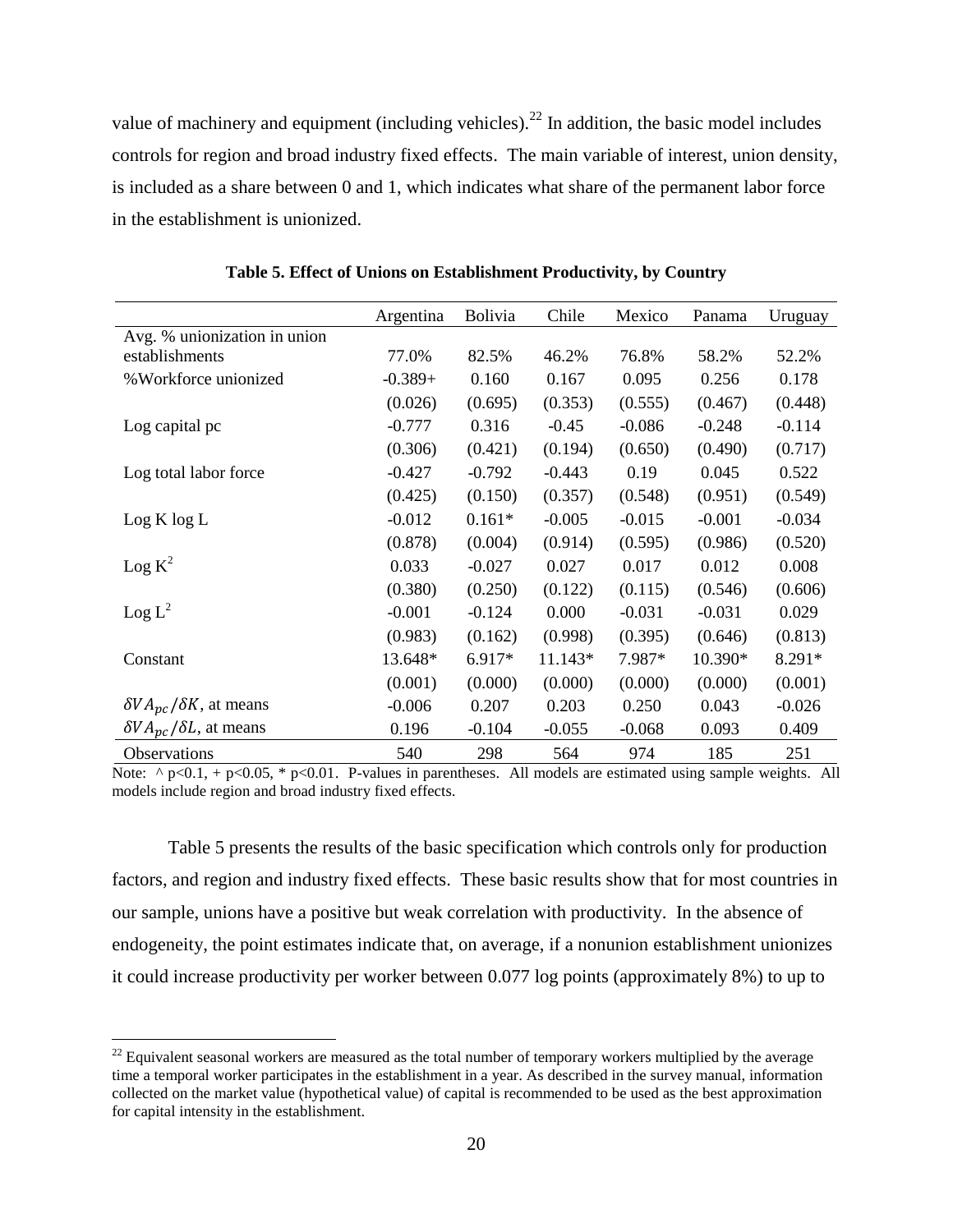value of machinery and equipment (including vehicles).[22] In addition, the basic model includes controls for region and broad industry fixed effects. The main variable of interest, union density, is included as a share between 0 and 1, which indicates what share of the permanent labor force in the establishment is unionized.

**Table 5. Effect of Unions on Establishment Productivity, by Country**

| | Argentina | Bolivia | Chile | Mexico | Panama | Uruguay |
|---|---|---|---|---|---|---|
| Avg. % unionization in union establishments | 77.0% | 82.5% | 46.2% | 76.8% | 58.2% | 52.2% |
| %Workforce unionized | -0.389+ | 0.160 | 0.167 | 0.095 | 0.256 | 0.178 |
| | (0.026) | (0.695) | (0.353) | (0.555) | (0.467) | (0.448) |
| Log capital pc | -0.777 | 0.316 | -0.45 | -0.086 | -0.248 | -0.114 |
| | (0.306) | (0.421) | (0.194) | (0.650) | (0.490) | (0.717) |
| Log total labor force | -0.427 | -0.792 | -0.443 | 0.19 | 0.045 | 0.522 |
| | (0.425) | (0.150) | (0.357) | (0.548) | (0.951) | (0.549) |
| Log K log L | -0.012 | 0.161* | -0.005 | -0.015 | -0.001 | -0.034 |
| | (0.878) | (0.004) | (0.914) | (0.595) | (0.986) | (0.520) |
| Log $K^2$ | 0.033 | -0.027 | 0.027 | 0.017 | 0.012 | 0.008 |
| | (0.380) | (0.250) | (0.122) | (0.115) | (0.546) | (0.606) |
| Log $L^2$ | -0.001 | -0.124 | 0.000 | -0.031 | -0.031 | 0.029 |
| | (0.983) | (0.162) | (0.998) | (0.395) | (0.646) | (0.813) |
| Constant | 13.648* | 6.917* | 11.143* | 7.987* | 10.390* | 8.291* |
| | (0.001) | (0.000) | (0.000) | (0.000) | (0.000) | (0.001) |
| $\delta VA_{pc}/\delta K$, at means | -0.006 | 0.207 | 0.203 | 0.250 | 0.043 | -0.026 |
| $\delta VA_{pc}/\delta L$, at means | 0.196 | -0.104 | -0.055 | -0.068 | 0.093 | 0.409 |
| Observations | 540 | 298 | 564 | 974 | 185 | 251 |

Note: ^ p<0.1, + p<0.05, * p<0.01. P-values in parentheses. All models are estimated using sample weights. All models include region and broad industry fixed effects.

Table 5 presents the results of the basic specification which controls only for production factors, and region and industry fixed effects. These basic results show that for most countries in our sample, unions have a positive but weak correlation with productivity. In the absence of endogeneity, the point estimates indicate that, on average, if a nonunion establishment unionizes it could increase productivity per worker between 0.077 log points (approximately 8%) to up to

[22] Equivalent seasonal workers are measured as the total number of temporary workers multiplied by the average time a temporal worker participates in the establishment in a year. As described in the survey manual, information collected on the market value (hypothetical value) of capital is recommended to be used as the best approximation for capital intensity in the establishment.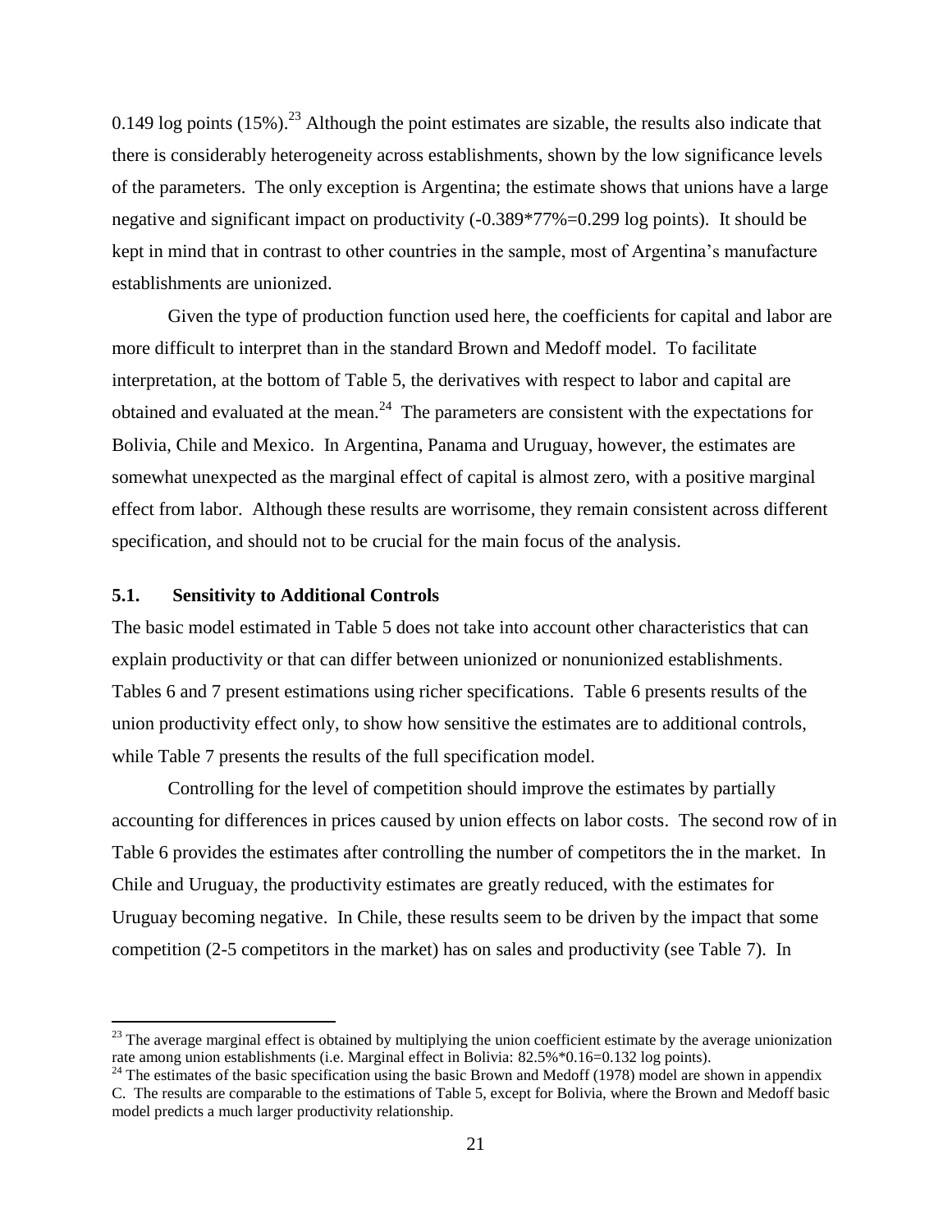0.149 log points (15%).[23] Although the point estimates are sizable, the results also indicate that there is considerably heterogeneity across establishments, shown by the low significance levels of the parameters. The only exception is Argentina; the estimate shows that unions have a large negative and significant impact on productivity (-0.389*77%=0.299 log points). It should be kept in mind that in contrast to other countries in the sample, most of Argentina's manufacture establishments are unionized.

Given the type of production function used here, the coefficients for capital and labor are more difficult to interpret than in the standard Brown and Medoff model. To facilitate interpretation, at the bottom of Table 5, the derivatives with respect to labor and capital are obtained and evaluated at the mean.[24] The parameters are consistent with the expectations for Bolivia, Chile and Mexico. In Argentina, Panama and Uruguay, however, the estimates are somewhat unexpected as the marginal effect of capital is almost zero, with a positive marginal effect from labor. Although these results are worrisome, they remain consistent across different specification, and should not to be crucial for the main focus of the analysis.

### 5.1. Sensitivity to Additional Controls

The basic model estimated in Table 5 does not take into account other characteristics that can explain productivity or that can differ between unionized or nonunionized establishments. Tables 6 and 7 present estimations using richer specifications. Table 6 presents results of the union productivity effect only, to show how sensitive the estimates are to additional controls, while Table 7 presents the results of the full specification model.

Controlling for the level of competition should improve the estimates by partially accounting for differences in prices caused by union effects on labor costs. The second row of in Table 6 provides the estimates after controlling the number of competitors the in the market. In Chile and Uruguay, the productivity estimates are greatly reduced, with the estimates for Uruguay becoming negative. In Chile, these results seem to be driven by the impact that some competition (2-5 competitors in the market) has on sales and productivity (see Table 7). In

---

[23] The average marginal effect is obtained by multiplying the union coefficient estimate by the average unionization rate among union establishments (i.e. Marginal effect in Bolivia: 82.5%*0.16=0.132 log points).

[24] The estimates of the basic specification using the basic Brown and Medoff (1978) model are shown in appendix C. The results are comparable to the estimations of Table 5, except for Bolivia, where the Brown and Medoff basic model predicts a much larger productivity relationship.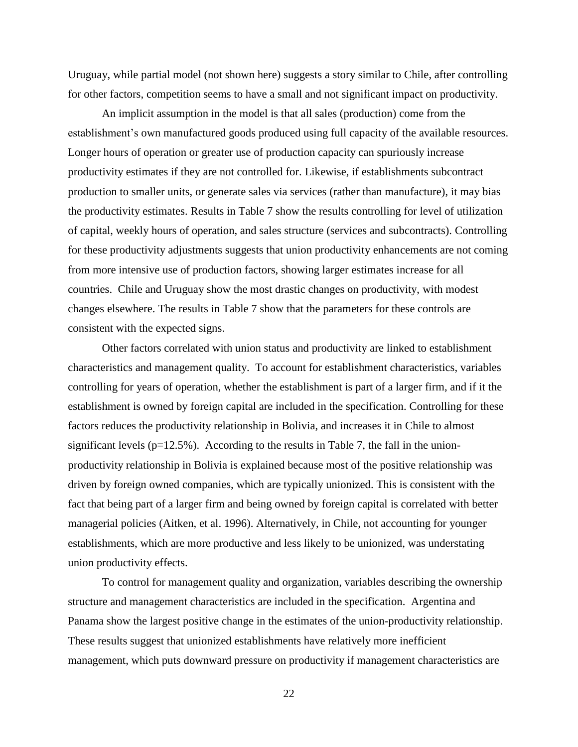Uruguay, while partial model (not shown here) suggests a story similar to Chile, after controlling for other factors, competition seems to have a small and not significant impact on productivity.

An implicit assumption in the model is that all sales (production) come from the establishment's own manufactured goods produced using full capacity of the available resources. Longer hours of operation or greater use of production capacity can spuriously increase productivity estimates if they are not controlled for. Likewise, if establishments subcontract production to smaller units, or generate sales via services (rather than manufacture), it may bias the productivity estimates. Results in Table 7 show the results controlling for level of utilization of capital, weekly hours of operation, and sales structure (services and subcontracts). Controlling for these productivity adjustments suggests that union productivity enhancements are not coming from more intensive use of production factors, showing larger estimates increase for all countries. Chile and Uruguay show the most drastic changes on productivity, with modest changes elsewhere. The results in Table 7 show that the parameters for these controls are consistent with the expected signs.

Other factors correlated with union status and productivity are linked to establishment characteristics and management quality. To account for establishment characteristics, variables controlling for years of operation, whether the establishment is part of a larger firm, and if it the establishment is owned by foreign capital are included in the specification. Controlling for these factors reduces the productivity relationship in Bolivia, and increases it in Chile to almost significant levels (p=12.5%). According to the results in Table 7, the fall in the union-productivity relationship in Bolivia is explained because most of the positive relationship was driven by foreign owned companies, which are typically unionized. This is consistent with the fact that being part of a larger firm and being owned by foreign capital is correlated with better managerial policies (Aitken, et al. 1996). Alternatively, in Chile, not accounting for younger establishments, which are more productive and less likely to be unionized, was understating union productivity effects.

To control for management quality and organization, variables describing the ownership structure and management characteristics are included in the specification. Argentina and Panama show the largest positive change in the estimates of the union-productivity relationship. These results suggest that unionized establishments have relatively more inefficient management, which puts downward pressure on productivity if management characteristics are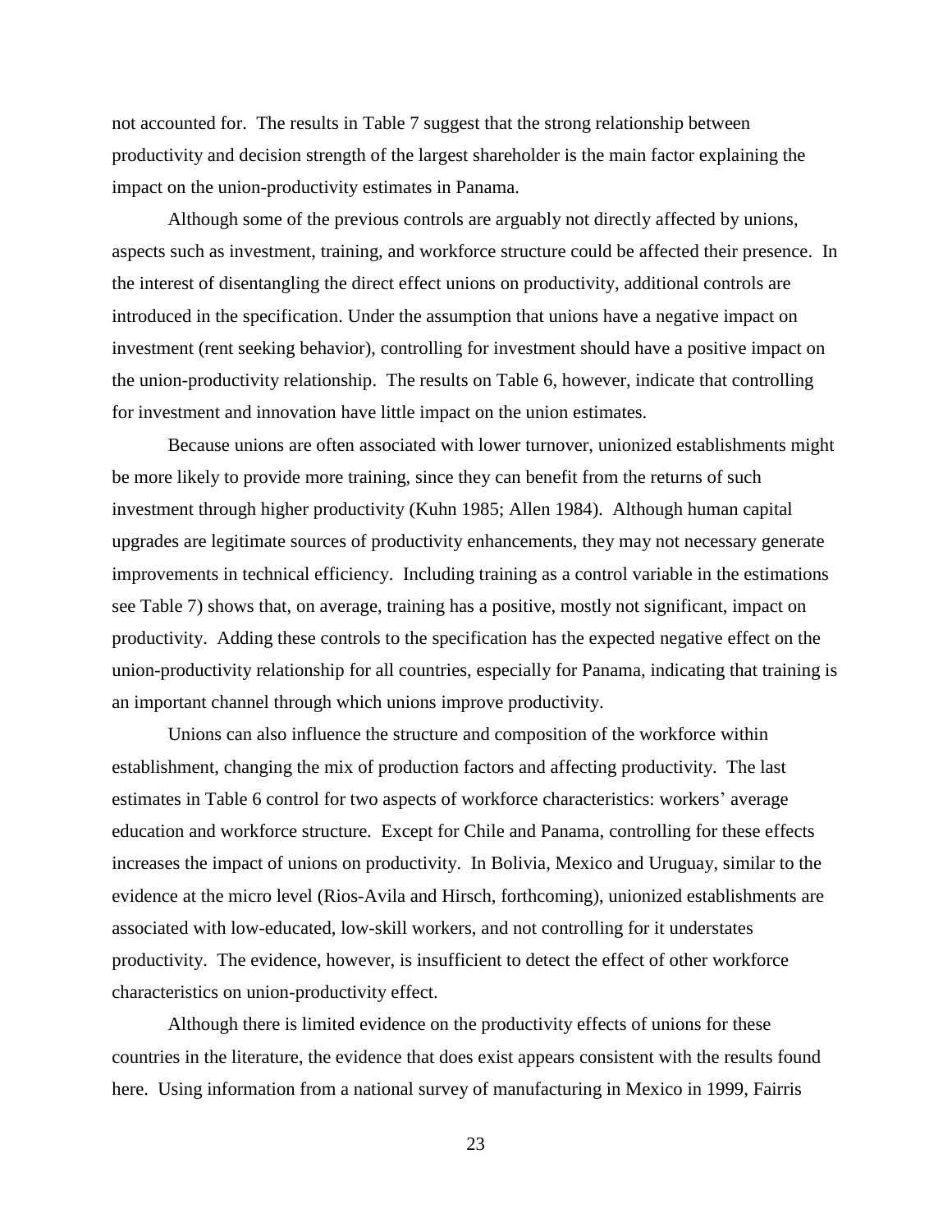not accounted for. The results in Table 7 suggest that the strong relationship between productivity and decision strength of the largest shareholder is the main factor explaining the impact on the union-productivity estimates in Panama.

Although some of the previous controls are arguably not directly affected by unions, aspects such as investment, training, and workforce structure could be affected their presence. In the interest of disentangling the direct effect unions on productivity, additional controls are introduced in the specification. Under the assumption that unions have a negative impact on investment (rent seeking behavior), controlling for investment should have a positive impact on the union-productivity relationship. The results on Table 6, however, indicate that controlling for investment and innovation have little impact on the union estimates.

Because unions are often associated with lower turnover, unionized establishments might be more likely to provide more training, since they can benefit from the returns of such investment through higher productivity (Kuhn 1985; Allen 1984). Although human capital upgrades are legitimate sources of productivity enhancements, they may not necessary generate improvements in technical efficiency. Including training as a control variable in the estimations see Table 7) shows that, on average, training has a positive, mostly not significant, impact on productivity. Adding these controls to the specification has the expected negative effect on the union-productivity relationship for all countries, especially for Panama, indicating that training is an important channel through which unions improve productivity.

Unions can also influence the structure and composition of the workforce within establishment, changing the mix of production factors and affecting productivity. The last estimates in Table 6 control for two aspects of workforce characteristics: workers' average education and workforce structure. Except for Chile and Panama, controlling for these effects increases the impact of unions on productivity. In Bolivia, Mexico and Uruguay, similar to the evidence at the micro level (Rios-Avila and Hirsch, forthcoming), unionized establishments are associated with low-educated, low-skill workers, and not controlling for it understates productivity. The evidence, however, is insufficient to detect the effect of other workforce characteristics on union-productivity effect.

Although there is limited evidence on the productivity effects of unions for these countries in the literature, the evidence that does exist appears consistent with the results found here. Using information from a national survey of manufacturing in Mexico in 1999, Fairris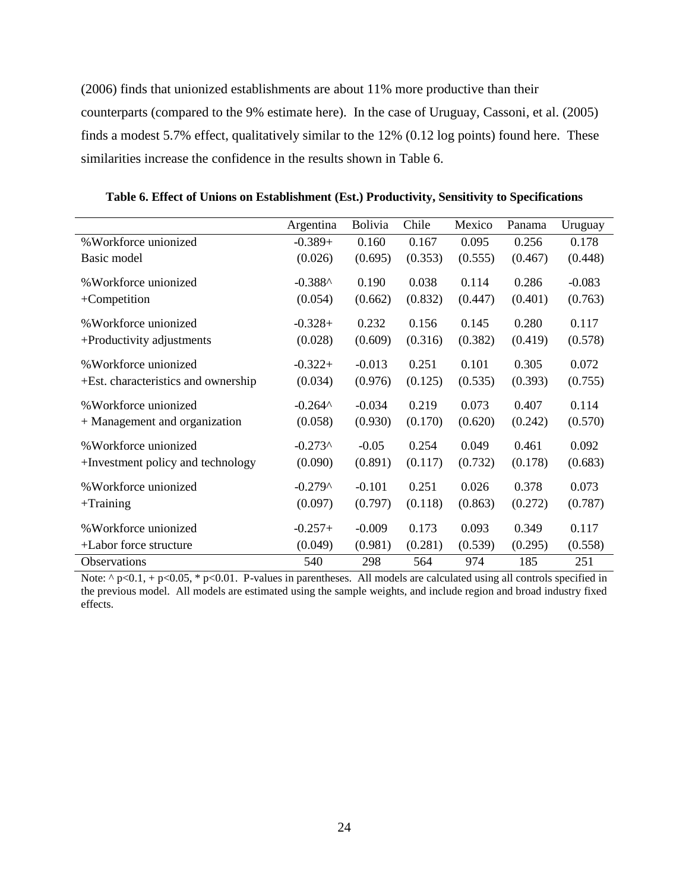(2006) finds that unionized establishments are about 11% more productive than their counterparts (compared to the 9% estimate here). In the case of Uruguay, Cassoni, et al. (2005) finds a modest 5.7% effect, qualitatively similar to the 12% (0.12 log points) found here. These similarities increase the confidence in the results shown in Table 6.

**Table 6. Effect of Unions on Establishment (Est.) Productivity, Sensitivity to Specifications**

| | Argentina | Bolivia | Chile | Mexico | Panama | Uruguay |
|---|---|---|---|---|---|---|
| %Workforce unionized | -0.389+ | 0.160 | 0.167 | 0.095 | 0.256 | 0.178 |
| Basic model | (0.026) | (0.695) | (0.353) | (0.555) | (0.467) | (0.448) |
| %Workforce unionized | -0.388^ | 0.190 | 0.038 | 0.114 | 0.286 | -0.083 |
| +Competition | (0.054) | (0.662) | (0.832) | (0.447) | (0.401) | (0.763) |
| %Workforce unionized | -0.328+ | 0.232 | 0.156 | 0.145 | 0.280 | 0.117 |
| +Productivity adjustments | (0.028) | (0.609) | (0.316) | (0.382) | (0.419) | (0.578) |
| %Workforce unionized | -0.322+ | -0.013 | 0.251 | 0.101 | 0.305 | 0.072 |
| +Est. characteristics and ownership | (0.034) | (0.976) | (0.125) | (0.535) | (0.393) | (0.755) |
| %Workforce unionized | -0.264^ | -0.034 | 0.219 | 0.073 | 0.407 | 0.114 |
| + Management and organization | (0.058) | (0.930) | (0.170) | (0.620) | (0.242) | (0.570) |
| %Workforce unionized | -0.273^ | -0.05 | 0.254 | 0.049 | 0.461 | 0.092 |
| +Investment policy and technology | (0.090) | (0.891) | (0.117) | (0.732) | (0.178) | (0.683) |
| %Workforce unionized | -0.279^ | -0.101 | 0.251 | 0.026 | 0.378 | 0.073 |
| +Training | (0.097) | (0.797) | (0.118) | (0.863) | (0.272) | (0.787) |
| %Workforce unionized | -0.257+ | -0.009 | 0.173 | 0.093 | 0.349 | 0.117 |
| +Labor force structure | (0.049) | (0.981) | (0.281) | (0.539) | (0.295) | (0.558) |
| Observations | 540 | 298 | 564 | 974 | 185 | 251 |

Note: ^ $p<0.1$, + $p<0.05$, * $p<0.01$. P-values in parentheses. All models are calculated using all controls specified in the previous model. All models are estimated using the sample weights, and include region and broad industry fixed effects.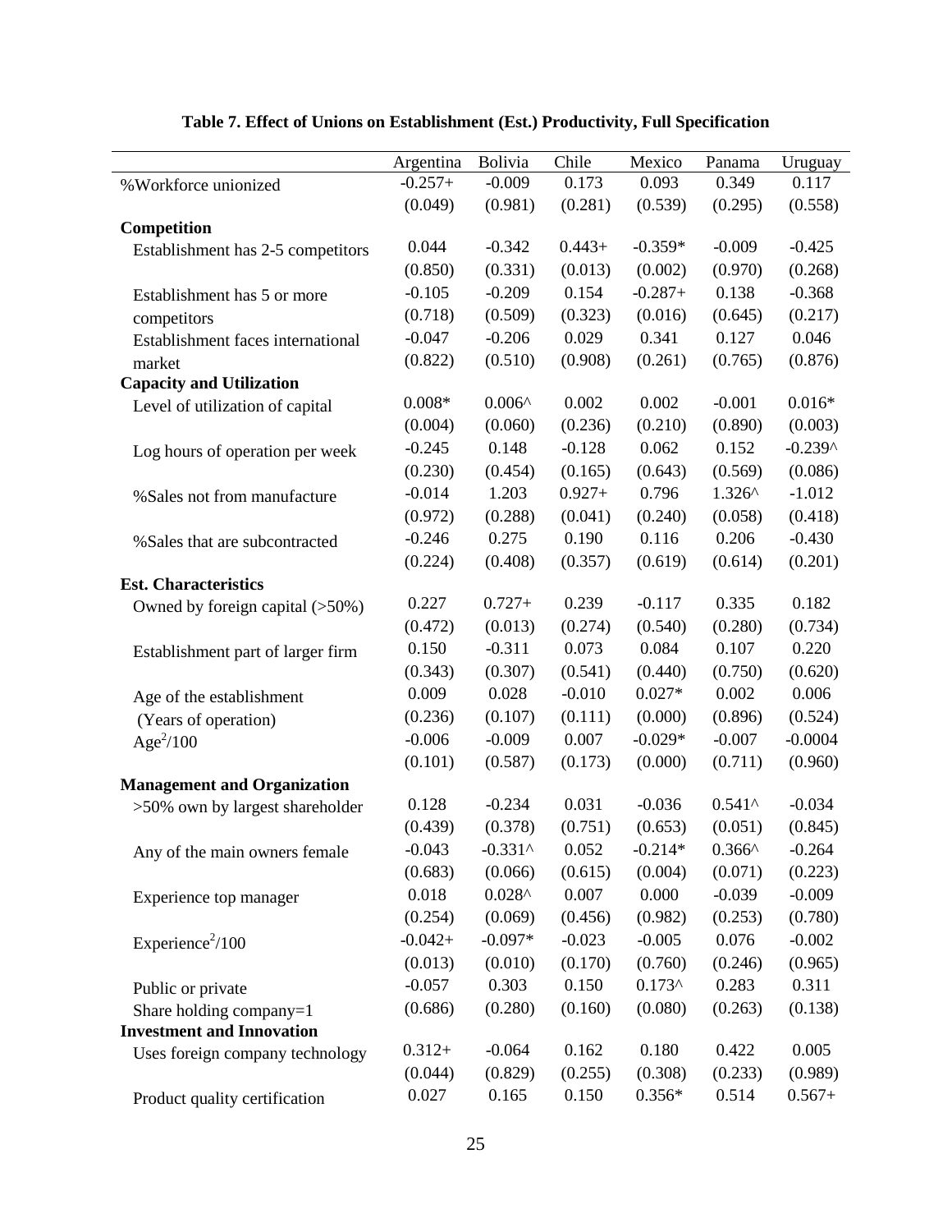**Table 7. Effect of Unions on Establishment (Est.) Productivity, Full Specification**

| | Argentina | Bolivia | Chile | Mexico | Panama | Uruguay |
|---|---|---|---|---|---|---|
| %Workforce unionized | -0.257+ | -0.009 | 0.173 | 0.093 | 0.349 | 0.117 |
| | (0.049) | (0.981) | (0.281) | (0.539) | (0.295) | (0.558) |
| **Competition** | | | | | | |
| Establishment has 2-5 competitors | 0.044 | -0.342 | 0.443+ | -0.359* | -0.009 | -0.425 |
| | (0.850) | (0.331) | (0.013) | (0.002) | (0.970) | (0.268) |
| Establishment has 5 or more competitors | -0.105 | -0.209 | 0.154 | -0.287+ | 0.138 | -0.368 |
| | (0.718) | (0.509) | (0.323) | (0.016) | (0.645) | (0.217) |
| Establishment faces international market | -0.047 | -0.206 | 0.029 | 0.341 | 0.127 | 0.046 |
| | (0.822) | (0.510) | (0.908) | (0.261) | (0.765) | (0.876) |
| **Capacity and Utilization** | | | | | | |
| Level of utilization of capital | 0.008* | 0.006^ | 0.002 | 0.002 | -0.001 | 0.016* |
| | (0.004) | (0.060) | (0.236) | (0.210) | (0.890) | (0.003) |
| Log hours of operation per week | -0.245 | 0.148 | -0.128 | 0.062 | 0.152 | -0.239^ |
| | (0.230) | (0.454) | (0.165) | (0.643) | (0.569) | (0.086) |
| %Sales not from manufacture | -0.014 | 1.203 | 0.927+ | 0.796 | 1.326^ | -1.012 |
| | (0.972) | (0.288) | (0.041) | (0.240) | (0.058) | (0.418) |
| %Sales that are subcontracted | -0.246 | 0.275 | 0.190 | 0.116 | 0.206 | -0.430 |
| | (0.224) | (0.408) | (0.357) | (0.619) | (0.614) | (0.201) |
| **Est. Characteristics** | | | | | | |
| Owned by foreign capital (>50%) | 0.227 | 0.727+ | 0.239 | -0.117 | 0.335 | 0.182 |
| | (0.472) | (0.013) | (0.274) | (0.540) | (0.280) | (0.734) |
| Establishment part of larger firm | 0.150 | -0.311 | 0.073 | 0.084 | 0.107 | 0.220 |
| | (0.343) | (0.307) | (0.541) | (0.440) | (0.750) | (0.620) |
| Age of the establishment (Years of operation) | 0.009 | 0.028 | -0.010 | 0.027* | 0.002 | 0.006 |
| | (0.236) | (0.107) | (0.111) | (0.000) | (0.896) | (0.524) |
| $Age^2/100$ | -0.006 | -0.009 | 0.007 | -0.029* | -0.007 | -0.0004 |
| | (0.101) | (0.587) | (0.173) | (0.000) | (0.711) | (0.960) |
| **Management and Organization** | | | | | | |
| >50% own by largest shareholder | 0.128 | -0.234 | 0.031 | -0.036 | 0.541^ | -0.034 |
| | (0.439) | (0.378) | (0.751) | (0.653) | (0.051) | (0.845) |
| Any of the main owners female | -0.043 | -0.331^ | 0.052 | -0.214* | 0.366^ | -0.264 |
| | (0.683) | (0.066) | (0.615) | (0.004) | (0.071) | (0.223) |
| Experience top manager | 0.018 | 0.028^ | 0.007 | 0.000 | -0.039 | -0.009 |
| | (0.254) | (0.069) | (0.456) | (0.982) | (0.253) | (0.780) |
| $Experience^2/100$ | -0.042+ | -0.097* | -0.023 | -0.005 | 0.076 | -0.002 |
| | (0.013) | (0.010) | (0.170) | (0.760) | (0.246) | (0.965) |
| Public or private Share holding company=1 | -0.057 | 0.303 | 0.150 | 0.173^ | 0.283 | 0.311 |
| | (0.686) | (0.280) | (0.160) | (0.080) | (0.263) | (0.138) |
| **Investment and Innovation** | | | | | | |
| Uses foreign company technology | 0.312+ | -0.064 | 0.162 | 0.180 | 0.422 | 0.005 |
| | (0.044) | (0.829) | (0.255) | (0.308) | (0.233) | (0.989) |
| Product quality certification | 0.027 | 0.165 | 0.150 | 0.356* | 0.514 | 0.567+ |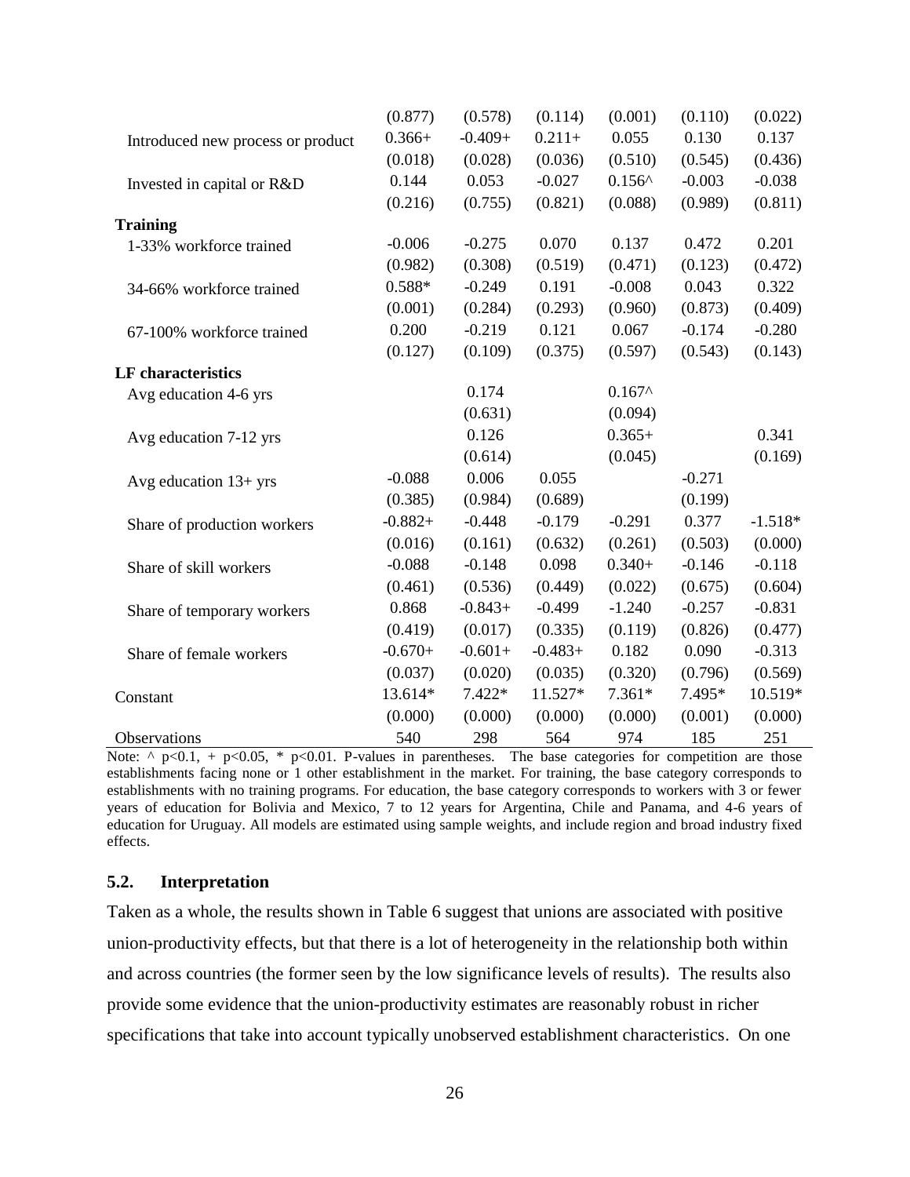| | | | | | | |
|---|---|---|---|---|---|---|
| | (0.877) | (0.578) | (0.114) | (0.001) | (0.110) | (0.022) |
| Introduced new process or product | 0.366+ | -0.409+ | 0.211+ | 0.055 | 0.130 | 0.137 |
| | (0.018) | (0.028) | (0.036) | (0.510) | (0.545) | (0.436) |
| Invested in capital or R&D | 0.144 | 0.053 | -0.027 | 0.156^ | -0.003 | -0.038 |
| | (0.216) | (0.755) | (0.821) | (0.088) | (0.989) | (0.811) |
| **Training** | | | | | | |
| 1-33% workforce trained | -0.006 | -0.275 | 0.070 | 0.137 | 0.472 | 0.201 |
| | (0.982) | (0.308) | (0.519) | (0.471) | (0.123) | (0.472) |
| 34-66% workforce trained | 0.588* | -0.249 | 0.191 | -0.008 | 0.043 | 0.322 |
| | (0.001) | (0.284) | (0.293) | (0.960) | (0.873) | (0.409) |
| 67-100% workforce trained | 0.200 | -0.219 | 0.121 | 0.067 | -0.174 | -0.280 |
| | (0.127) | (0.109) | (0.375) | (0.597) | (0.543) | (0.143) |
| **LF characteristics** | | | | | | |
| Avg education 4-6 yrs | | 0.174 | | 0.167^ | | |
| | | (0.631) | | (0.094) | | |
| Avg education 7-12 yrs | | 0.126 | | 0.365+ | | 0.341 |
| | | (0.614) | | (0.045) | | (0.169) |
| Avg education 13+ yrs | -0.088 | 0.006 | 0.055 | | -0.271 | |
| | (0.385) | (0.984) | (0.689) | | (0.199) | |
| Share of production workers | -0.882+ | -0.448 | -0.179 | -0.291 | 0.377 | -1.518* |
| | (0.016) | (0.161) | (0.632) | (0.261) | (0.503) | (0.000) |
| Share of skill workers | -0.088 | -0.148 | 0.098 | 0.340+ | -0.146 | -0.118 |
| | (0.461) | (0.536) | (0.449) | (0.022) | (0.675) | (0.604) |
| Share of temporary workers | 0.868 | -0.843+ | -0.499 | -1.240 | -0.257 | -0.831 |
| | (0.419) | (0.017) | (0.335) | (0.119) | (0.826) | (0.477) |
| Share of female workers | -0.670+ | -0.601+ | -0.483+ | 0.182 | 0.090 | -0.313 |
| | (0.037) | (0.020) | (0.035) | (0.320) | (0.796) | (0.569) |
| Constant | 13.614* | 7.422* | 11.527* | 7.361* | 7.495* | 10.519* |
| | (0.000) | (0.000) | (0.000) | (0.000) | (0.001) | (0.000) |
| Observations | 540 | 298 | 564 | 974 | 185 | 251 |

Note: ^ p<0.1, + p<0.05, * p<0.01. P-values in parentheses. The base categories for competition are those establishments facing none or 1 other establishment in the market. For training, the base category corresponds to establishments with no training programs. For education, the base category corresponds to workers with 3 or fewer years of education for Bolivia and Mexico, 7 to 12 years for Argentina, Chile and Panama, and 4-6 years of education for Uruguay. All models are estimated using sample weights, and include region and broad industry fixed effects.

### 5.2. Interpretation

Taken as a whole, the results shown in Table 6 suggest that unions are associated with positive union-productivity effects, but that there is a lot of heterogeneity in the relationship both within and across countries (the former seen by the low significance levels of results). The results also provide some evidence that the union-productivity estimates are reasonably robust in richer specifications that take into account typically unobserved establishment characteristics. On one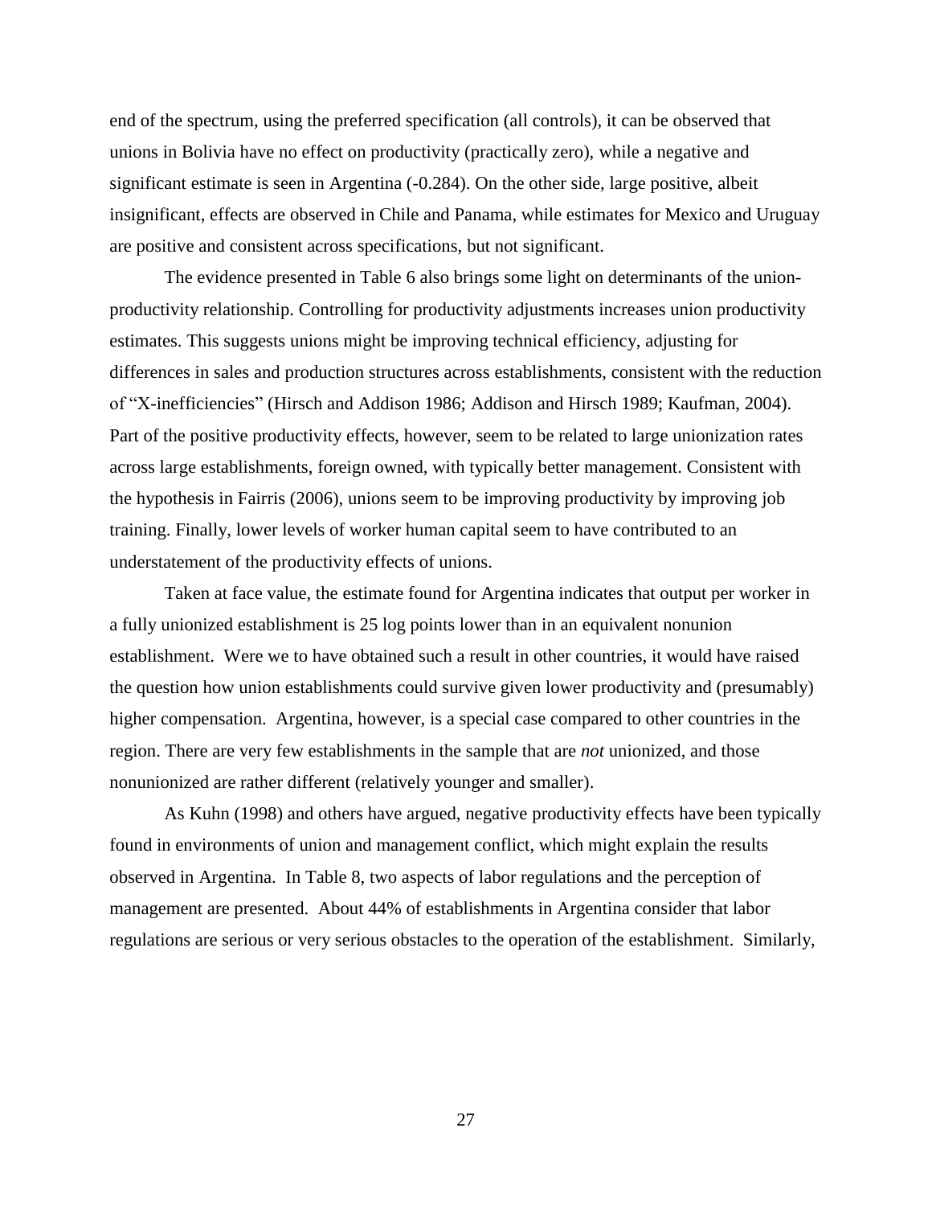end of the spectrum, using the preferred specification (all controls), it can be observed that unions in Bolivia have no effect on productivity (practically zero), while a negative and significant estimate is seen in Argentina (-0.284). On the other side, large positive, albeit insignificant, effects are observed in Chile and Panama, while estimates for Mexico and Uruguay are positive and consistent across specifications, but not significant.

The evidence presented in Table 6 also brings some light on determinants of the union-productivity relationship. Controlling for productivity adjustments increases union productivity estimates. This suggests unions might be improving technical efficiency, adjusting for differences in sales and production structures across establishments, consistent with the reduction of "X-inefficiencies" (Hirsch and Addison 1986; Addison and Hirsch 1989; Kaufman, 2004). Part of the positive productivity effects, however, seem to be related to large unionization rates across large establishments, foreign owned, with typically better management. Consistent with the hypothesis in Fairris (2006), unions seem to be improving productivity by improving job training. Finally, lower levels of worker human capital seem to have contributed to an understatement of the productivity effects of unions.

Taken at face value, the estimate found for Argentina indicates that output per worker in a fully unionized establishment is 25 log points lower than in an equivalent nonunion establishment. Were we to have obtained such a result in other countries, it would have raised the question how union establishments could survive given lower productivity and (presumably) higher compensation. Argentina, however, is a special case compared to other countries in the region. There are very few establishments in the sample that are *not* unionized, and those nonunionized are rather different (relatively younger and smaller).

As Kuhn (1998) and others have argued, negative productivity effects have been typically found in environments of union and management conflict, which might explain the results observed in Argentina. In Table 8, two aspects of labor regulations and the perception of management are presented. About 44% of establishments in Argentina consider that labor regulations are serious or very serious obstacles to the operation of the establishment. Similarly,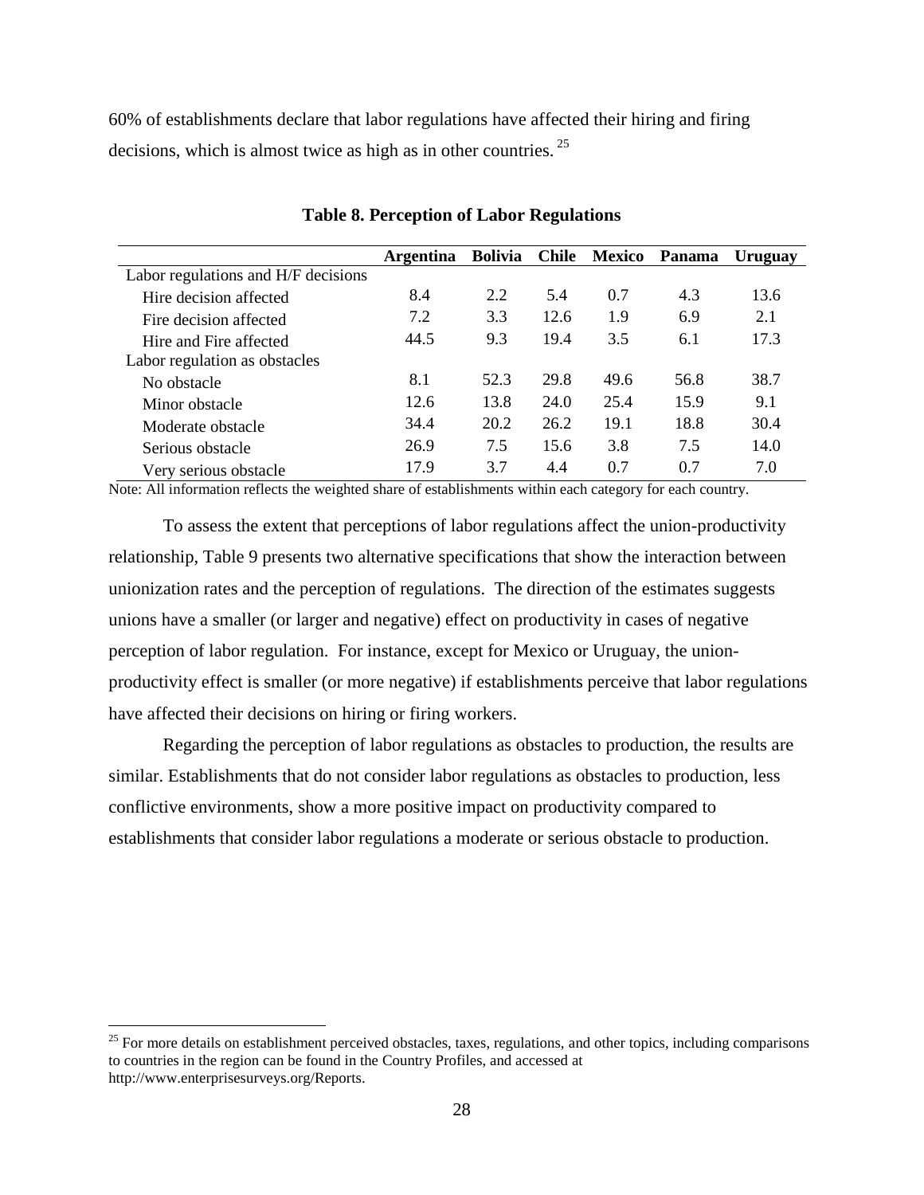60% of establishments declare that labor regulations have affected their hiring and firing decisions, which is almost twice as high as in other countries.[25]

**Table 8. Perception of Labor Regulations**

| | Argentina | Bolivia | Chile | Mexico | Panama | Uruguay |
|---|---|---|---|---|---|---|
| Labor regulations and H/F decisions | | | | | | |
| Hire decision affected | 8.4 | 2.2 | 5.4 | 0.7 | 4.3 | 13.6 |
| Fire decision affected | 7.2 | 3.3 | 12.6 | 1.9 | 6.9 | 2.1 |
| Hire and Fire affected | 44.5 | 9.3 | 19.4 | 3.5 | 6.1 | 17.3 |
| Labor regulation as obstacles | | | | | | |
| No obstacle | 8.1 | 52.3 | 29.8 | 49.6 | 56.8 | 38.7 |
| Minor obstacle | 12.6 | 13.8 | 24.0 | 25.4 | 15.9 | 9.1 |
| Moderate obstacle | 34.4 | 20.2 | 26.2 | 19.1 | 18.8 | 30.4 |
| Serious obstacle | 26.9 | 7.5 | 15.6 | 3.8 | 7.5 | 14.0 |
| Very serious obstacle | 17.9 | 3.7 | 4.4 | 0.7 | 0.7 | 7.0 |

Note: All information reflects the weighted share of establishments within each category for each country.

To assess the extent that perceptions of labor regulations affect the union-productivity relationship, Table 9 presents two alternative specifications that show the interaction between unionization rates and the perception of regulations. The direction of the estimates suggests unions have a smaller (or larger and negative) effect on productivity in cases of negative perception of labor regulation. For instance, except for Mexico or Uruguay, the union-productivity effect is smaller (or more negative) if establishments perceive that labor regulations have affected their decisions on hiring or firing workers.

Regarding the perception of labor regulations as obstacles to production, the results are similar. Establishments that do not consider labor regulations as obstacles to production, less conflictive environments, show a more positive impact on productivity compared to establishments that consider labor regulations a moderate or serious obstacle to production.

[25] For more details on establishment perceived obstacles, taxes, regulations, and other topics, including comparisons to countries in the region can be found in the Country Profiles, and accessed at http://www.enterprisesurveys.org/Reports.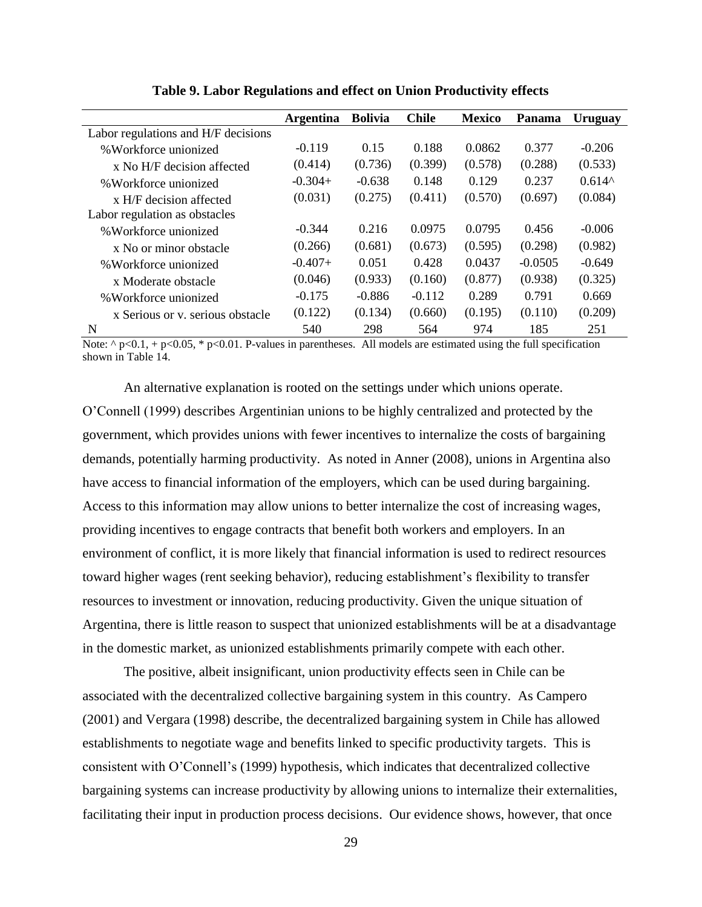**Table 9. Labor Regulations and effect on Union Productivity effects**

| | Argentina | Bolivia | Chile | Mexico | Panama | Uruguay |
|---|---|---|---|---|---|---|
| Labor regulations and H/F decisions | | | | | | |
| %Workforce unionized | -0.119 | 0.15 | 0.188 | 0.0862 | 0.377 | -0.206 |
| x No H/F decision affected | (0.414) | (0.736) | (0.399) | (0.578) | (0.288) | (0.533) |
| %Workforce unionized | -0.304+ | -0.638 | 0.148 | 0.129 | 0.237 | 0.614^ |
| x H/F decision affected | (0.031) | (0.275) | (0.411) | (0.570) | (0.697) | (0.084) |
| Labor regulation as obstacles | | | | | | |
| %Workforce unionized | -0.344 | 0.216 | 0.0975 | 0.0795 | 0.456 | -0.006 |
| x No or minor obstacle | (0.266) | (0.681) | (0.673) | (0.595) | (0.298) | (0.982) |
| %Workforce unionized | -0.407+ | 0.051 | 0.428 | 0.0437 | -0.0505 | -0.649 |
| x Moderate obstacle | (0.046) | (0.933) | (0.160) | (0.877) | (0.938) | (0.325) |
| %Workforce unionized | -0.175 | -0.886 | -0.112 | 0.289 | 0.791 | 0.669 |
| x Serious or v. serious obstacle | (0.122) | (0.134) | (0.660) | (0.195) | (0.110) | (0.209) |
| N | 540 | 298 | 564 | 974 | 185 | 251 |

Note: ^ p<0.1, + p<0.05, * p<0.01. P-values in parentheses. All models are estimated using the full specification shown in Table 14.

An alternative explanation is rooted on the settings under which unions operate. O'Connell (1999) describes Argentinian unions to be highly centralized and protected by the government, which provides unions with fewer incentives to internalize the costs of bargaining demands, potentially harming productivity. As noted in Anner (2008), unions in Argentina also have access to financial information of the employers, which can be used during bargaining. Access to this information may allow unions to better internalize the cost of increasing wages, providing incentives to engage contracts that benefit both workers and employers. In an environment of conflict, it is more likely that financial information is used to redirect resources toward higher wages (rent seeking behavior), reducing establishment's flexibility to transfer resources to investment or innovation, reducing productivity. Given the unique situation of Argentina, there is little reason to suspect that unionized establishments will be at a disadvantage in the domestic market, as unionized establishments primarily compete with each other.

The positive, albeit insignificant, union productivity effects seen in Chile can be associated with the decentralized collective bargaining system in this country. As Campero (2001) and Vergara (1998) describe, the decentralized bargaining system in Chile has allowed establishments to negotiate wage and benefits linked to specific productivity targets. This is consistent with O'Connell's (1999) hypothesis, which indicates that decentralized collective bargaining systems can increase productivity by allowing unions to internalize their externalities, facilitating their input in production process decisions. Our evidence shows, however, that once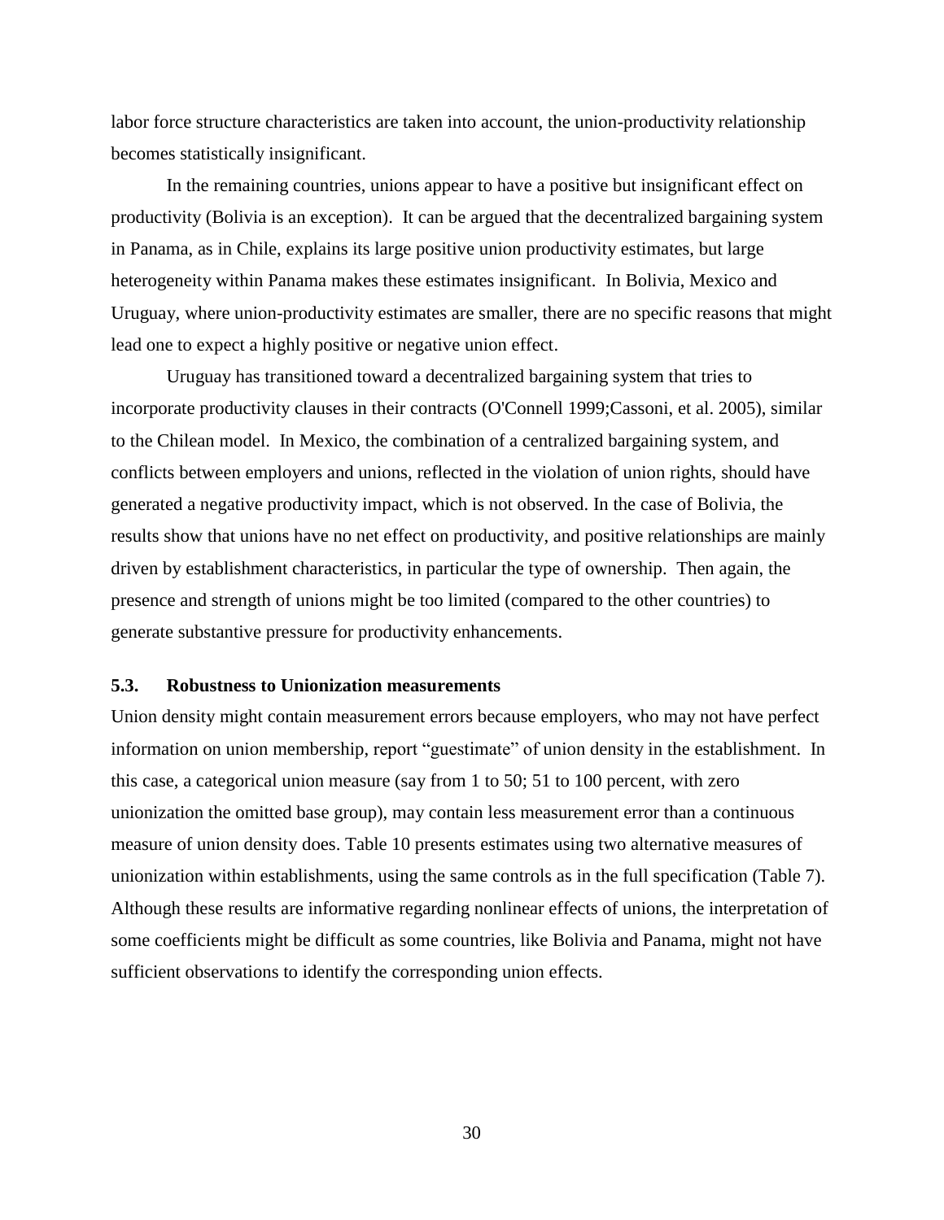labor force structure characteristics are taken into account, the union-productivity relationship becomes statistically insignificant.

In the remaining countries, unions appear to have a positive but insignificant effect on productivity (Bolivia is an exception). It can be argued that the decentralized bargaining system in Panama, as in Chile, explains its large positive union productivity estimates, but large heterogeneity within Panama makes these estimates insignificant. In Bolivia, Mexico and Uruguay, where union-productivity estimates are smaller, there are no specific reasons that might lead one to expect a highly positive or negative union effect.

Uruguay has transitioned toward a decentralized bargaining system that tries to incorporate productivity clauses in their contracts (O'Connell 1999;Cassoni, et al. 2005), similar to the Chilean model. In Mexico, the combination of a centralized bargaining system, and conflicts between employers and unions, reflected in the violation of union rights, should have generated a negative productivity impact, which is not observed. In the case of Bolivia, the results show that unions have no net effect on productivity, and positive relationships are mainly driven by establishment characteristics, in particular the type of ownership. Then again, the presence and strength of unions might be too limited (compared to the other countries) to generate substantive pressure for productivity enhancements.

### 5.3. Robustness to Unionization measurements

Union density might contain measurement errors because employers, who may not have perfect information on union membership, report "guestimate" of union density in the establishment. In this case, a categorical union measure (say from 1 to 50; 51 to 100 percent, with zero unionization the omitted base group), may contain less measurement error than a continuous measure of union density does. Table 10 presents estimates using two alternative measures of unionization within establishments, using the same controls as in the full specification (Table 7). Although these results are informative regarding nonlinear effects of unions, the interpretation of some coefficients might be difficult as some countries, like Bolivia and Panama, might not have sufficient observations to identify the corresponding union effects.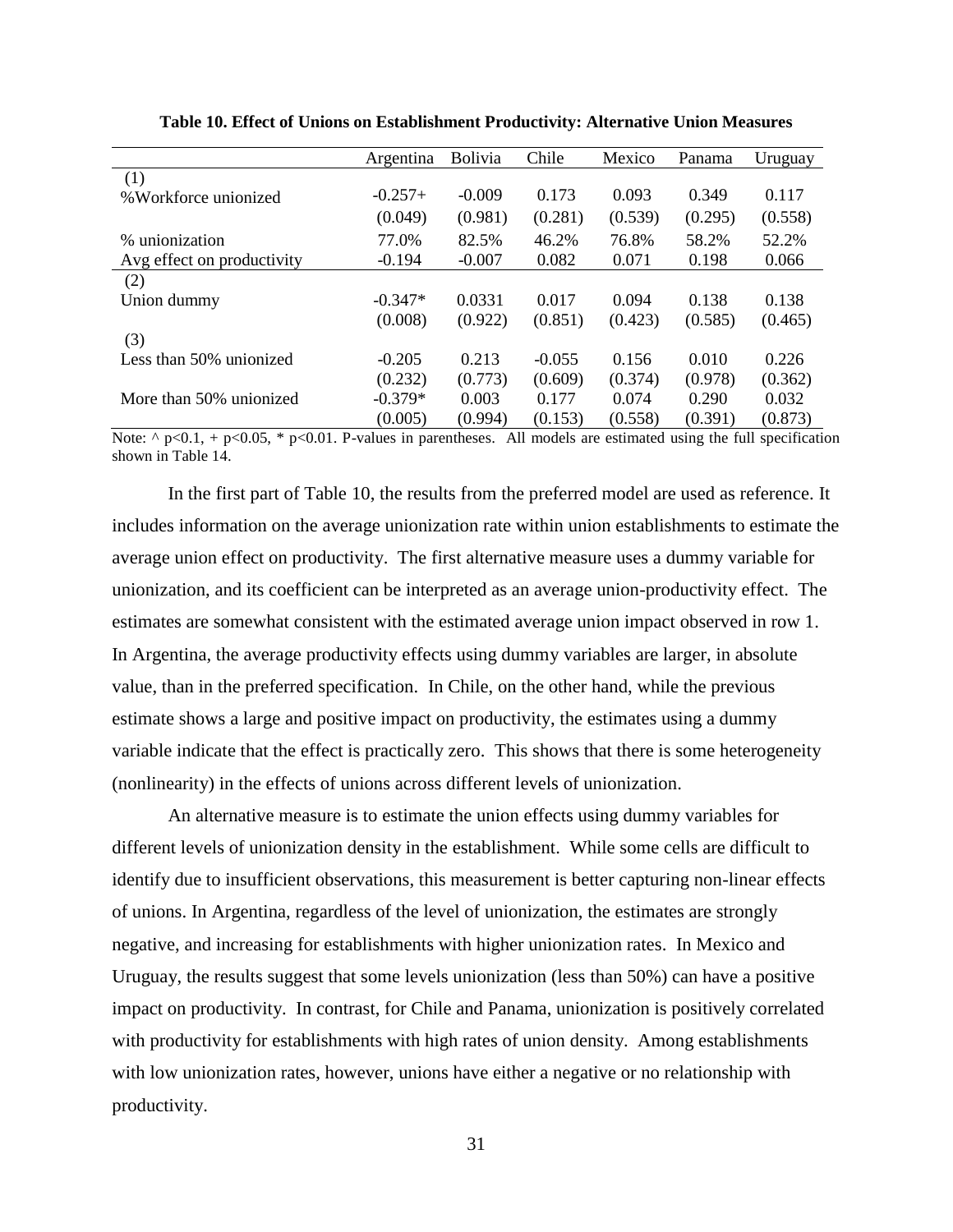**Table 10. Effect of Unions on Establishment Productivity: Alternative Union Measures**

| | Argentina | Bolivia | Chile | Mexico | Panama | Uruguay |
|---|---|---|---|---|---|---|
| (1) | | | | | | |
| %Workforce unionized | -0.257+ | -0.009 | 0.173 | 0.093 | 0.349 | 0.117 |
| | (0.049) | (0.981) | (0.281) | (0.539) | (0.295) | (0.558) |
| % unionization | 77.0% | 82.5% | 46.2% | 76.8% | 58.2% | 52.2% |
| Avg effect on productivity | -0.194 | -0.007 | 0.082 | 0.071 | 0.198 | 0.066 |
| (2) | | | | | | |
| Union dummy | -0.347* | 0.0331 | 0.017 | 0.094 | 0.138 | 0.138 |
| | (0.008) | (0.922) | (0.851) | (0.423) | (0.585) | (0.465) |
| (3) | | | | | | |
| Less than 50% unionized | -0.205 | 0.213 | -0.055 | 0.156 | 0.010 | 0.226 |
| | (0.232) | (0.773) | (0.609) | (0.374) | (0.978) | (0.362) |
| More than 50% unionized | -0.379* | 0.003 | 0.177 | 0.074 | 0.290 | 0.032 |
| | (0.005) | (0.994) | (0.153) | (0.558) | (0.391) | (0.873) |

Note: ^ p<0.1, + p<0.05, * p<0.01. P-values in parentheses. All models are estimated using the full specification shown in Table 14.

In the first part of Table 10, the results from the preferred model are used as reference. It includes information on the average unionization rate within union establishments to estimate the average union effect on productivity. The first alternative measure uses a dummy variable for unionization, and its coefficient can be interpreted as an average union-productivity effect. The estimates are somewhat consistent with the estimated average union impact observed in row 1. In Argentina, the average productivity effects using dummy variables are larger, in absolute value, than in the preferred specification. In Chile, on the other hand, while the previous estimate shows a large and positive impact on productivity, the estimates using a dummy variable indicate that the effect is practically zero. This shows that there is some heterogeneity (nonlinearity) in the effects of unions across different levels of unionization.

An alternative measure is to estimate the union effects using dummy variables for different levels of unionization density in the establishment. While some cells are difficult to identify due to insufficient observations, this measurement is better capturing non-linear effects of unions. In Argentina, regardless of the level of unionization, the estimates are strongly negative, and increasing for establishments with higher unionization rates. In Mexico and Uruguay, the results suggest that some levels unionization (less than 50%) can have a positive impact on productivity. In contrast, for Chile and Panama, unionization is positively correlated with productivity for establishments with high rates of union density. Among establishments with low unionization rates, however, unions have either a negative or no relationship with productivity.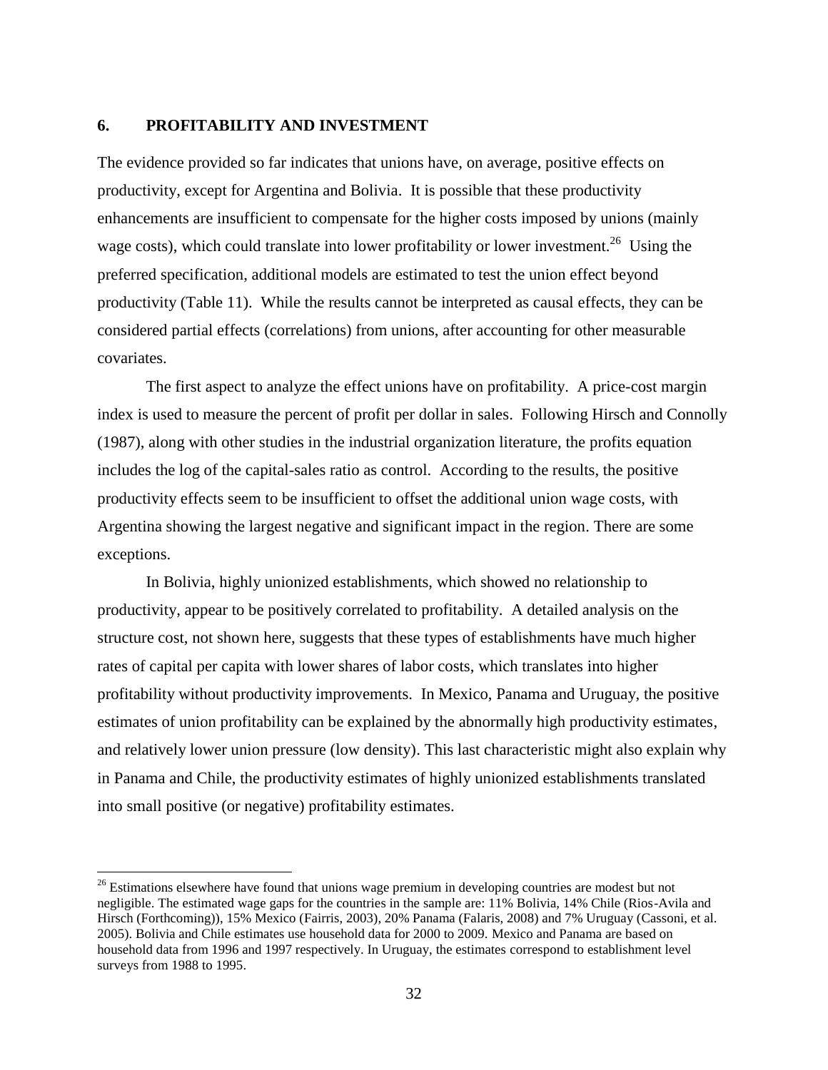## 6. PROFITABILITY AND INVESTMENT

The evidence provided so far indicates that unions have, on average, positive effects on productivity, except for Argentina and Bolivia. It is possible that these productivity enhancements are insufficient to compensate for the higher costs imposed by unions (mainly wage costs), which could translate into lower profitability or lower investment.[26] Using the preferred specification, additional models are estimated to test the union effect beyond productivity (Table 11). While the results cannot be interpreted as causal effects, they can be considered partial effects (correlations) from unions, after accounting for other measurable covariates.

The first aspect to analyze the effect unions have on profitability. A price-cost margin index is used to measure the percent of profit per dollar in sales. Following Hirsch and Connolly (1987), along with other studies in the industrial organization literature, the profits equation includes the log of the capital-sales ratio as control. According to the results, the positive productivity effects seem to be insufficient to offset the additional union wage costs, with Argentina showing the largest negative and significant impact in the region. There are some exceptions.

In Bolivia, highly unionized establishments, which showed no relationship to productivity, appear to be positively correlated to profitability. A detailed analysis on the structure cost, not shown here, suggests that these types of establishments have much higher rates of capital per capita with lower shares of labor costs, which translates into higher profitability without productivity improvements. In Mexico, Panama and Uruguay, the positive estimates of union profitability can be explained by the abnormally high productivity estimates, and relatively lower union pressure (low density). This last characteristic might also explain why in Panama and Chile, the productivity estimates of highly unionized establishments translated into small positive (or negative) profitability estimates.

---

[26] Estimations elsewhere have found that unions wage premium in developing countries are modest but not negligible. The estimated wage gaps for the countries in the sample are: 11% Bolivia, 14% Chile (Rios-Avila and Hirsch (Forthcoming)), 15% Mexico (Fairris, 2003), 20% Panama (Falaris, 2008) and 7% Uruguay (Cassoni, et al. 2005). Bolivia and Chile estimates use household data for 2000 to 2009. Mexico and Panama are based on household data from 1996 and 1997 respectively. In Uruguay, the estimates correspond to establishment level surveys from 1988 to 1995.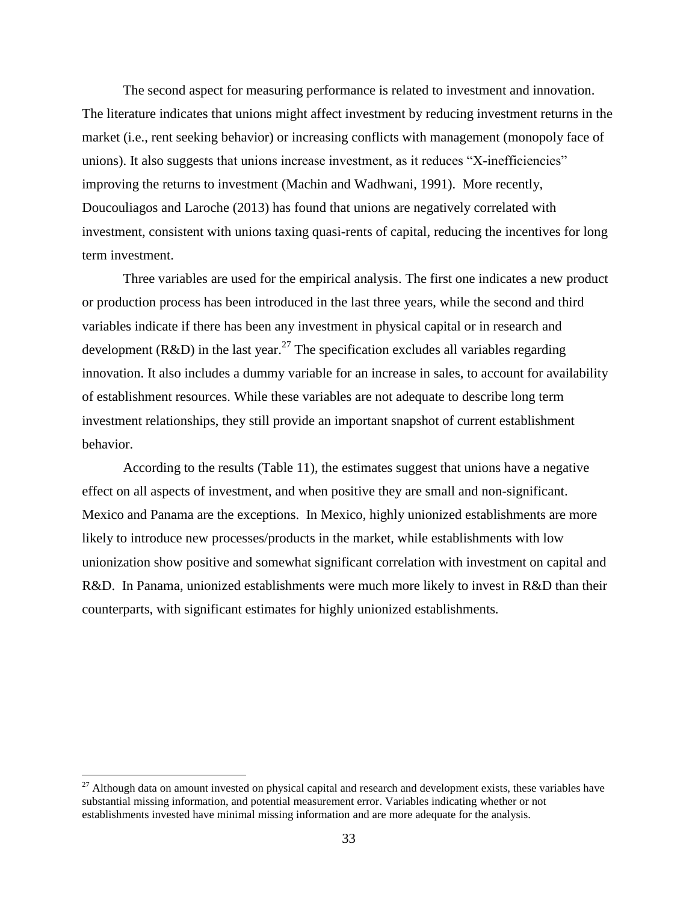The second aspect for measuring performance is related to investment and innovation. The literature indicates that unions might affect investment by reducing investment returns in the market (i.e., rent seeking behavior) or increasing conflicts with management (monopoly face of unions). It also suggests that unions increase investment, as it reduces "X-inefficiencies" improving the returns to investment (Machin and Wadhwani, 1991). More recently, Doucouliagos and Laroche (2013) has found that unions are negatively correlated with investment, consistent with unions taxing quasi-rents of capital, reducing the incentives for long term investment.

Three variables are used for the empirical analysis. The first one indicates a new product or production process has been introduced in the last three years, while the second and third variables indicate if there has been any investment in physical capital or in research and development (R&D) in the last year.[27] The specification excludes all variables regarding innovation. It also includes a dummy variable for an increase in sales, to account for availability of establishment resources. While these variables are not adequate to describe long term investment relationships, they still provide an important snapshot of current establishment behavior.

According to the results (Table 11), the estimates suggest that unions have a negative effect on all aspects of investment, and when positive they are small and non-significant. Mexico and Panama are the exceptions. In Mexico, highly unionized establishments are more likely to introduce new processes/products in the market, while establishments with low unionization show positive and somewhat significant correlation with investment on capital and R&D. In Panama, unionized establishments were much more likely to invest in R&D than their counterparts, with significant estimates for highly unionized establishments.

[27] Although data on amount invested on physical capital and research and development exists, these variables have substantial missing information, and potential measurement error. Variables indicating whether or not establishments invested have minimal missing information and are more adequate for the analysis.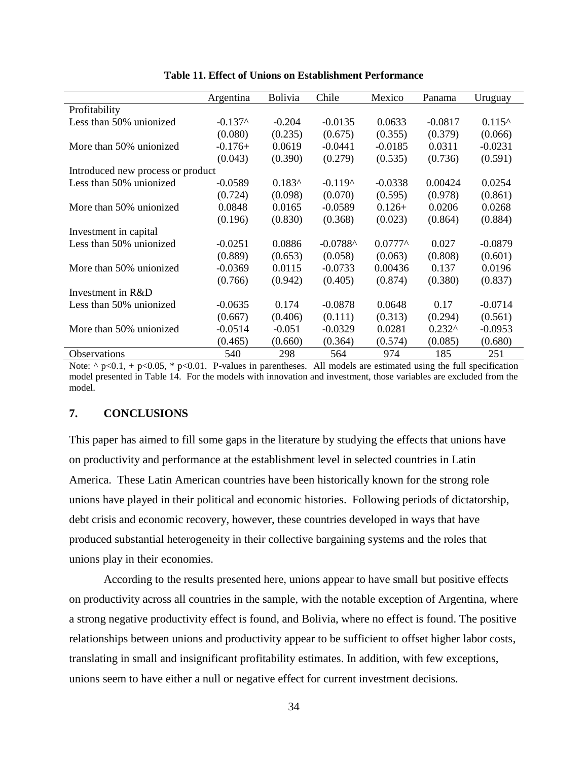**Table 11. Effect of Unions on Establishment Performance**

| | Argentina | Bolivia | Chile | Mexico | Panama | Uruguay |
|---|---|---|---|---|---|---|
| Profitability | | | | | | |
| Less than 50% unionized | -0.137^ | -0.204 | -0.0135 | 0.0633 | -0.0817 | 0.115^ |
| | (0.080) | (0.235) | (0.675) | (0.355) | (0.379) | (0.066) |
| More than 50% unionized | -0.176+ | 0.0619 | -0.0441 | -0.0185 | 0.0311 | -0.0231 |
| | (0.043) | (0.390) | (0.279) | (0.535) | (0.736) | (0.591) |
| Introduced new process or product | | | | | | |
| Less than 50% unionized | -0.0589 | 0.183^ | -0.119^ | -0.0338 | 0.00424 | 0.0254 |
| | (0.724) | (0.098) | (0.070) | (0.595) | (0.978) | (0.861) |
| More than 50% unionized | 0.0848 | 0.0165 | -0.0589 | 0.126+ | 0.0206 | 0.0268 |
| | (0.196) | (0.830) | (0.368) | (0.023) | (0.864) | (0.884) |
| Investment in capital | | | | | | |
| Less than 50% unionized | -0.0251 | 0.0886 | -0.0788^ | 0.0777^ | 0.027 | -0.0879 |
| | (0.889) | (0.653) | (0.058) | (0.063) | (0.808) | (0.601) |
| More than 50% unionized | -0.0369 | 0.0115 | -0.0733 | 0.00436 | 0.137 | 0.0196 |
| | (0.766) | (0.942) | (0.405) | (0.874) | (0.380) | (0.837) |
| Investment in R&D | | | | | | |
| Less than 50% unionized | -0.0635 | 0.174 | -0.0878 | 0.0648 | 0.17 | -0.0714 |
| | (0.667) | (0.406) | (0.111) | (0.313) | (0.294) | (0.561) |
| More than 50% unionized | -0.0514 | -0.051 | -0.0329 | 0.0281 | 0.232^ | -0.0953 |
| | (0.465) | (0.660) | (0.364) | (0.574) | (0.085) | (0.680) |
| Observations | 540 | 298 | 564 | 974 | 185 | 251 |

Note: ^ $p<0.1$, + $p<0.05$, * $p<0.01$. P-values in parentheses. All models are estimated using the full specification model presented in Table 14. For the models with innovation and investment, those variables are excluded from the model.

## 7. CONCLUSIONS

This paper has aimed to fill some gaps in the literature by studying the effects that unions have on productivity and performance at the establishment level in selected countries in Latin America. These Latin American countries have been historically known for the strong role unions have played in their political and economic histories. Following periods of dictatorship, debt crisis and economic recovery, however, these countries developed in ways that have produced substantial heterogeneity in their collective bargaining systems and the roles that unions play in their economies.

According to the results presented here, unions appear to have small but positive effects on productivity across all countries in the sample, with the notable exception of Argentina, where a strong negative productivity effect is found, and Bolivia, where no effect is found. The positive relationships between unions and productivity appear to be sufficient to offset higher labor costs, translating in small and insignificant profitability estimates. In addition, with few exceptions, unions seem to have either a null or negative effect for current investment decisions.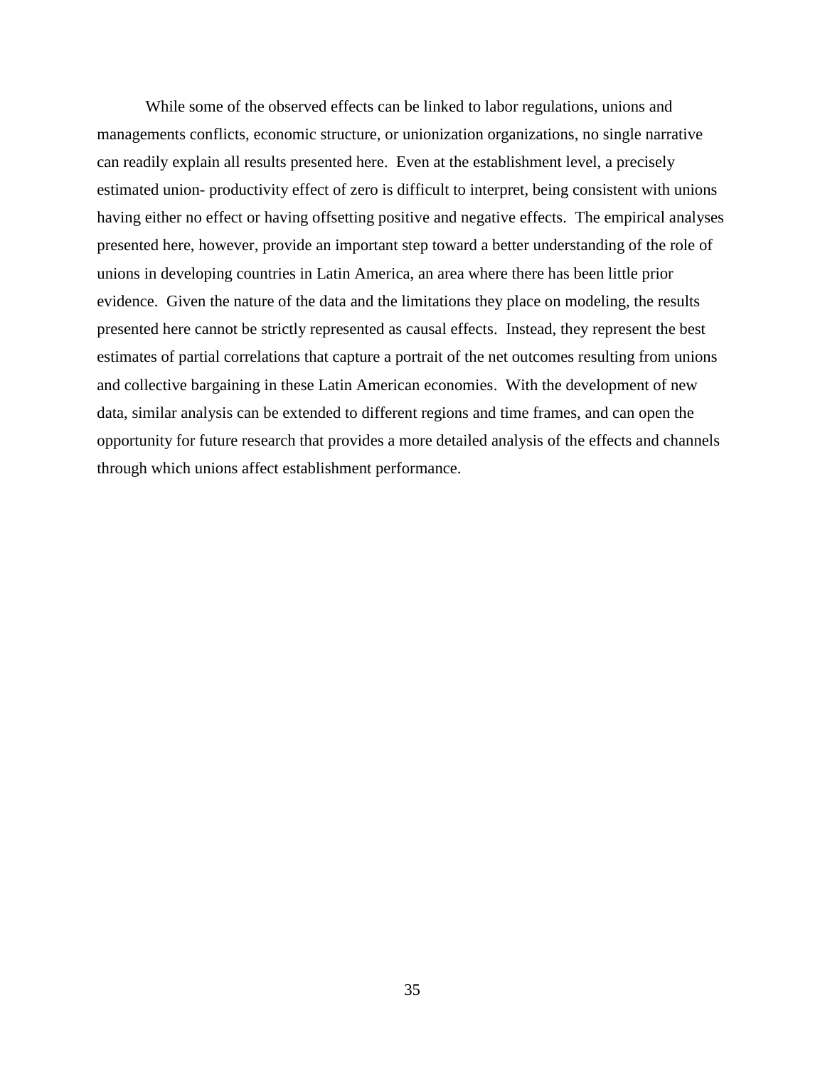While some of the observed effects can be linked to labor regulations, unions and managements conflicts, economic structure, or unionization organizations, no single narrative can readily explain all results presented here. Even at the establishment level, a precisely estimated union- productivity effect of zero is difficult to interpret, being consistent with unions having either no effect or having offsetting positive and negative effects. The empirical analyses presented here, however, provide an important step toward a better understanding of the role of unions in developing countries in Latin America, an area where there has been little prior evidence. Given the nature of the data and the limitations they place on modeling, the results presented here cannot be strictly represented as causal effects. Instead, they represent the best estimates of partial correlations that capture a portrait of the net outcomes resulting from unions and collective bargaining in these Latin American economies. With the development of new data, similar analysis can be extended to different regions and time frames, and can open the opportunity for future research that provides a more detailed analysis of the effects and channels through which unions affect establishment performance.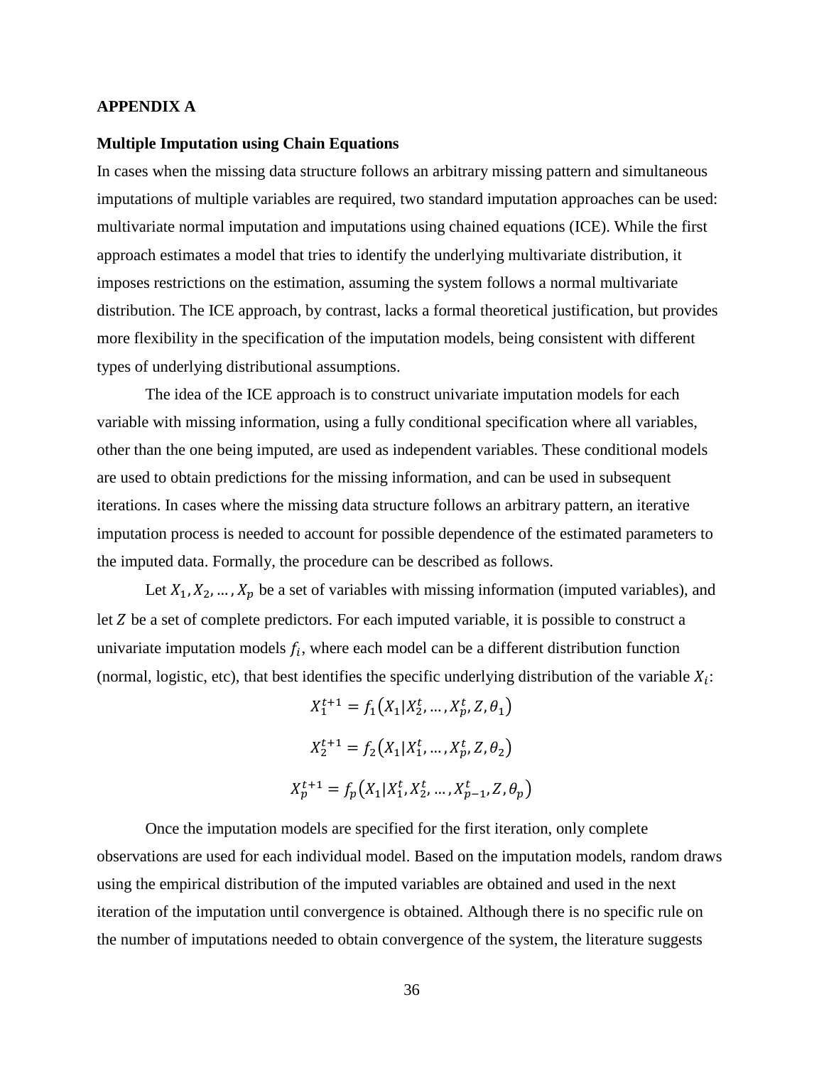## APPENDIX A

### Multiple Imputation using Chain Equations

In cases when the missing data structure follows an arbitrary missing pattern and simultaneous imputations of multiple variables are required, two standard imputation approaches can be used: multivariate normal imputation and imputations using chained equations (ICE). While the first approach estimates a model that tries to identify the underlying multivariate distribution, it imposes restrictions on the estimation, assuming the system follows a normal multivariate distribution. The ICE approach, by contrast, lacks a formal theoretical justification, but provides more flexibility in the specification of the imputation models, being consistent with different types of underlying distributional assumptions.

The idea of the ICE approach is to construct univariate imputation models for each variable with missing information, using a fully conditional specification where all variables, other than the one being imputed, are used as independent variables. These conditional models are used to obtain predictions for the missing information, and can be used in subsequent iterations. In cases where the missing data structure follows an arbitrary pattern, an iterative imputation process is needed to account for possible dependence of the estimated parameters to the imputed data. Formally, the procedure can be described as follows.

Let $X_1, X_2, \ldots, X_p$ be a set of variables with missing information (imputed variables), and let $Z$ be a set of complete predictors. For each imputed variable, it is possible to construct a univariate imputation models $f_i$, where each model can be a different distribution function (normal, logistic, etc), that best identifies the specific underlying distribution of the variable $X_i$:

$$X_1^{t+1} = f_1\left(X_1 | X_2^t, \ldots, X_p^t, Z, \theta_1\right)$$

$$X_2^{t+1} = f_2\left(X_1 | X_1^t, \ldots, X_p^t, Z, \theta_2\right)$$

$$X_p^{t+1} = f_p\left(X_1 | X_1^t, X_2^t, \ldots, X_{p-1}^t, Z, \theta_p\right)$$

Once the imputation models are specified for the first iteration, only complete observations are used for each individual model. Based on the imputation models, random draws using the empirical distribution of the imputed variables are obtained and used in the next iteration of the imputation until convergence is obtained. Although there is no specific rule on the number of imputations needed to obtain convergence of the system, the literature suggests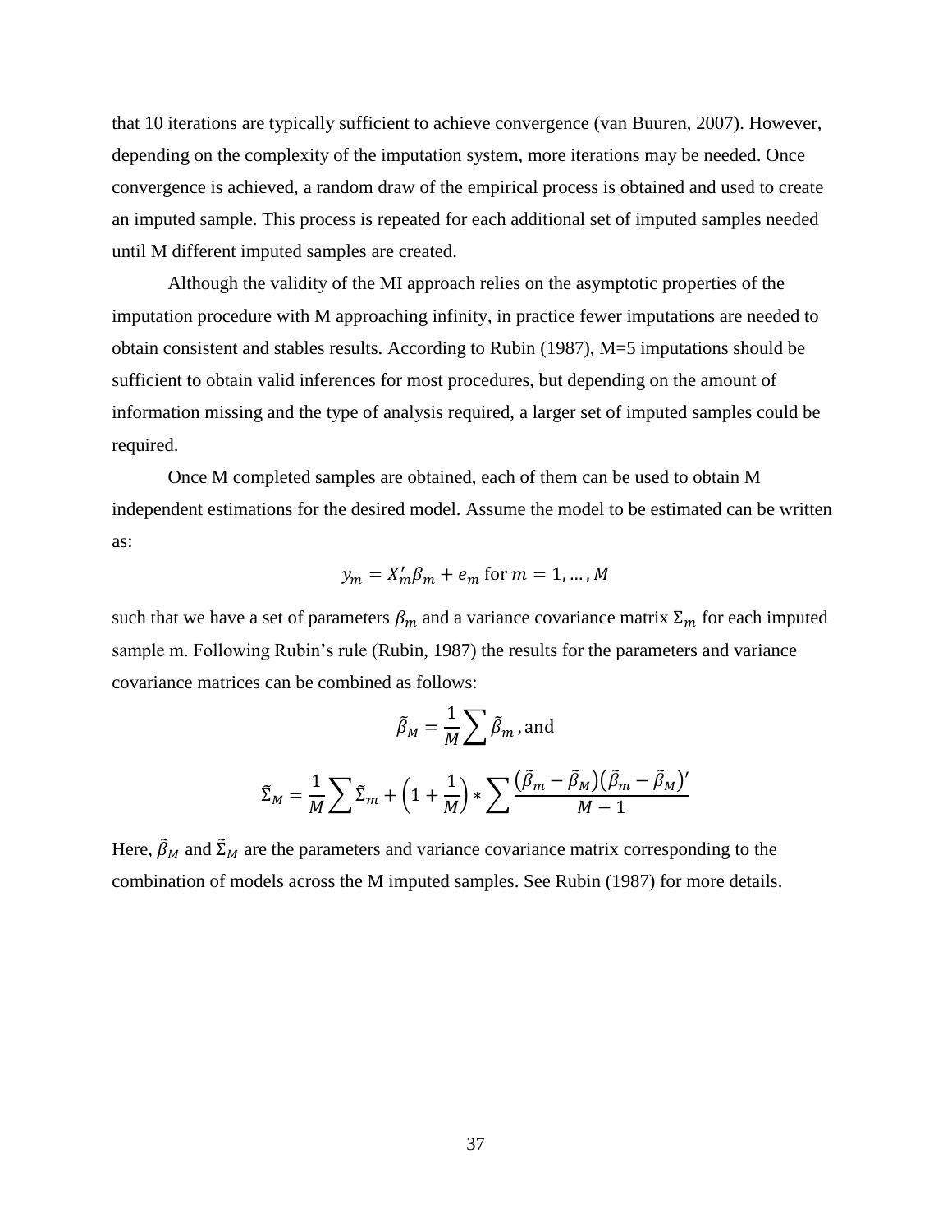that 10 iterations are typically sufficient to achieve convergence (van Buuren, 2007). However, depending on the complexity of the imputation system, more iterations may be needed. Once convergence is achieved, a random draw of the empirical process is obtained and used to create an imputed sample. This process is repeated for each additional set of imputed samples needed until M different imputed samples are created.

Although the validity of the MI approach relies on the asymptotic properties of the imputation procedure with M approaching infinity, in practice fewer imputations are needed to obtain consistent and stables results. According to Rubin (1987), M=5 imputations should be sufficient to obtain valid inferences for most procedures, but depending on the amount of information missing and the type of analysis required, a larger set of imputed samples could be required.

Once M completed samples are obtained, each of them can be used to obtain M independent estimations for the desired model. Assume the model to be estimated can be written as:

$$y_m = X_m' \beta_m + e_m \text{ for } m = 1, \ldots, M$$

such that we have a set of parameters $\beta_m$ and a variance covariance matrix $\Sigma_m$ for each imputed sample m. Following Rubin's rule (Rubin, 1987) the results for the parameters and variance covariance matrices can be combined as follows:

$$\tilde{\beta}_M = \frac{1}{M} \sum \tilde{\beta}_m \text{, and}$$

$$\tilde{\Sigma}_M = \frac{1}{M} \sum \tilde{\Sigma}_m + \left(1 + \frac{1}{M}\right) * \sum \frac{(\tilde{\beta}_m - \tilde{\beta}_M)(\tilde{\beta}_m - \tilde{\beta}_M)'}{M - 1}$$

Here, $\tilde{\beta}_M$ and $\tilde{\Sigma}_M$ are the parameters and variance covariance matrix corresponding to the combination of models across the M imputed samples. See Rubin (1987) for more details.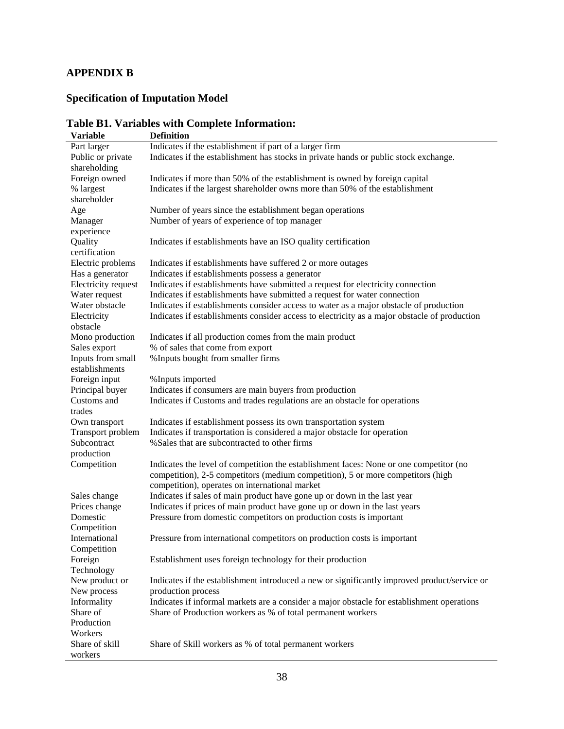## APPENDIX B

## Specification of Imputation Model

**Table B1. Variables with Complete Information:**

| Variable | Definition |
|---|---|
| Part larger | Indicates if the establishment if part of a larger firm |
| Public or private shareholding | Indicates if the establishment has stocks in private hands or public stock exchange. |
| Foreign owned | Indicates if more than 50% of the establishment is owned by foreign capital |
| % largest shareholder | Indicates if the largest shareholder owns more than 50% of the establishment |
| Age | Number of years since the establishment began operations |
| Manager experience | Number of years of experience of top manager |
| Quality certification | Indicates if establishments have an ISO quality certification |
| Electric problems | Indicates if establishments have suffered 2 or more outages |
| Has a generator | Indicates if establishments possess a generator |
| Electricity request | Indicates if establishments have submitted a request for electricity connection |
| Water request | Indicates if establishments have submitted a request for water connection |
| Water obstacle | Indicates if establishments consider access to water as a major obstacle of production |
| Electricity obstacle | Indicates if establishments consider access to electricity as a major obstacle of production |
| Mono production | Indicates if all production comes from the main product |
| Sales export | % of sales that come from export |
| Inputs from small establishments | %Inputs bought from smaller firms |
| Foreign input | %Inputs imported |
| Principal buyer | Indicates if consumers are main buyers from production |
| Customs and trades | Indicates if Customs and trades regulations are an obstacle for operations |
| Own transport | Indicates if establishment possess its own transportation system |
| Transport problem | Indicates if transportation is considered a major obstacle for operation |
| Subcontract production | %Sales that are subcontracted to other firms |
| Competition | Indicates the level of competition the establishment faces: None or one competitor (no competition), 2-5 competitors (medium competition), 5 or more competitors (high competition), operates on international market |
| Sales change | Indicates if sales of main product have gone up or down in the last year |
| Prices change | Indicates if prices of main product have gone up or down in the last years |
| Domestic Competition | Pressure from domestic competitors on production costs is important |
| International Competition | Pressure from international competitors on production costs is important |
| Foreign Technology | Establishment uses foreign technology for their production |
| New product or New process | Indicates if the establishment introduced a new or significantly improved product/service or production process |
| Informality | Indicates if informal markets are a consider a major obstacle for establishment operations |
| Share of Production Workers | Share of Production workers as % of total permanent workers |
| Share of skill workers | Share of Skill workers as % of total permanent workers |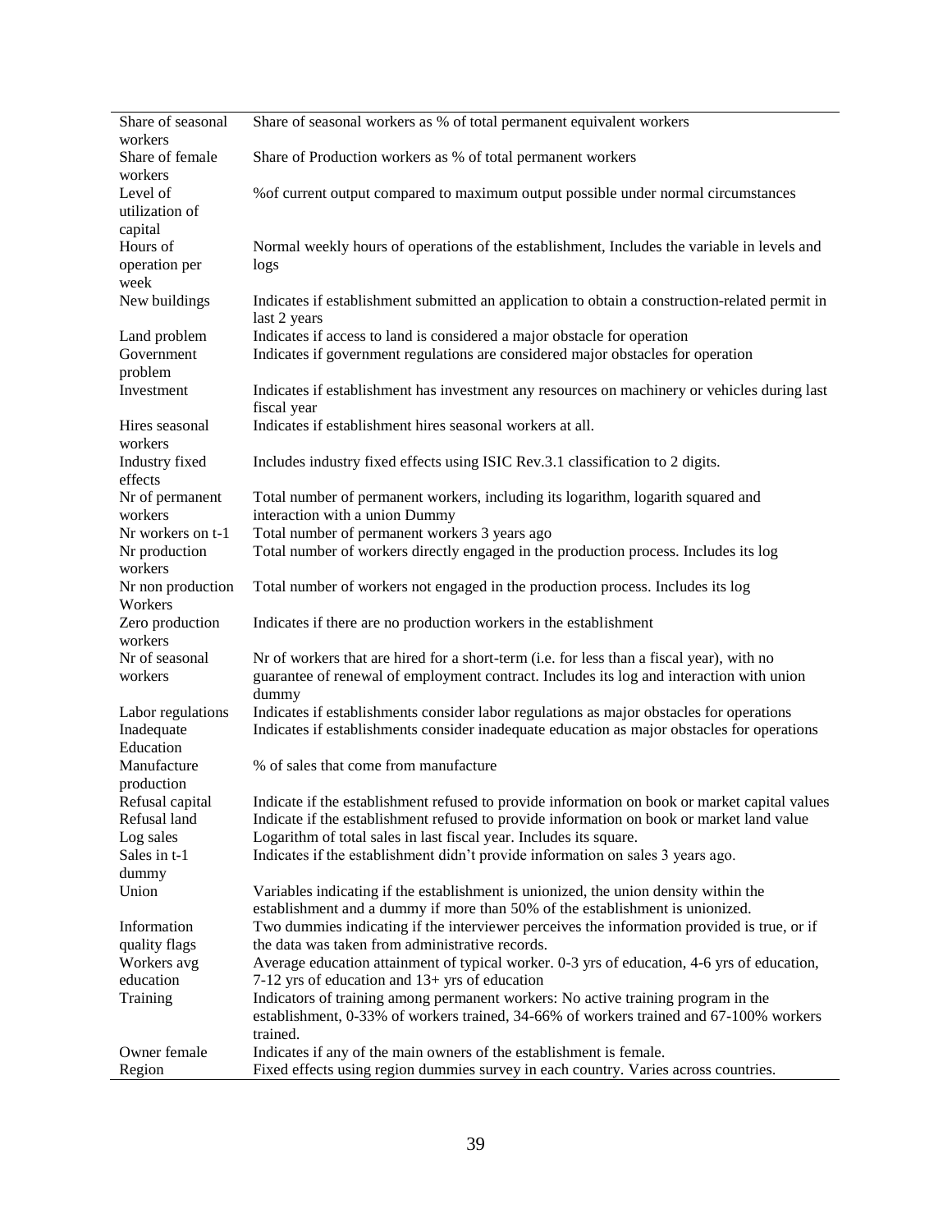| | |
|---|---|
| Share of seasonal workers | Share of seasonal workers as % of total permanent equivalent workers |
| Share of female workers | Share of Production workers as % of total permanent workers |
| Level of utilization of capital | %of current output compared to maximum output possible under normal circumstances |
| Hours of operation per week | Normal weekly hours of operations of the establishment, Includes the variable in levels and logs |
| New buildings | Indicates if establishment submitted an application to obtain a construction-related permit in last 2 years |
| Land problem | Indicates if access to land is considered a major obstacle for operation |
| Government problem | Indicates if government regulations are considered major obstacles for operation |
| Investment | Indicates if establishment has investment any resources on machinery or vehicles during last fiscal year |
| Hires seasonal workers | Indicates if establishment hires seasonal workers at all. |
| Industry fixed effects | Includes industry fixed effects using ISIC Rev.3.1 classification to 2 digits. |
| Nr of permanent workers | Total number of permanent workers, including its logarithm, logarith squared and interaction with a union Dummy |
| Nr workers on t-1 | Total number of permanent workers 3 years ago |
| Nr production workers | Total number of workers directly engaged in the production process. Includes its log |
| Nr non production Workers | Total number of workers not engaged in the production process. Includes its log |
| Zero production workers | Indicates if there are no production workers in the establishment |
| Nr of seasonal workers | Nr of workers that are hired for a short-term (i.e. for less than a fiscal year), with no guarantee of renewal of employment contract. Includes its log and interaction with union dummy |
| Labor regulations | Indicates if establishments consider labor regulations as major obstacles for operations |
| Inadequate Education | Indicates if establishments consider inadequate education as major obstacles for operations |
| Manufacture production | % of sales that come from manufacture |
| Refusal capital | Indicate if the establishment refused to provide information on book or market capital values |
| Refusal land | Indicate if the establishment refused to provide information on book or market land value |
| Log sales | Logarithm of total sales in last fiscal year. Includes its square. |
| Sales in t-1 dummy | Indicates if the establishment didn't provide information on sales 3 years ago. |
| Union | Variables indicating if the establishment is unionized, the union density within the establishment and a dummy if more than 50% of the establishment is unionized. |
| Information quality flags | Two dummies indicating if the interviewer perceives the information provided is true, or if the data was taken from administrative records. |
| Workers avg education | Average education attainment of typical worker. 0-3 yrs of education, 4-6 yrs of education, 7-12 yrs of education and 13+ yrs of education |
| Training | Indicators of training among permanent workers: No active training program in the establishment, 0-33% of workers trained, 34-66% of workers trained and 67-100% workers trained. |
| Owner female | Indicates if any of the main owners of the establishment is female. |
| Region | Fixed effects using region dummies survey in each country. Varies across countries. |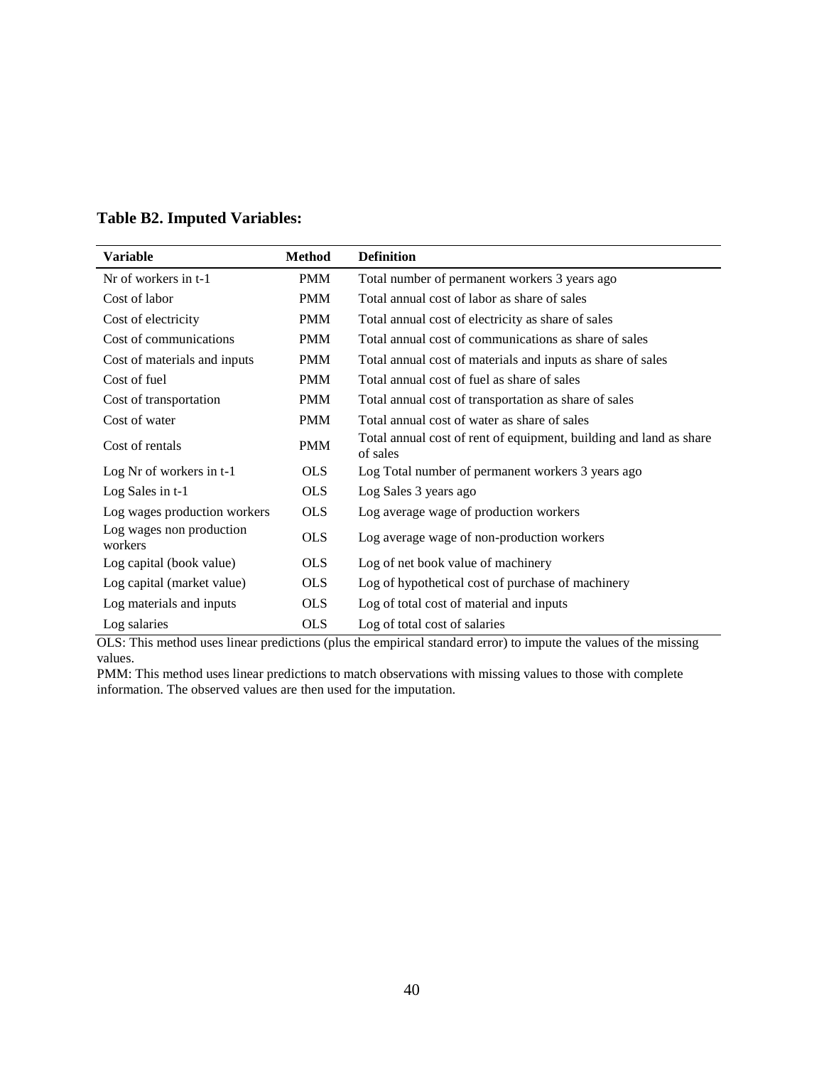**Table B2. Imputed Variables:**

| Variable | Method | Definition |
|---|---|---|
| Nr of workers in t-1 | PMM | Total number of permanent workers 3 years ago |
| Cost of labor | PMM | Total annual cost of labor as share of sales |
| Cost of electricity | PMM | Total annual cost of electricity as share of sales |
| Cost of communications | PMM | Total annual cost of communications as share of sales |
| Cost of materials and inputs | PMM | Total annual cost of materials and inputs as share of sales |
| Cost of fuel | PMM | Total annual cost of fuel as share of sales |
| Cost of transportation | PMM | Total annual cost of transportation as share of sales |
| Cost of water | PMM | Total annual cost of water as share of sales |
| Cost of rentals | PMM | Total annual cost of rent of equipment, building and land as share of sales |
| Log Nr of workers in t-1 | OLS | Log Total number of permanent workers 3 years ago |
| Log Sales in t-1 | OLS | Log Sales 3 years ago |
| Log wages production workers | OLS | Log average wage of production workers |
| Log wages non production workers | OLS | Log average wage of non-production workers |
| Log capital (book value) | OLS | Log of net book value of machinery |
| Log capital (market value) | OLS | Log of hypothetical cost of purchase of machinery |
| Log materials and inputs | OLS | Log of total cost of material and inputs |
| Log salaries | OLS | Log of total cost of salaries |

OLS: This method uses linear predictions (plus the empirical standard error) to impute the values of the missing values.

PMM: This method uses linear predictions to match observations with missing values to those with complete information. The observed values are then used for the imputation.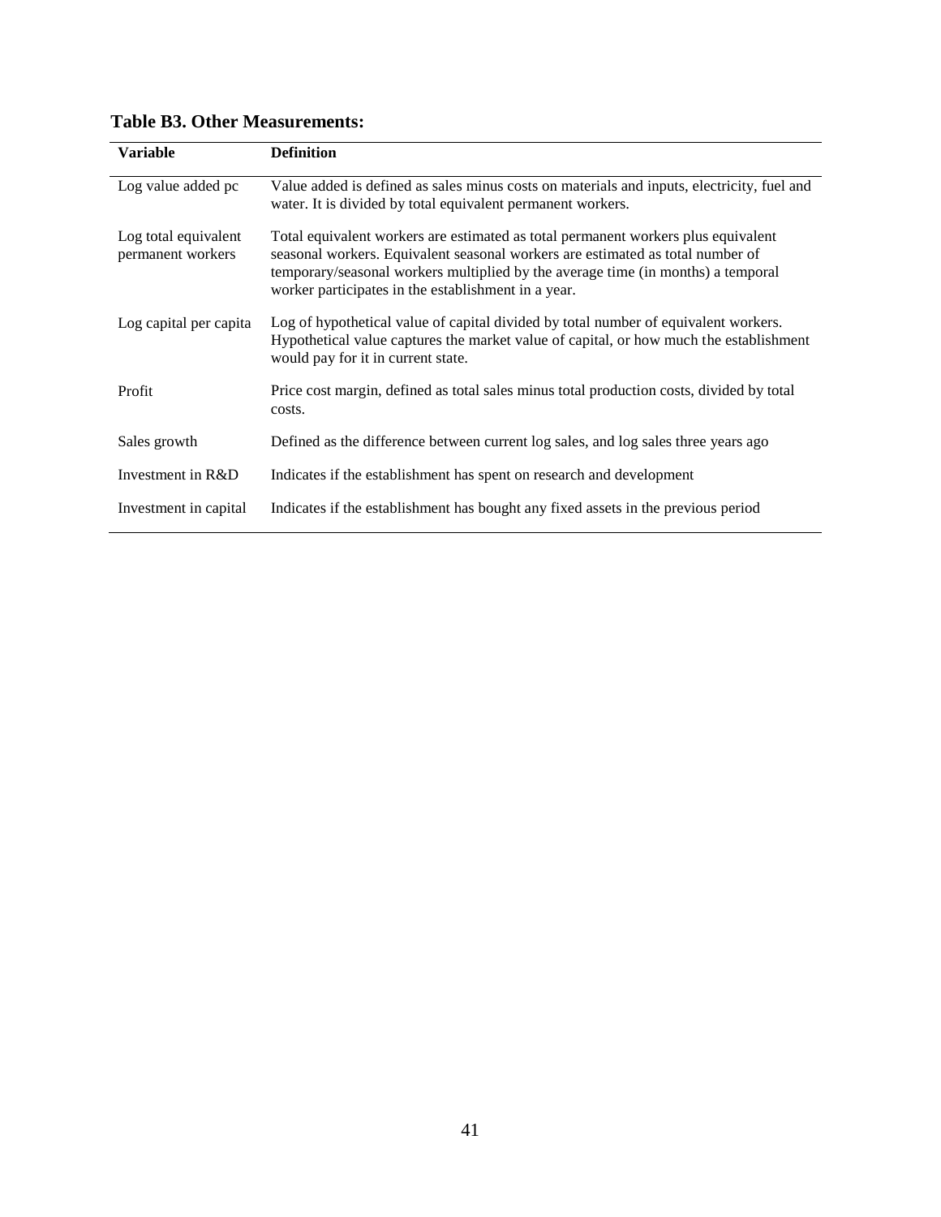**Table B3. Other Measurements:**

| Variable | Definition |
|---|---|
| Log value added pc | Value added is defined as sales minus costs on materials and inputs, electricity, fuel and water. It is divided by total equivalent permanent workers. |
| Log total equivalent permanent workers | Total equivalent workers are estimated as total permanent workers plus equivalent seasonal workers. Equivalent seasonal workers are estimated as total number of temporary/seasonal workers multiplied by the average time (in months) a temporal worker participates in the establishment in a year. |
| Log capital per capita | Log of hypothetical value of capital divided by total number of equivalent workers. Hypothetical value captures the market value of capital, or how much the establishment would pay for it in current state. |
| Profit | Price cost margin, defined as total sales minus total production costs, divided by total costs. |
| Sales growth | Defined as the difference between current log sales, and log sales three years ago |
| Investment in R&D | Indicates if the establishment has spent on research and development |
| Investment in capital | Indicates if the establishment has bought any fixed assets in the previous period |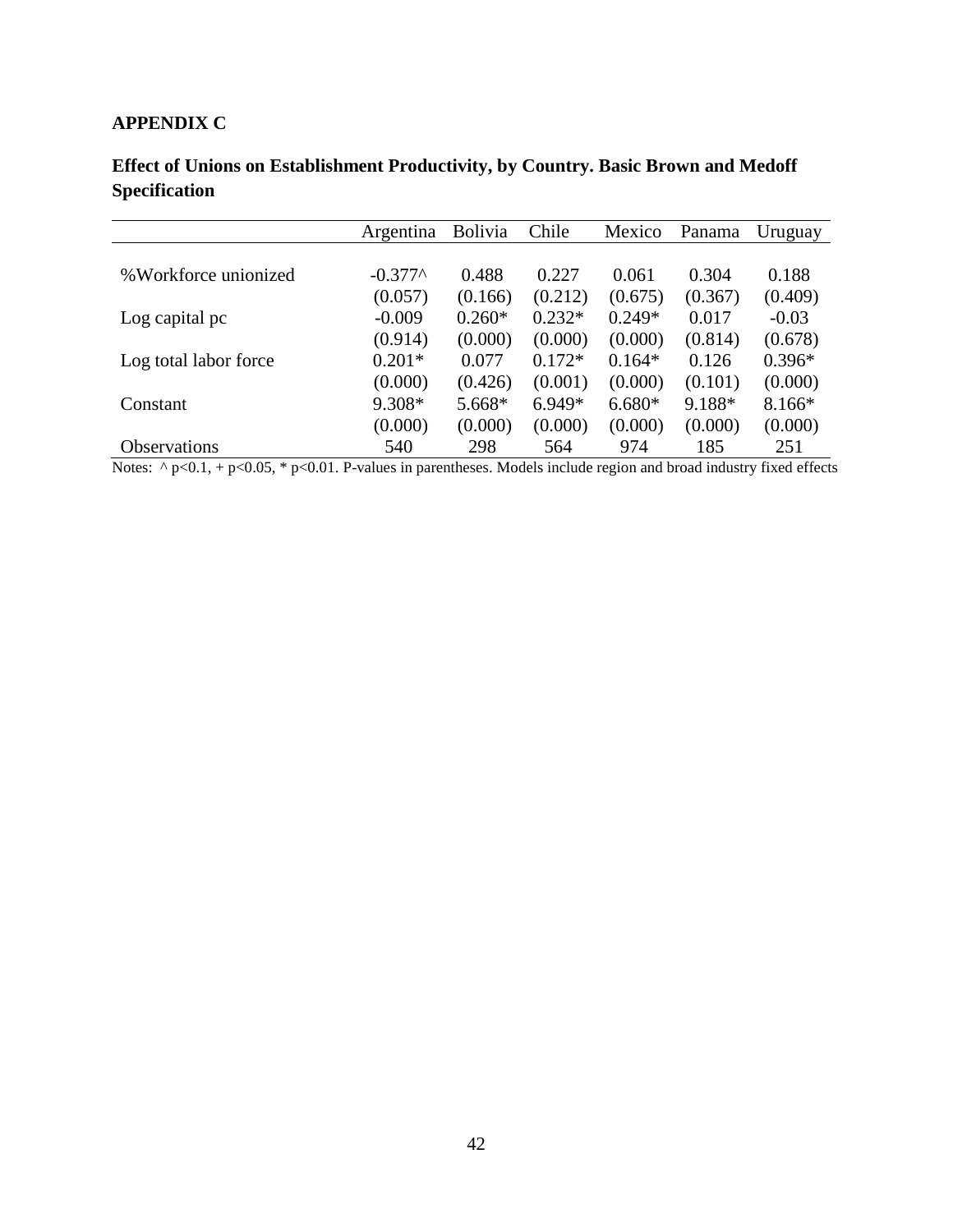# APPENDIX C

## Effect of Unions on Establishment Productivity, by Country. Basic Brown and Medoff Specification

| | Argentina | Bolivia | Chile | Mexico | Panama | Uruguay |
|---|---|---|---|---|---|---|
| %Workforce unionized | -0.377^ | 0.488 | 0.227 | 0.061 | 0.304 | 0.188 |
| | (0.057) | (0.166) | (0.212) | (0.675) | (0.367) | (0.409) |
| Log capital pc | -0.009 | 0.260* | 0.232* | 0.249* | 0.017 | -0.03 |
| | (0.914) | (0.000) | (0.000) | (0.000) | (0.814) | (0.678) |
| Log total labor force | 0.201* | 0.077 | 0.172* | 0.164* | 0.126 | 0.396* |
| | (0.000) | (0.426) | (0.001) | (0.000) | (0.101) | (0.000) |
| Constant | 9.308* | 5.668* | 6.949* | 6.680* | 9.188* | 8.166* |
| | (0.000) | (0.000) | (0.000) | (0.000) | (0.000) | (0.000) |
| Observations | 540 | 298 | 564 | 974 | 185 | 251 |

Notes: ^ $p<0.1$, + $p<0.05$, * $p<0.01$. P-values in parentheses. Models include region and broad industry fixed effects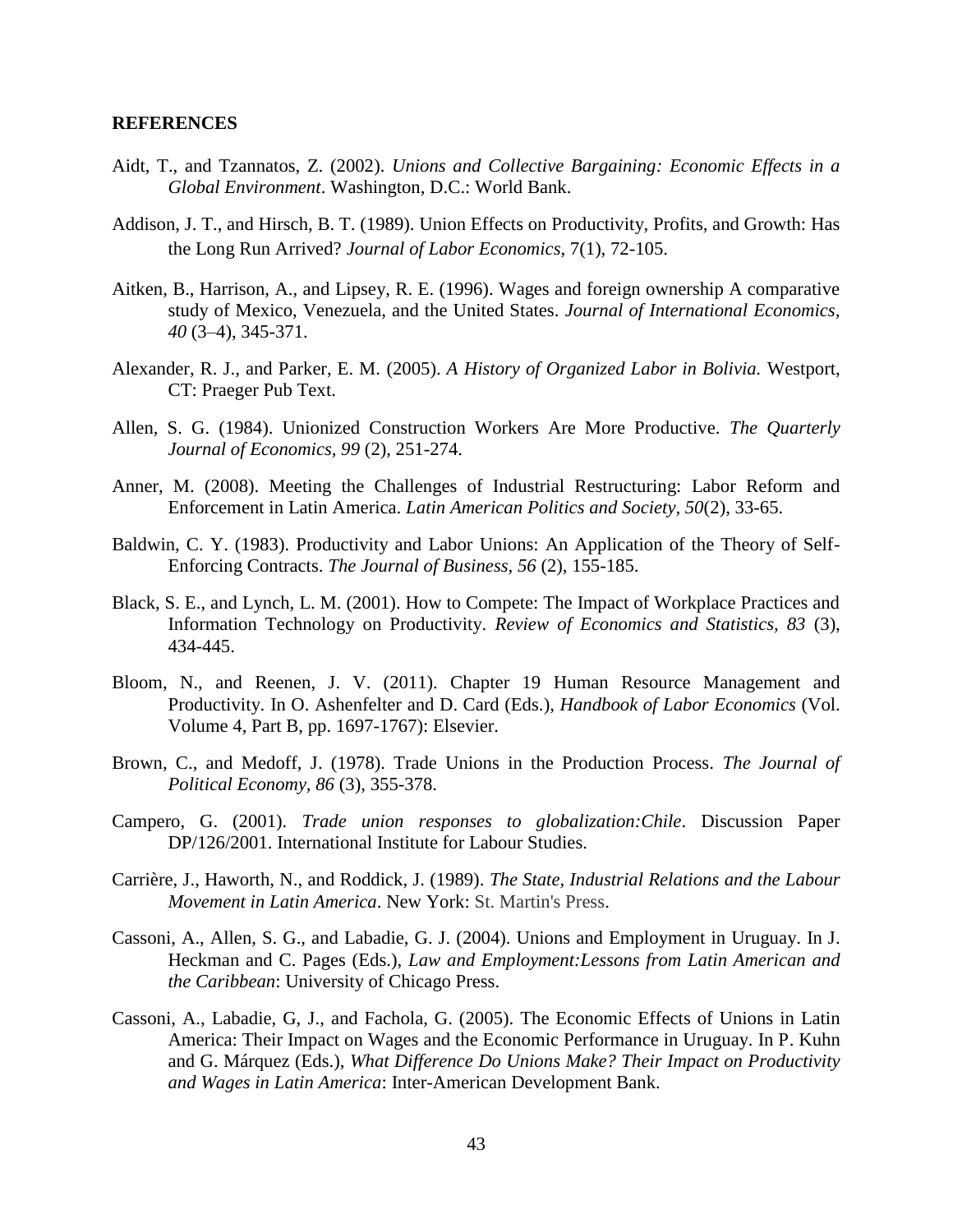**REFERENCES**

Aidt, T., and Tzannatos, Z. (2002). *Unions and Collective Bargaining: Economic Effects in a Global Environment*. Washington, D.C.: World Bank.

Addison, J. T., and Hirsch, B. T. (1989). Union Effects on Productivity, Profits, and Growth: Has the Long Run Arrived? *Journal of Labor Economics*, 7(1), 72-105.

Aitken, B., Harrison, A., and Lipsey, R. E. (1996). Wages and foreign ownership A comparative study of Mexico, Venezuela, and the United States. *Journal of International Economics, 40* (3–4), 345-371.

Alexander, R. J., and Parker, E. M. (2005). *A History of Organized Labor in Bolivia.* Westport, CT: Praeger Pub Text.

Allen, S. G. (1984). Unionized Construction Workers Are More Productive. *The Quarterly Journal of Economics, 99* (2), 251-274.

Anner, M. (2008). Meeting the Challenges of Industrial Restructuring: Labor Reform and Enforcement in Latin America. *Latin American Politics and Society*, *50*(2), 33-65.

Baldwin, C. Y. (1983). Productivity and Labor Unions: An Application of the Theory of Self-Enforcing Contracts. *The Journal of Business, 56* (2), 155-185.

Black, S. E., and Lynch, L. M. (2001). How to Compete: The Impact of Workplace Practices and Information Technology on Productivity. *Review of Economics and Statistics, 83* (3), 434-445.

Bloom, N., and Reenen, J. V. (2011). Chapter 19 Human Resource Management and Productivity. In O. Ashenfelter and D. Card (Eds.), *Handbook of Labor Economics* (Vol. Volume 4, Part B, pp. 1697-1767): Elsevier.

Brown, C., and Medoff, J. (1978). Trade Unions in the Production Process. *The Journal of Political Economy, 86* (3), 355-378.

Campero, G. (2001). *Trade union responses to globalization:Chile*. Discussion Paper DP/126/2001. International Institute for Labour Studies.

Carrière, J., Haworth, N., and Roddick, J. (1989). *The State, Industrial Relations and the Labour Movement in Latin America*. New York: St. Martin's Press.

Cassoni, A., Allen, S. G., and Labadie, G. J. (2004). Unions and Employment in Uruguay. In J. Heckman and C. Pages (Eds.), *Law and Employment:Lessons from Latin American and the Caribbean*: University of Chicago Press.

Cassoni, A., Labadie, G, J., and Fachola, G. (2005). The Economic Effects of Unions in Latin America: Their Impact on Wages and the Economic Performance in Uruguay. In P. Kuhn and G. Márquez (Eds.), *What Difference Do Unions Make? Their Impact on Productivity and Wages in Latin America*: Inter-American Development Bank.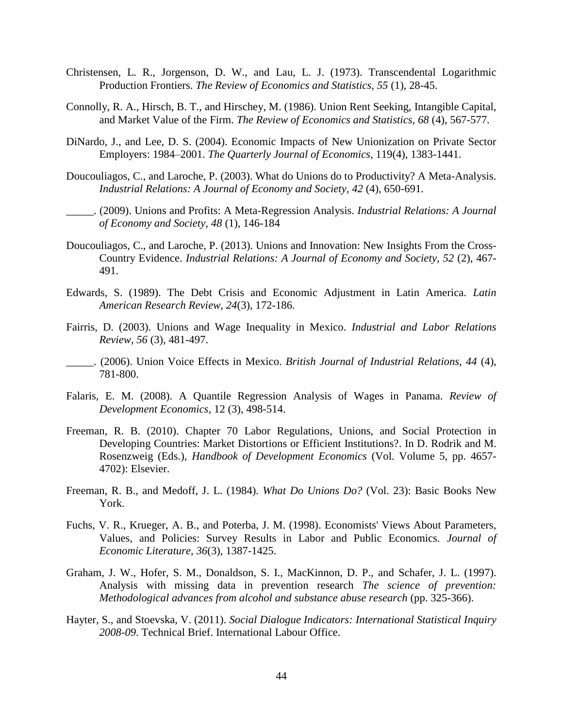Christensen, L. R., Jorgenson, D. W., and Lau, L. J. (1973). Transcendental Logarithmic Production Frontiers. *The Review of Economics and Statistics*, *55* (1), 28-45.

Connolly, R. A., Hirsch, B. T., and Hirschey, M. (1986). Union Rent Seeking, Intangible Capital, and Market Value of the Firm. *The Review of Economics and Statistics, 68* (4), 567-577.

DiNardo, J., and Lee, D. S. (2004). Economic Impacts of New Unionization on Private Sector Employers: 1984–2001. *The Quarterly Journal of Economics*, 119(4), 1383-1441.

Doucouliagos, C., and Laroche, P. (2003). What do Unions do to Productivity? A Meta-Analysis. *Industrial Relations: A Journal of Economy and Society, 42* (4), 650-691.

_____. (2009). Unions and Profits: A Meta-Regression Analysis. *Industrial Relations: A Journal of Economy and Society, 48* (1), 146-184

Doucouliagos, C., and Laroche, P. (2013). Unions and Innovation: New Insights From the Cross-Country Evidence. *Industrial Relations: A Journal of Economy and Society, 52* (2), 467-491.

Edwards, S. (1989). The Debt Crisis and Economic Adjustment in Latin America. *Latin American Research Review*, *24*(3), 172-186.

Fairris, D. (2003). Unions and Wage Inequality in Mexico. *Industrial and Labor Relations Review, 56* (3), 481-497.

_____. (2006). Union Voice Effects in Mexico. *British Journal of Industrial Relations, 44* (4), 781-800.

Falaris, E. M. (2008). A Quantile Regression Analysis of Wages in Panama. *Review of Development Economics*, 12 (3), 498-514.

Freeman, R. B. (2010). Chapter 70 Labor Regulations, Unions, and Social Protection in Developing Countries: Market Distortions or Efficient Institutions?. In D. Rodrik and M. Rosenzweig (Eds.), *Handbook of Development Economics* (Vol. Volume 5, pp. 4657-4702): Elsevier.

Freeman, R. B., and Medoff, J. L. (1984). *What Do Unions Do?* (Vol. 23): Basic Books New York.

Fuchs, V. R., Krueger, A. B., and Poterba, J. M. (1998). Economists' Views About Parameters, Values, and Policies: Survey Results in Labor and Public Economics. *Journal of Economic Literature, 36*(3), 1387-1425.

Graham, J. W., Hofer, S. M., Donaldson, S. I., MacKinnon, D. P., and Schafer, J. L. (1997). Analysis with missing data in prevention research *The science of prevention: Methodological advances from alcohol and substance abuse research* (pp. 325-366).

Hayter, S., and Stoevska, V. (2011). *Social Dialogue Indicators: International Statistical Inquiry 2008-09*. Technical Brief. International Labour Office.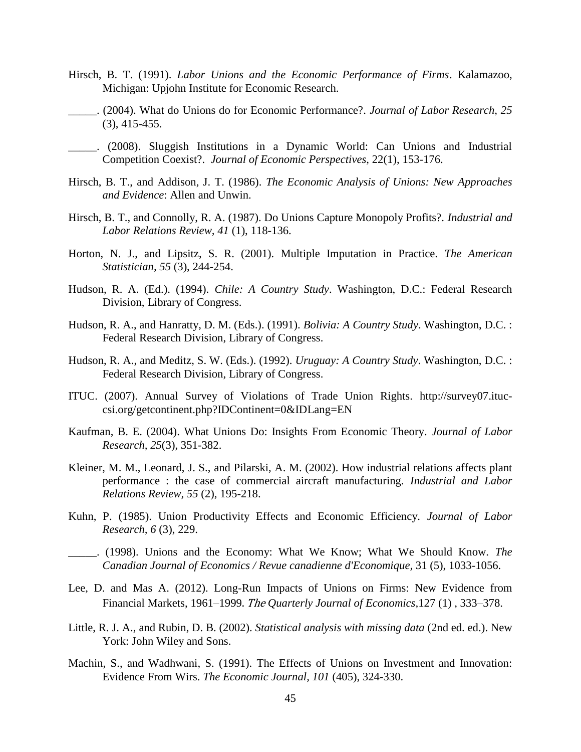Hirsch, B. T. (1991). *Labor Unions and the Economic Performance of Firms*. Kalamazoo, Michigan: Upjohn Institute for Economic Research.

_____. (2004). What do Unions do for Economic Performance?. *Journal of Labor Research, 25* (3), 415-455.

_____. (2008). Sluggish Institutions in a Dynamic World: Can Unions and Industrial Competition Coexist?. *Journal of Economic Perspectives,* 22(1), 153-176.

Hirsch, B. T., and Addison, J. T. (1986). *The Economic Analysis of Unions: New Approaches and Evidence*: Allen and Unwin.

Hirsch, B. T., and Connolly, R. A. (1987). Do Unions Capture Monopoly Profits?. *Industrial and Labor Relations Review, 41* (1), 118-136.

Horton, N. J., and Lipsitz, S. R. (2001). Multiple Imputation in Practice. *The American Statistician, 55* (3), 244-254.

Hudson, R. A. (Ed.). (1994). *Chile: A Country Study*. Washington, D.C.: Federal Research Division, Library of Congress.

Hudson, R. A., and Hanratty, D. M. (Eds.). (1991). *Bolivia: A Country Study*. Washington, D.C. : Federal Research Division, Library of Congress.

Hudson, R. A., and Meditz, S. W. (Eds.). (1992). *Uruguay: A Country Study*. Washington, D.C. : Federal Research Division, Library of Congress.

ITUC. (2007). Annual Survey of Violations of Trade Union Rights. http://survey07.ituc-csi.org/getcontinent.php?IDContinent=0&IDLang=EN

Kaufman, B. E. (2004). What Unions Do: Insights From Economic Theory. *Journal of Labor Research, 25*(3), 351-382.

Kleiner, M. M., Leonard, J. S., and Pilarski, A. M. (2002). How industrial relations affects plant performance : the case of commercial aircraft manufacturing. *Industrial and Labor Relations Review, 55* (2), 195-218.

Kuhn, P. (1985). Union Productivity Effects and Economic Efficiency. *Journal of Labor Research, 6* (3), 229.

_____. (1998). Unions and the Economy: What We Know; What We Should Know. *The Canadian Journal of Economics / Revue canadienne d'Economique,* 31 (5), 1033-1056.

Lee, D. and Mas A. (2012). Long-Run Impacts of Unions on Firms: New Evidence from Financial Markets, 1961–1999. *The Quarterly Journal of Economics,*127 (1) , 333–378.

Little, R. J. A., and Rubin, D. B. (2002). *Statistical analysis with missing data* (2nd ed. ed.). New York: John Wiley and Sons.

Machin, S., and Wadhwani, S. (1991). The Effects of Unions on Investment and Innovation: Evidence From Wirs. *The Economic Journal, 101* (405), 324-330.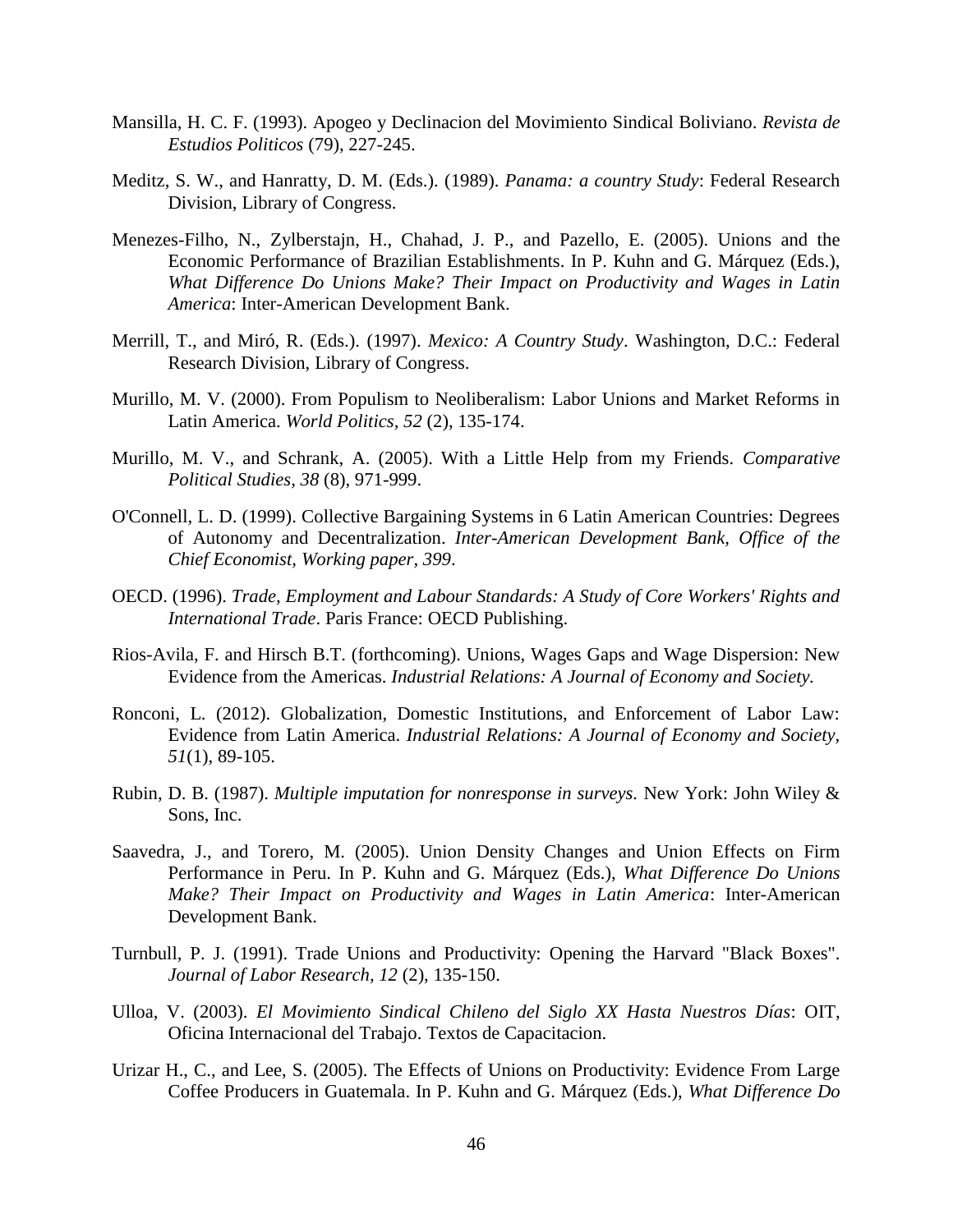Mansilla, H. C. F. (1993). Apogeo y Declinacion del Movimiento Sindical Boliviano. *Revista de Estudios Politicos* (79), 227-245.

Meditz, S. W., and Hanratty, D. M. (Eds.). (1989). *Panama: a country Study*: Federal Research Division, Library of Congress.

Menezes-Filho, N., Zylberstajn, H., Chahad, J. P., and Pazello, E. (2005). Unions and the Economic Performance of Brazilian Establishments. In P. Kuhn and G. Márquez (Eds.), *What Difference Do Unions Make? Their Impact on Productivity and Wages in Latin America*: Inter-American Development Bank.

Merrill, T., and Miró, R. (Eds.). (1997). *Mexico: A Country Study*. Washington, D.C.: Federal Research Division, Library of Congress.

Murillo, M. V. (2000). From Populism to Neoliberalism: Labor Unions and Market Reforms in Latin America. *World Politics, 52* (2), 135-174.

Murillo, M. V., and Schrank, A. (2005). With a Little Help from my Friends. *Comparative Political Studies, 38* (8), 971-999.

O'Connell, L. D. (1999). Collective Bargaining Systems in 6 Latin American Countries: Degrees of Autonomy and Decentralization. *Inter-American Development Bank, Office of the Chief Economist, Working paper, 399*.

OECD. (1996). *Trade, Employment and Labour Standards: A Study of Core Workers' Rights and International Trade*. Paris France: OECD Publishing.

Rios-Avila, F. and Hirsch B.T. (forthcoming). Unions, Wages Gaps and Wage Dispersion: New Evidence from the Americas. *Industrial Relations: A Journal of Economy and Society.*

Ronconi, L. (2012). Globalization, Domestic Institutions, and Enforcement of Labor Law: Evidence from Latin America. *Industrial Relations: A Journal of Economy and Society, 51*(1), 89-105.

Rubin, D. B. (1987). *Multiple imputation for nonresponse in surveys*. New York: John Wiley & Sons, Inc.

Saavedra, J., and Torero, M. (2005). Union Density Changes and Union Effects on Firm Performance in Peru. In P. Kuhn and G. Márquez (Eds.), *What Difference Do Unions Make? Their Impact on Productivity and Wages in Latin America*: Inter-American Development Bank.

Turnbull, P. J. (1991). Trade Unions and Productivity: Opening the Harvard "Black Boxes". *Journal of Labor Research, 12* (2), 135-150.

Ulloa, V. (2003). *El Movimiento Sindical Chileno del Siglo XX Hasta Nuestros Días*: OIT, Oficina Internacional del Trabajo. Textos de Capacitacion.

Urizar H., C., and Lee, S. (2005). The Effects of Unions on Productivity: Evidence From Large Coffee Producers in Guatemala. In P. Kuhn and G. Márquez (Eds.), *What Difference Do*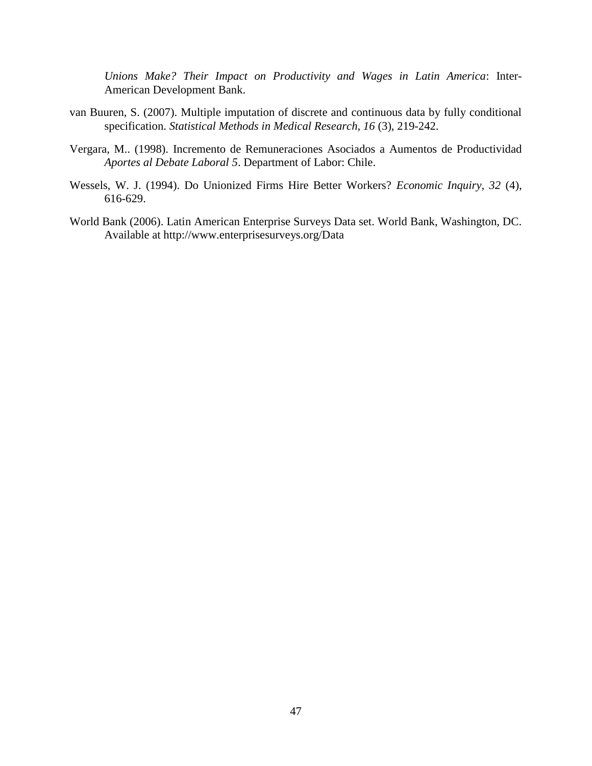*Unions Make? Their Impact on Productivity and Wages in Latin America*: Inter-American Development Bank.

van Buuren, S. (2007). Multiple imputation of discrete and continuous data by fully conditional specification. *Statistical Methods in Medical Research, 16* (3), 219-242.

Vergara, M.. (1998). Incremento de Remuneraciones Asociados a Aumentos de Productividad *Aportes al Debate Laboral 5*. Department of Labor: Chile.

Wessels, W. J. (1994). Do Unionized Firms Hire Better Workers? *Economic Inquiry*, *32* (4), 616-629.

World Bank (2006). Latin American Enterprise Surveys Data set. World Bank, Washington, DC. Available at http://www.enterprisesurveys.org/Data